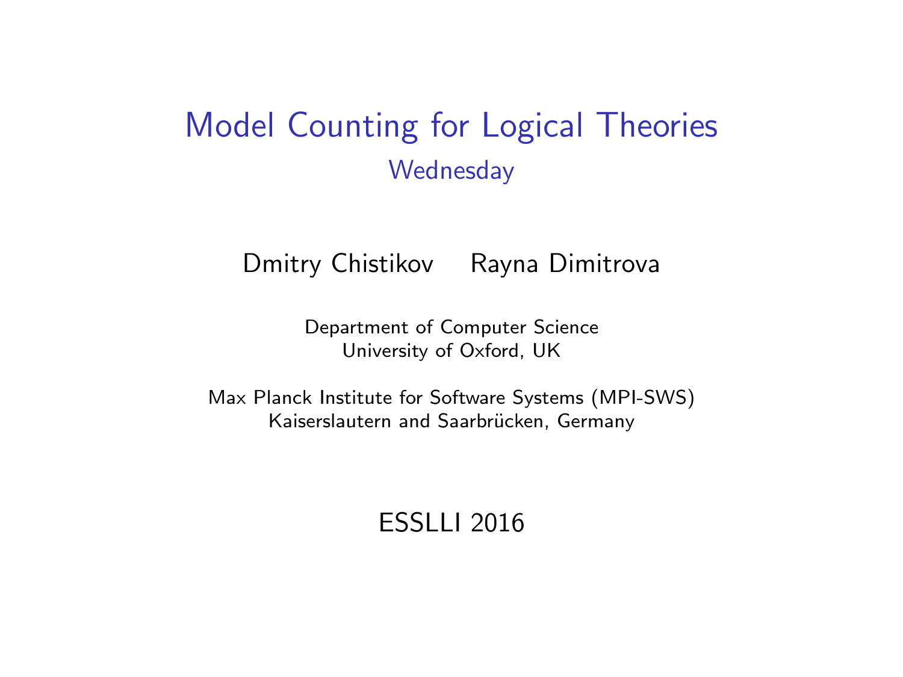# Model Counting for Logical Theories

## Wednesday

Dmitry Chistikov    Rayna Dimitrova

Department of Computer Science
University of Oxford, UK

Max Planck Institute for Software Systems (MPI-SWS)
Kaiserslautern and Saarbrücken, Germany

ESSLLI 2016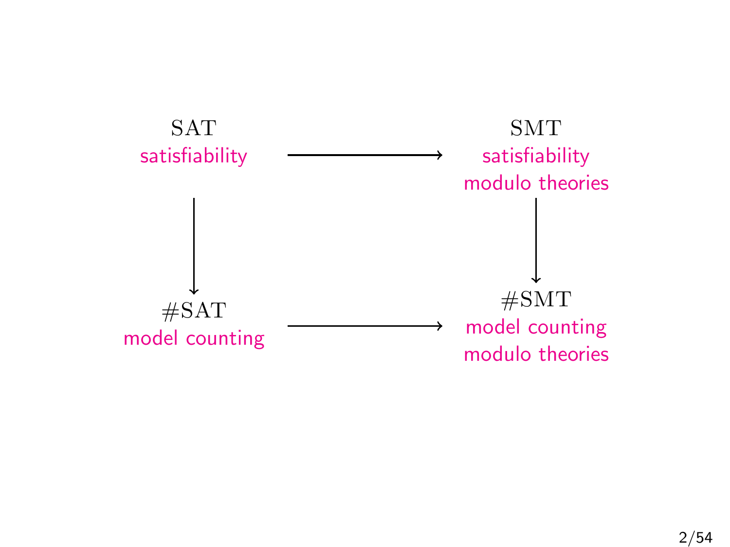SAT
satisfiability

→

SMT
satisfiability
modulo theories

↓

↓

#SAT
model counting

→

#SMT
model counting
modulo theories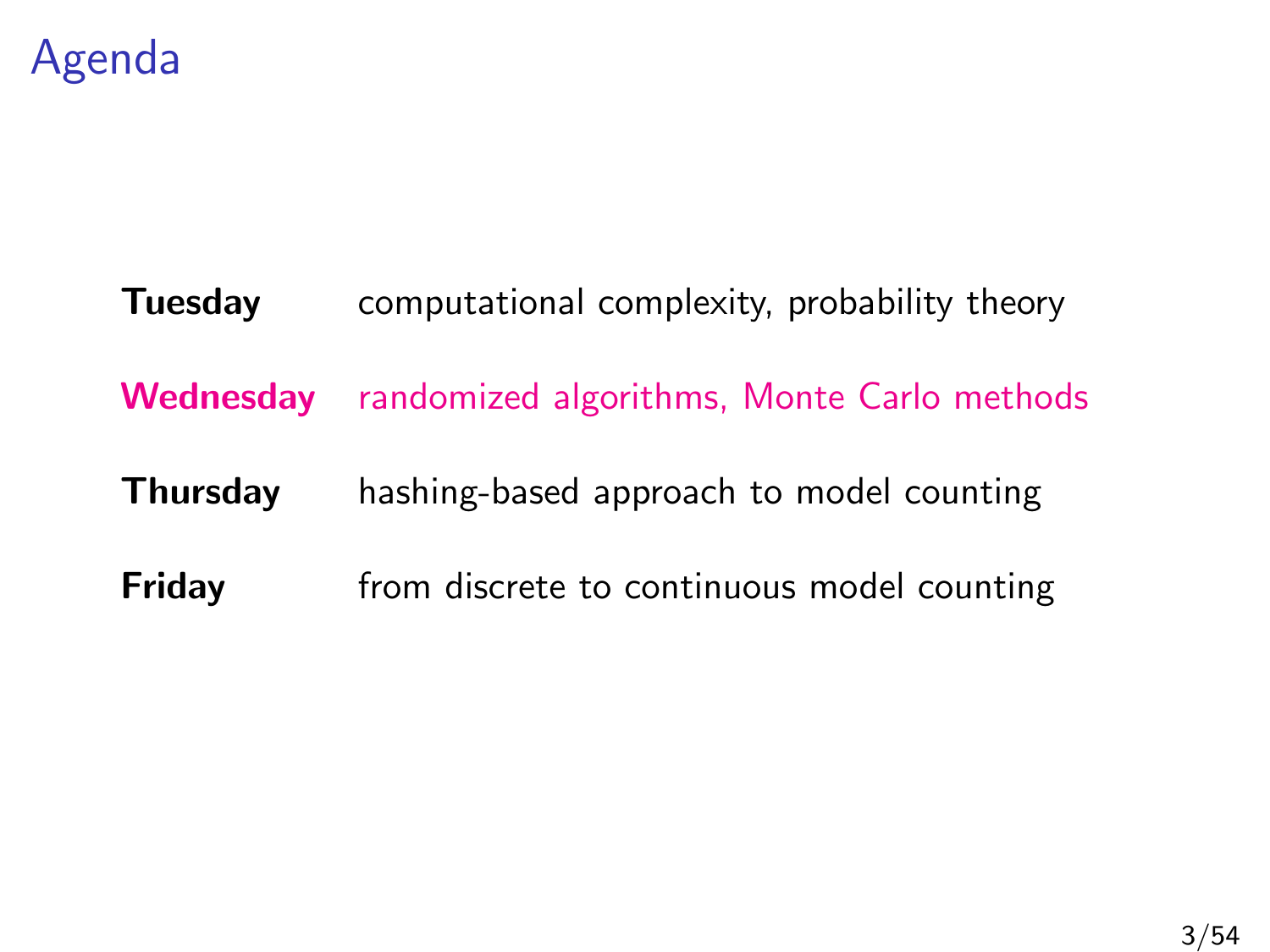# Agenda

| | |
|---|---|
| **Tuesday** | computational complexity, probability theory |
| **Wednesday** | randomized algorithms, Monte Carlo methods |
| **Thursday** | hashing-based approach to model counting |
| **Friday** | from discrete to continuous model counting |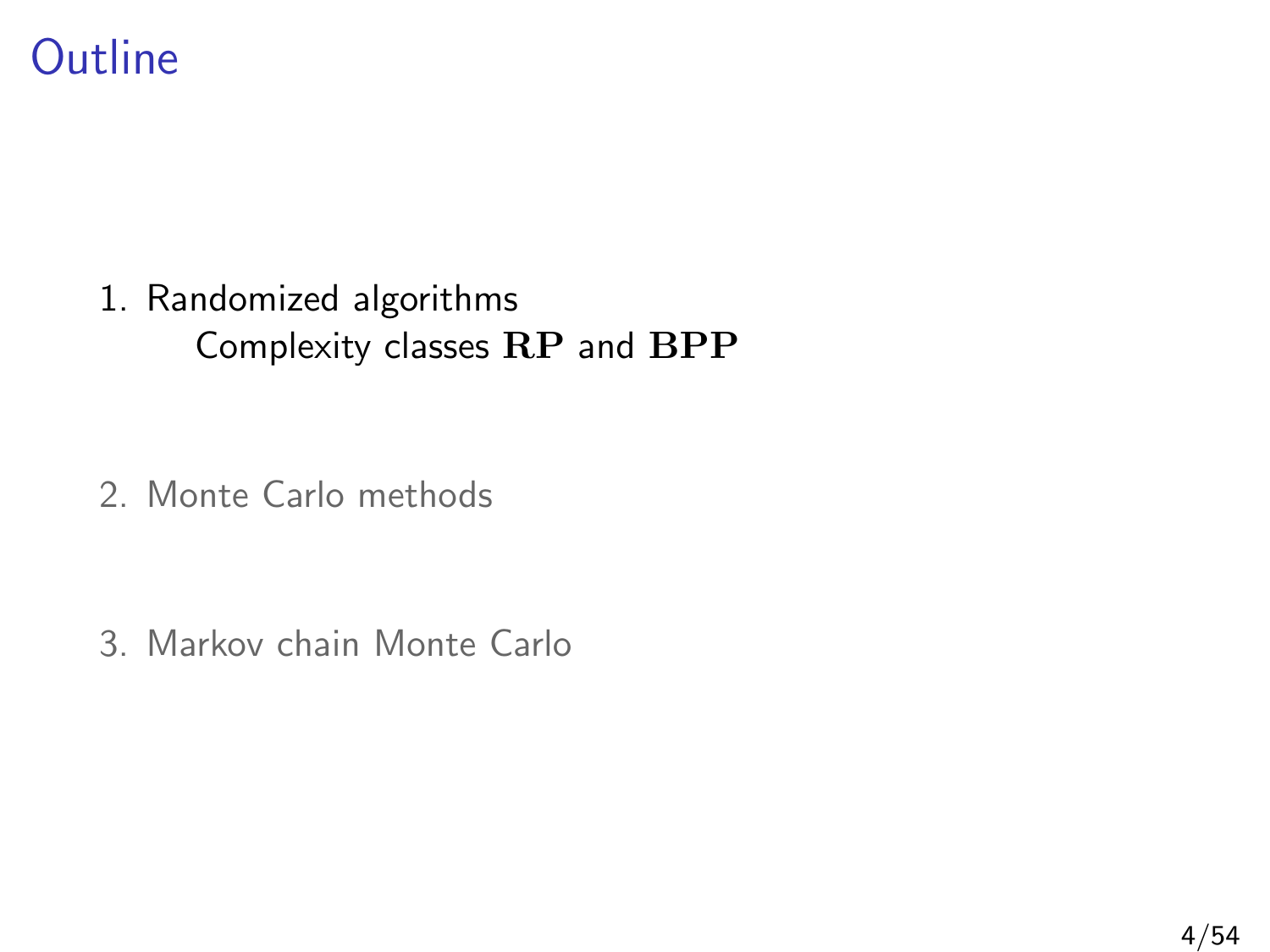# Outline

1. Randomized algorithms
   - Complexity classes $\mathbf{RP}$ and $\mathbf{BPP}$
2. Monte Carlo methods
3. Markov chain Monte Carlo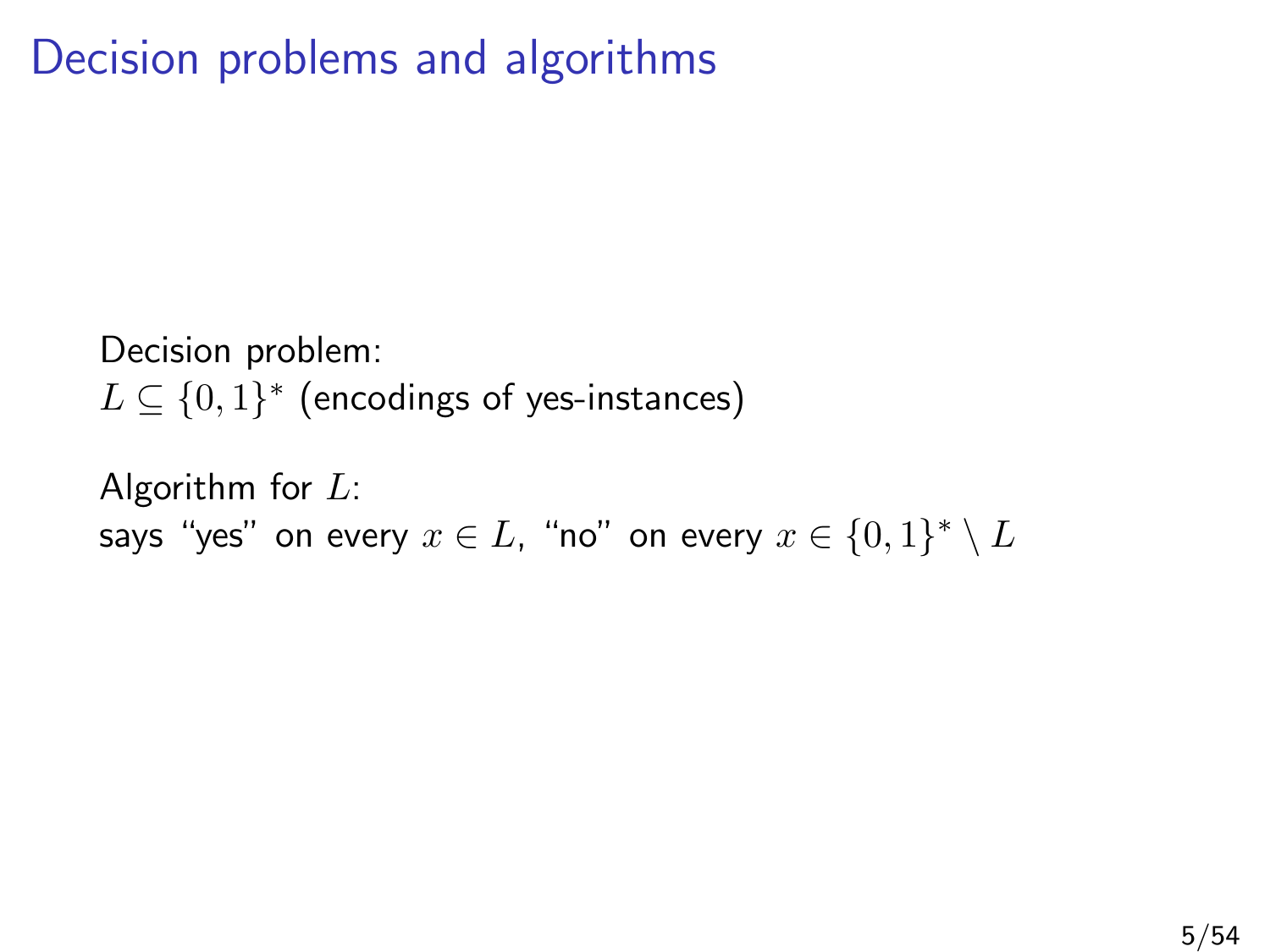# Decision problems and algorithms

Decision problem:
$L \subseteq \{0,1\}^*$ (encodings of yes-instances)

Algorithm for $L$:
says "yes" on every $x \in L$, "no" on every $x \in \{0,1\}^* \setminus L$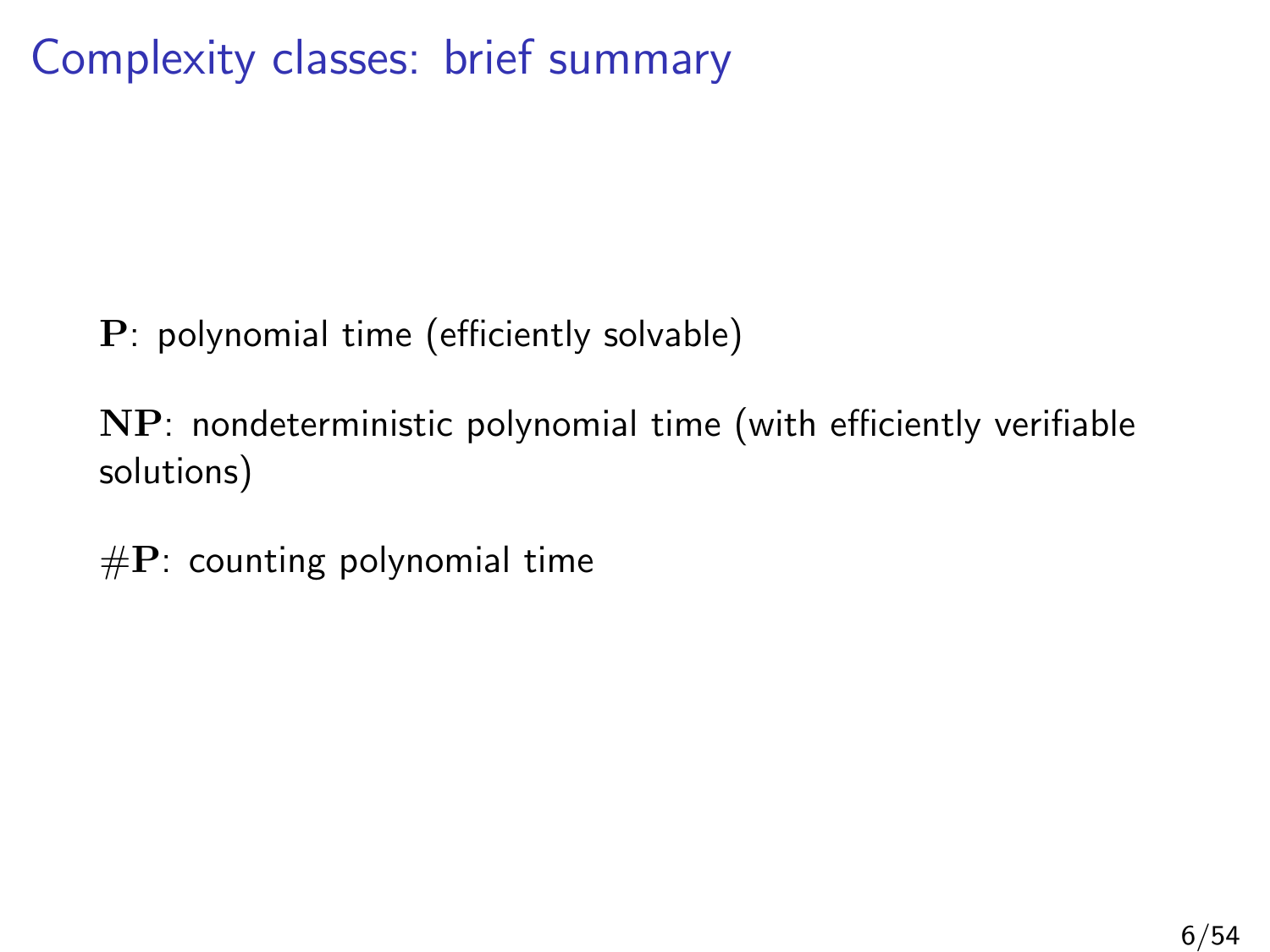# Complexity classes: brief summary

$\mathbf{P}$: polynomial time (efficiently solvable)

$\mathbf{NP}$: nondeterministic polynomial time (with efficiently verifiable solutions)

$\#\mathbf{P}$: counting polynomial time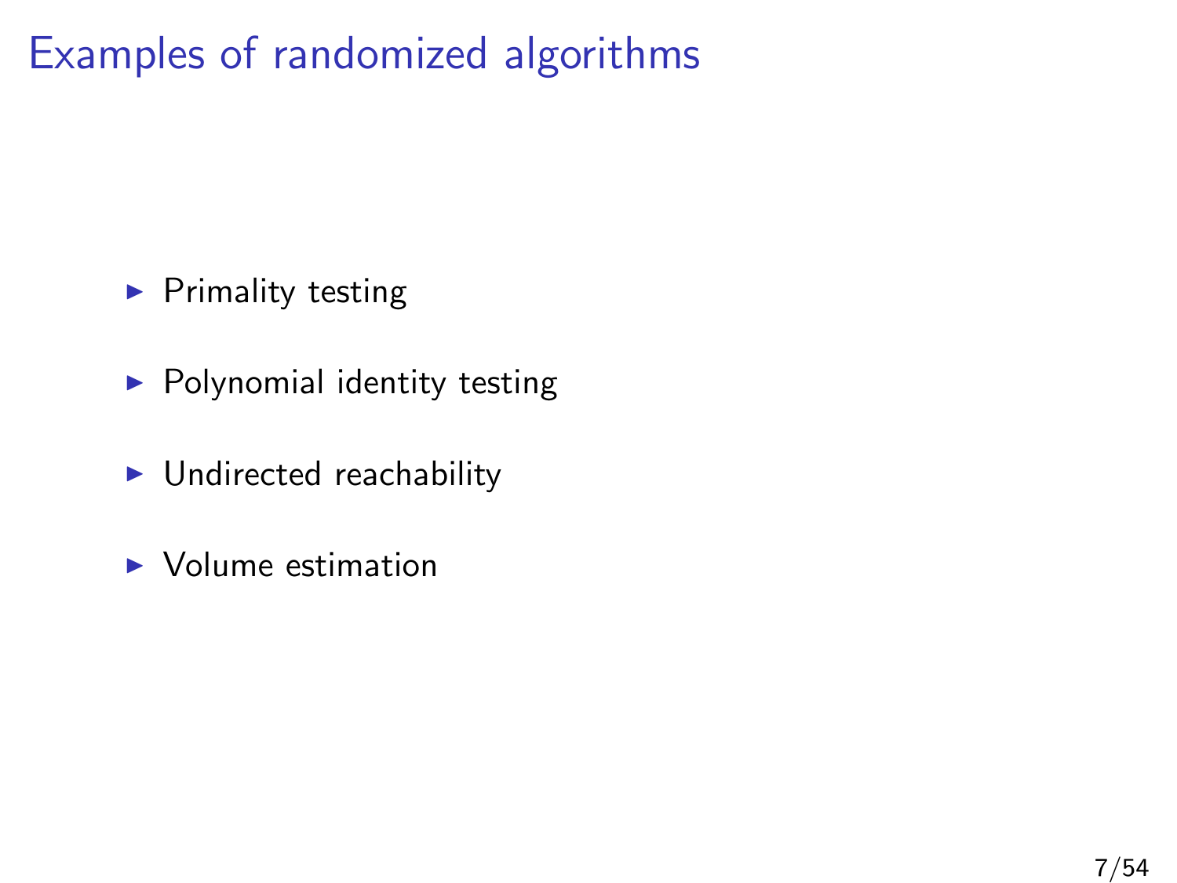# Examples of randomized algorithms

- Primality testing
- Polynomial identity testing
- Undirected reachability
- Volume estimation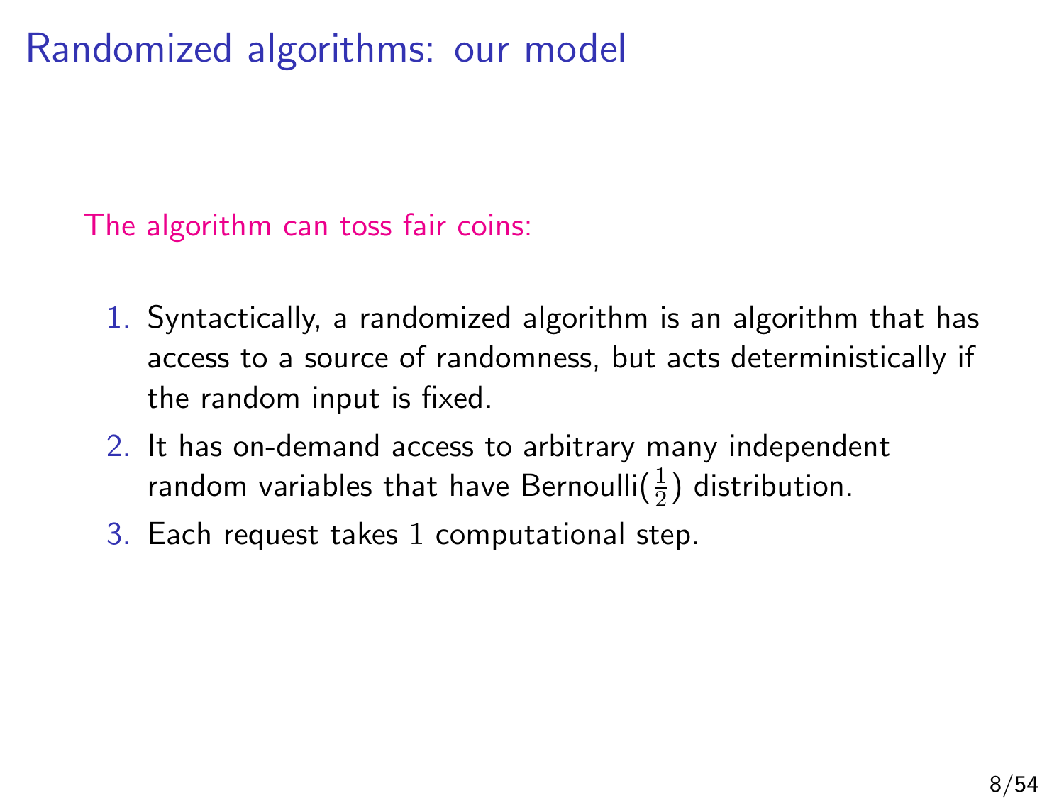# Randomized algorithms: our model

The algorithm can toss fair coins:

1. Syntactically, a randomized algorithm is an algorithm that has access to a source of randomness, but acts deterministically if the random input is fixed.
2. It has on-demand access to arbitrary many independent random variables that have Bernoulli($\frac{1}{2}$) distribution.
3. Each request takes $1$ computational step.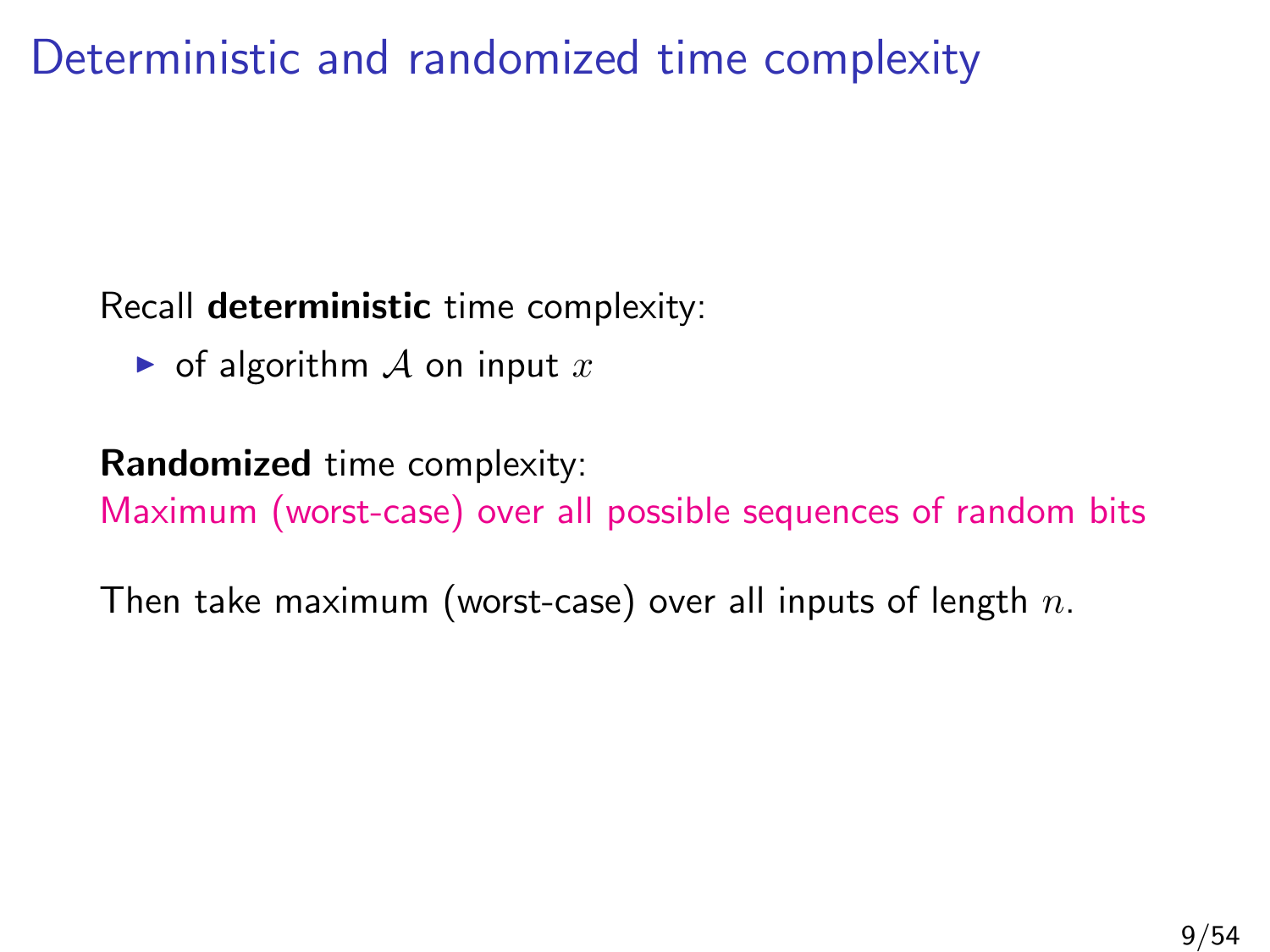# Deterministic and randomized time complexity

Recall **deterministic** time complexity:

- of algorithm $\mathcal{A}$ on input $x$

**Randomized** time complexity:
Maximum (worst-case) over all possible sequences of random bits

Then take maximum (worst-case) over all inputs of length $n$.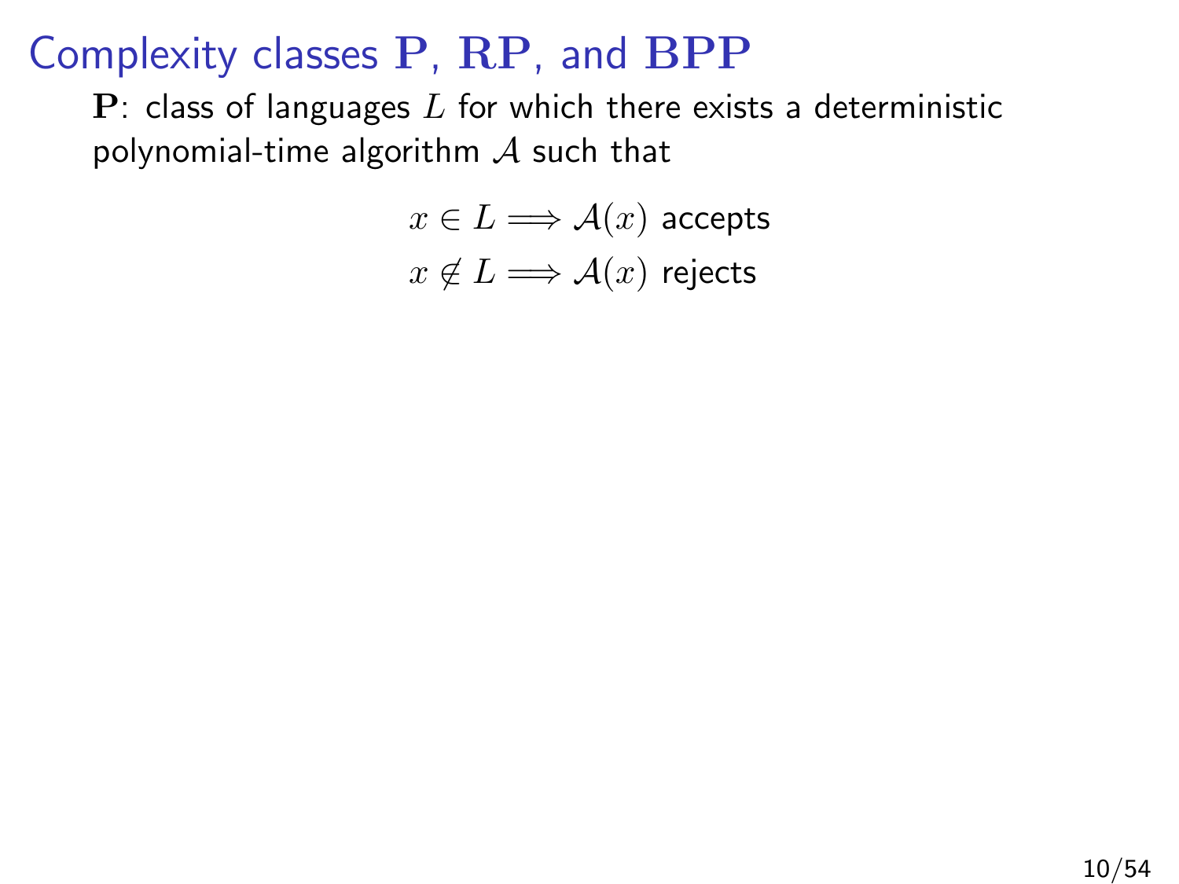# Complexity classes $\mathbf{P}$, $\mathbf{RP}$, and $\mathbf{BPP}$

$\mathbf{P}$: class of languages $L$ for which there exists a deterministic polynomial-time algorithm $\mathcal{A}$ such that

$$x \in L \Longrightarrow \mathcal{A}(x) \text{ accepts}$$
$$x \notin L \Longrightarrow \mathcal{A}(x) \text{ rejects}$$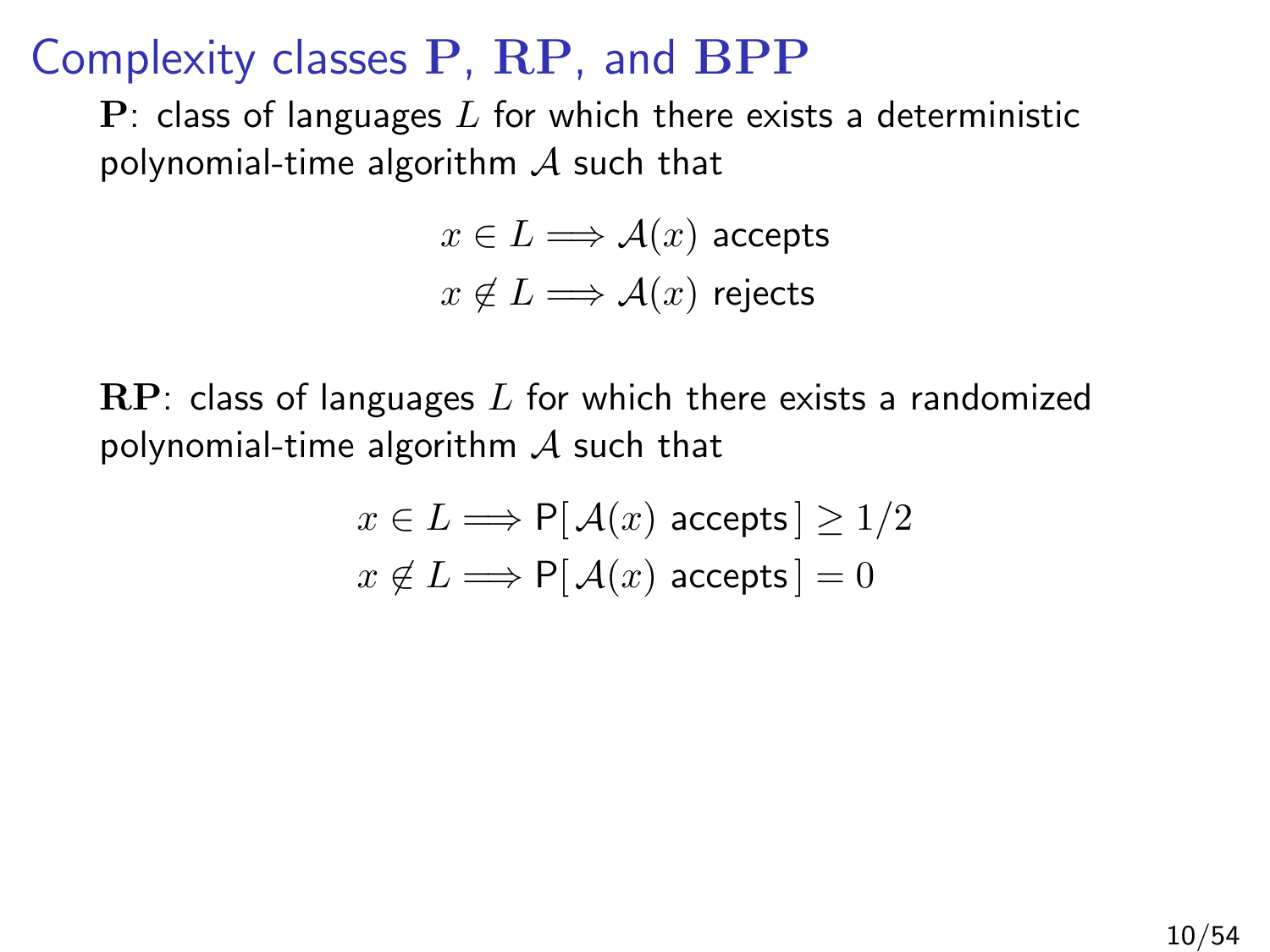# Complexity classes $\mathbf{P}$, $\mathbf{RP}$, and $\mathbf{BPP}$

$\mathbf{P}$: class of languages $L$ for which there exists a deterministic polynomial-time algorithm $\mathcal{A}$ such that

$$x \in L \Longrightarrow \mathcal{A}(x) \text{ accepts}$$
$$x \notin L \Longrightarrow \mathcal{A}(x) \text{ rejects}$$

$\mathbf{RP}$: class of languages $L$ for which there exists a randomized polynomial-time algorithm $\mathcal{A}$ such that

$$x \in L \Longrightarrow \mathsf{P}[\,\mathcal{A}(x) \text{ accepts}\,] \geq 1/2$$
$$x \notin L \Longrightarrow \mathsf{P}[\,\mathcal{A}(x) \text{ accepts}\,] = 0$$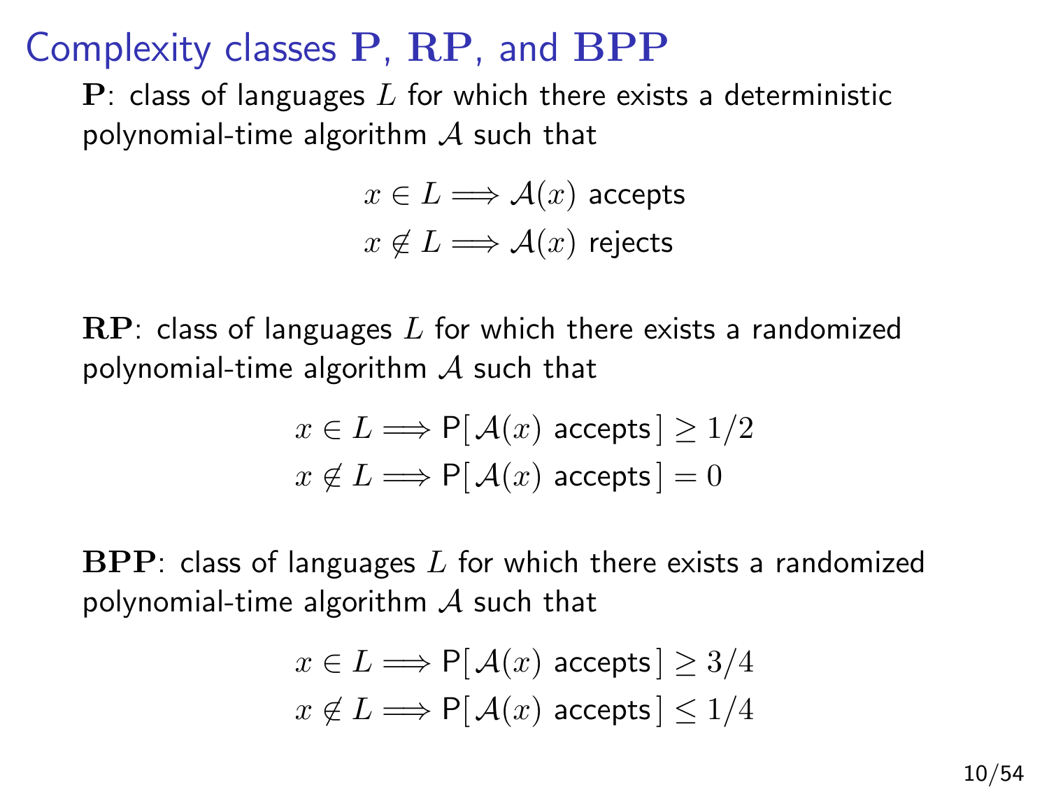# Complexity classes $\mathbf{P}$, $\mathbf{RP}$, and $\mathbf{BPP}$

$\mathbf{P}$: class of languages $L$ for which there exists a deterministic polynomial-time algorithm $\mathcal{A}$ such that

$$x \in L \Longrightarrow \mathcal{A}(x) \text{ accepts}$$
$$x \notin L \Longrightarrow \mathcal{A}(x) \text{ rejects}$$

$\mathbf{RP}$: class of languages $L$ for which there exists a randomized polynomial-time algorithm $\mathcal{A}$ such that

$$x \in L \Longrightarrow \mathsf{P}[\, \mathcal{A}(x) \text{ accepts} \,] \geq 1/2$$
$$x \notin L \Longrightarrow \mathsf{P}[\, \mathcal{A}(x) \text{ accepts} \,] = 0$$

$\mathbf{BPP}$: class of languages $L$ for which there exists a randomized polynomial-time algorithm $\mathcal{A}$ such that

$$x \in L \Longrightarrow \mathsf{P}[\, \mathcal{A}(x) \text{ accepts} \,] \geq 3/4$$
$$x \notin L \Longrightarrow \mathsf{P}[\, \mathcal{A}(x) \text{ accepts} \,] \leq 1/4$$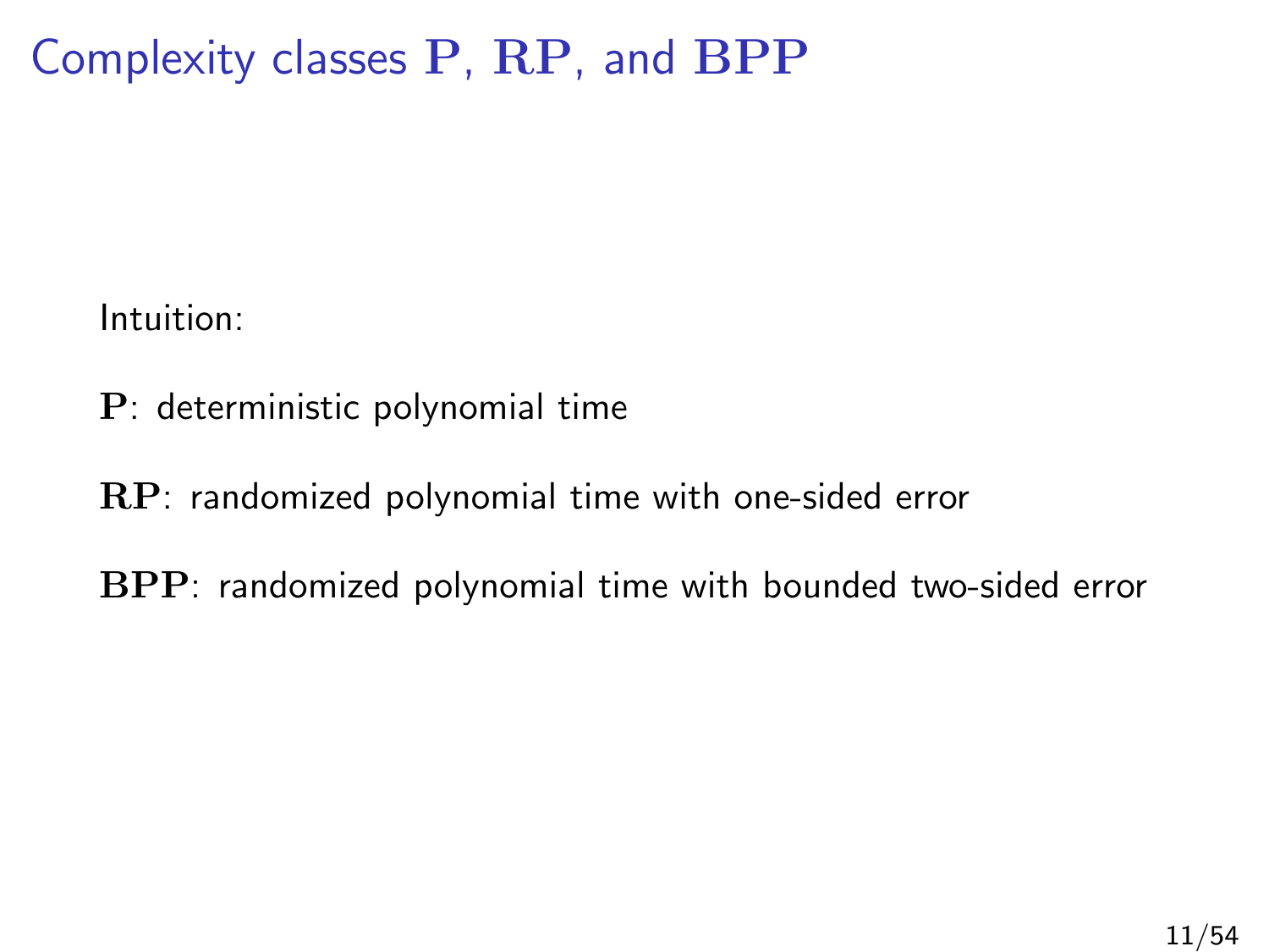# Complexity classes $\mathbf{P}$, $\mathbf{RP}$, and $\mathbf{BPP}$

Intuition:

$\mathbf{P}$: deterministic polynomial time

$\mathbf{RP}$: randomized polynomial time with one-sided error

$\mathbf{BPP}$: randomized polynomial time with bounded two-sided error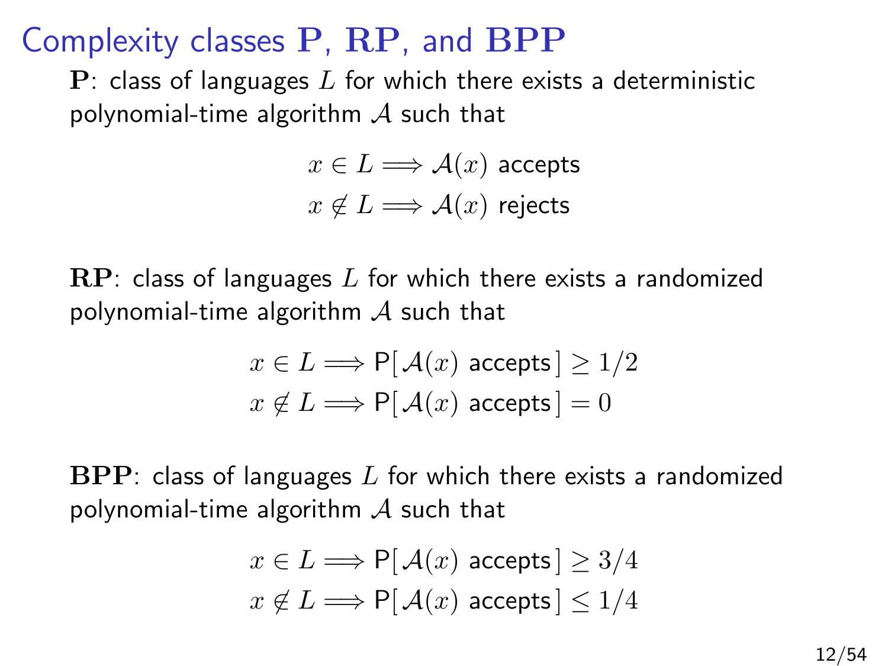# Complexity classes $\mathbf{P}$, $\mathbf{RP}$, and $\mathbf{BPP}$

$\mathbf{P}$: class of languages $L$ for which there exists a deterministic polynomial-time algorithm $\mathcal{A}$ such that

$$x \in L \Longrightarrow \mathcal{A}(x) \text{ accepts}$$
$$x \notin L \Longrightarrow \mathcal{A}(x) \text{ rejects}$$

$\mathbf{RP}$: class of languages $L$ for which there exists a randomized polynomial-time algorithm $\mathcal{A}$ such that

$$x \in L \Longrightarrow \mathsf{P}[\,\mathcal{A}(x) \text{ accepts}\,] \geq 1/2$$
$$x \notin L \Longrightarrow \mathsf{P}[\,\mathcal{A}(x) \text{ accepts}\,] = 0$$

$\mathbf{BPP}$: class of languages $L$ for which there exists a randomized polynomial-time algorithm $\mathcal{A}$ such that

$$x \in L \Longrightarrow \mathsf{P}[\,\mathcal{A}(x) \text{ accepts}\,] \geq 3/4$$
$$x \notin L \Longrightarrow \mathsf{P}[\,\mathcal{A}(x) \text{ accepts}\,] \leq 1/4$$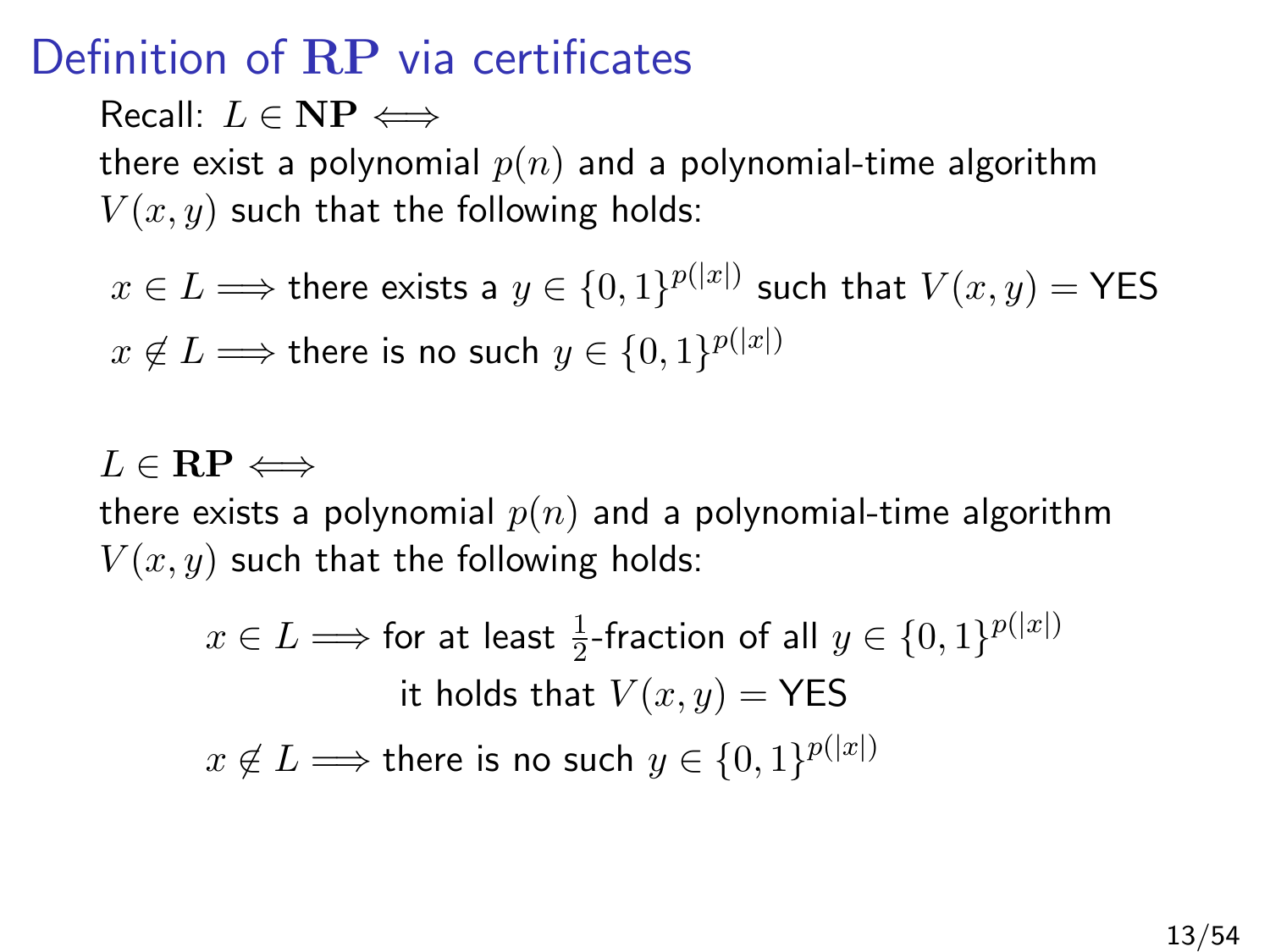# Definition of $\mathbf{RP}$ via certificates

Recall: $L \in \mathbf{NP} \iff$

there exist a polynomial $p(n)$ and a polynomial-time algorithm $V(x, y)$ such that the following holds:

$$x \in L \implies \text{there exists a } y \in \{0,1\}^{p(|x|)} \text{ such that } V(x,y) = \text{YES}$$

$$x \notin L \implies \text{there is no such } y \in \{0,1\}^{p(|x|)}$$

$L \in \mathbf{RP} \iff$

there exists a polynomial $p(n)$ and a polynomial-time algorithm $V(x, y)$ such that the following holds:

$$x \in L \implies \text{for at least } \tfrac{1}{2}\text{-fraction of all } y \in \{0,1\}^{p(|x|)} \text{ it holds that } V(x,y) = \text{YES}$$

$$x \notin L \implies \text{there is no such } y \in \{0,1\}^{p(|x|)}$$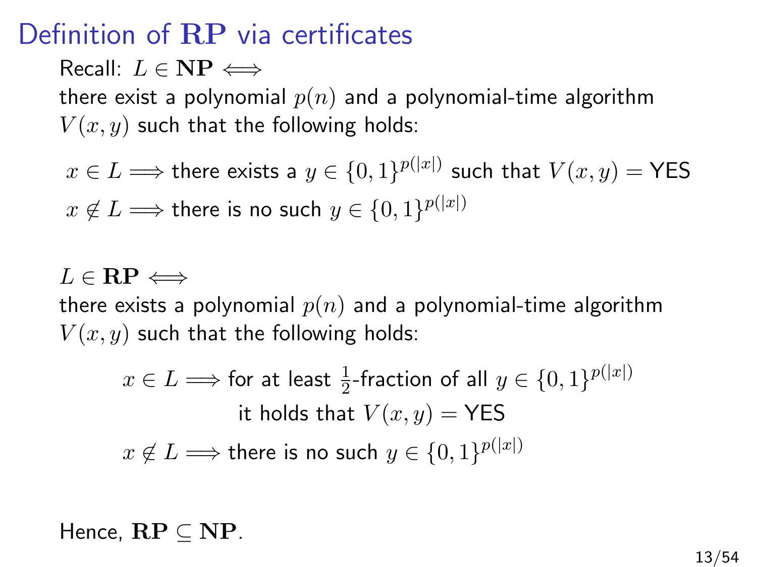# Definition of $\mathbf{RP}$ via certificates

Recall: $L \in \mathbf{NP} \iff$
there exist a polynomial $p(n)$ and a polynomial-time algorithm $V(x, y)$ such that the following holds:

$x \in L \Longrightarrow$ there exists a $y \in \{0,1\}^{p(|x|)}$ such that $V(x, y) =$ YES

$x \notin L \Longrightarrow$ there is no such $y \in \{0,1\}^{p(|x|)}$

$L \in \mathbf{RP} \iff$
there exists a polynomial $p(n)$ and a polynomial-time algorithm $V(x, y)$ such that the following holds:

$x \in L \Longrightarrow$ for at least $\frac{1}{2}$-fraction of all $y \in \{0,1\}^{p(|x|)}$ it holds that $V(x, y) =$ YES

$x \notin L \Longrightarrow$ there is no such $y \in \{0,1\}^{p(|x|)}$

Hence, $\mathbf{RP} \subseteq \mathbf{NP}$.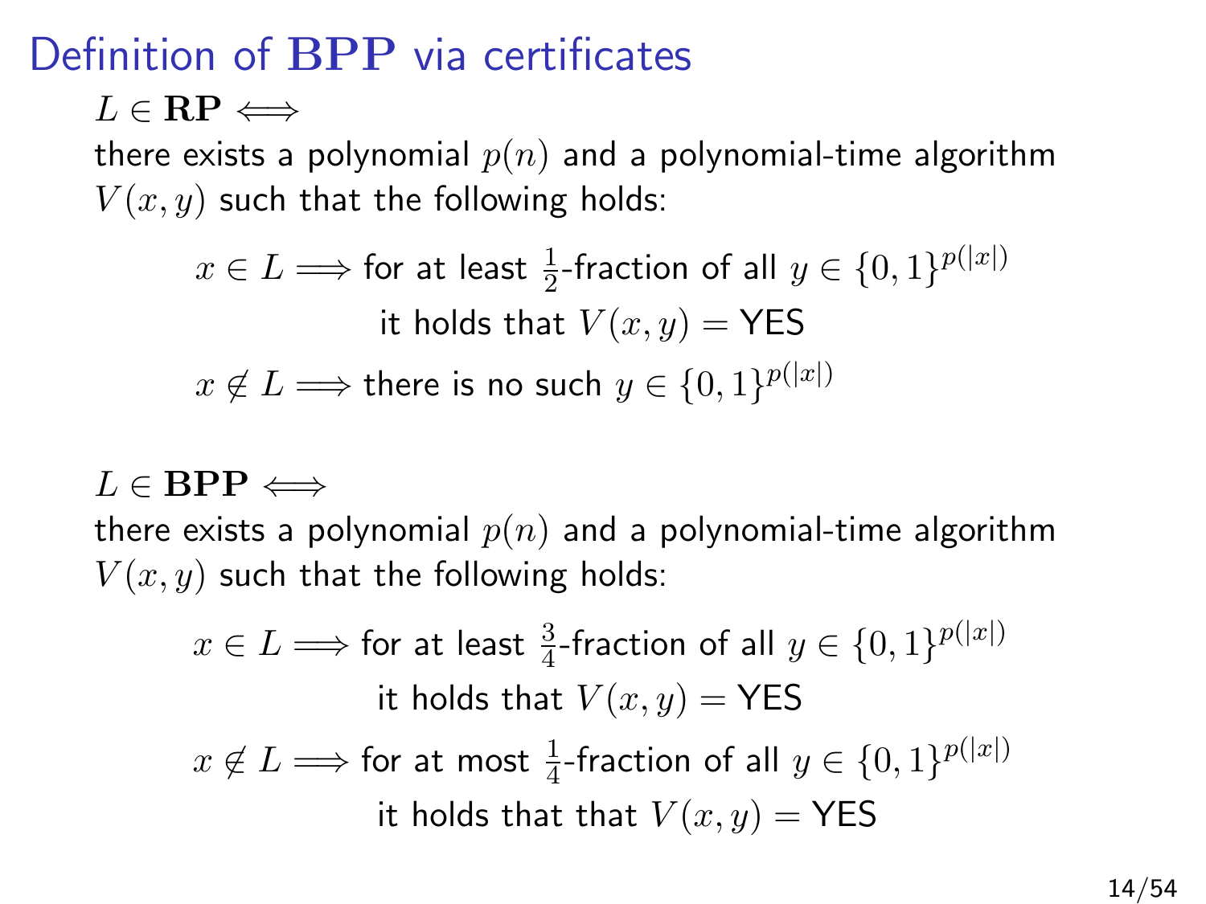# Definition of $\mathbf{BPP}$ via certificates

$L \in \mathbf{RP} \iff$

there exists a polynomial $p(n)$ and a polynomial-time algorithm $V(x, y)$ such that the following holds:

$$x \in L \Longrightarrow \text{for at least } \tfrac{1}{2}\text{-fraction of all } y \in \{0,1\}^{p(|x|)} \text{ it holds that } V(x,y) = \text{YES}$$

$$x \notin L \Longrightarrow \text{there is no such } y \in \{0,1\}^{p(|x|)}$$

$L \in \mathbf{BPP} \iff$

there exists a polynomial $p(n)$ and a polynomial-time algorithm $V(x, y)$ such that the following holds:

$$x \in L \Longrightarrow \text{for at least } \tfrac{3}{4}\text{-fraction of all } y \in \{0,1\}^{p(|x|)} \text{ it holds that } V(x,y) = \text{YES}$$

$$x \notin L \Longrightarrow \text{for at most } \tfrac{1}{4}\text{-fraction of all } y \in \{0,1\}^{p(|x|)} \text{ it holds that that } V(x,y) = \text{YES}$$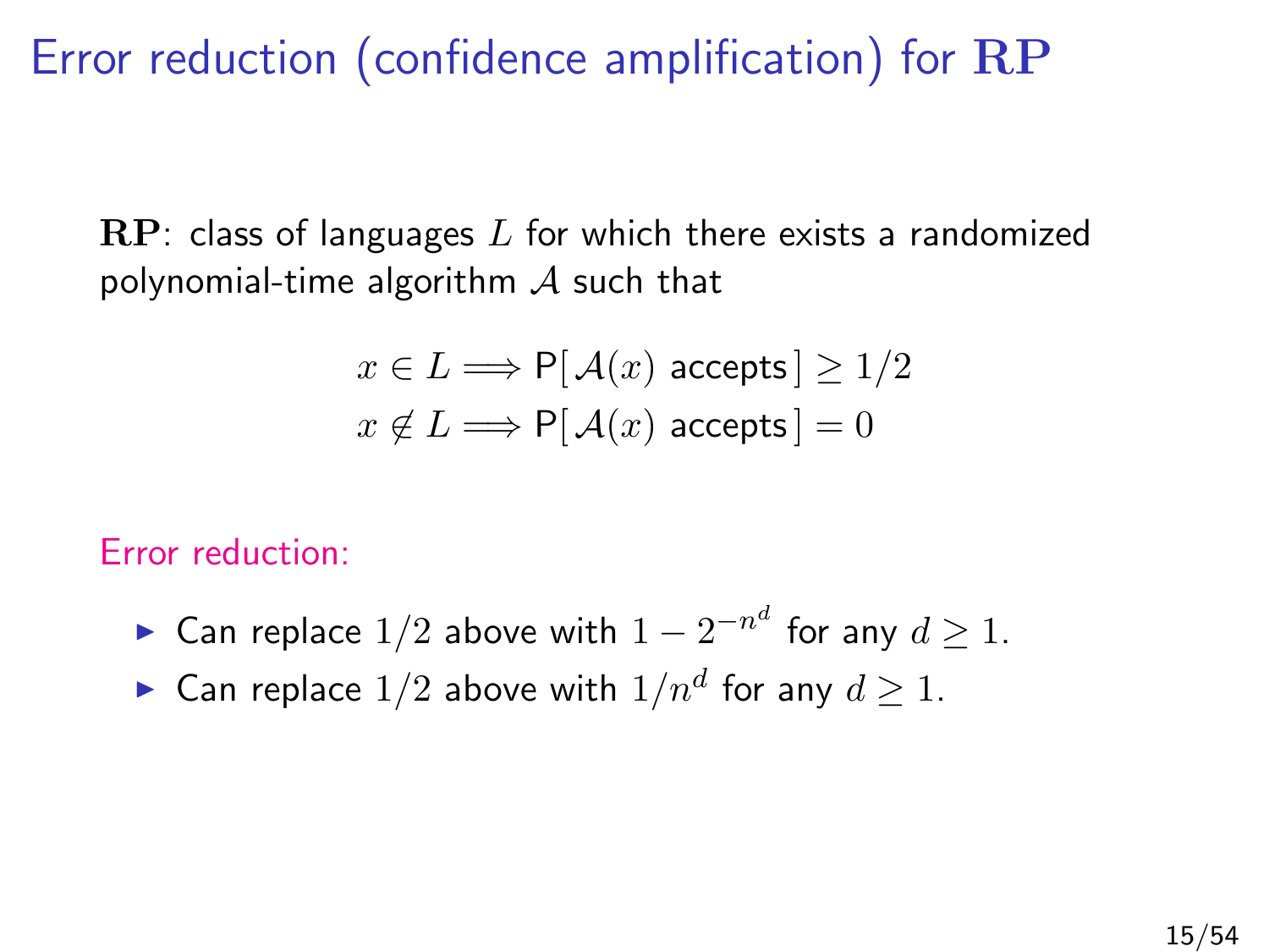# Error reduction (confidence amplification) for $\mathbf{RP}$

$\mathbf{RP}$: class of languages $L$ for which there exists a randomized polynomial-time algorithm $\mathcal{A}$ such that

$$x \in L \Longrightarrow \mathsf{P}[\,\mathcal{A}(x) \text{ accepts}\,] \geq 1/2$$
$$x \notin L \Longrightarrow \mathsf{P}[\,\mathcal{A}(x) \text{ accepts}\,] = 0$$

Error reduction:

- Can replace $1/2$ above with $1 - 2^{-n^d}$ for any $d \geq 1$.
- Can replace $1/2$ above with $1/n^d$ for any $d \geq 1$.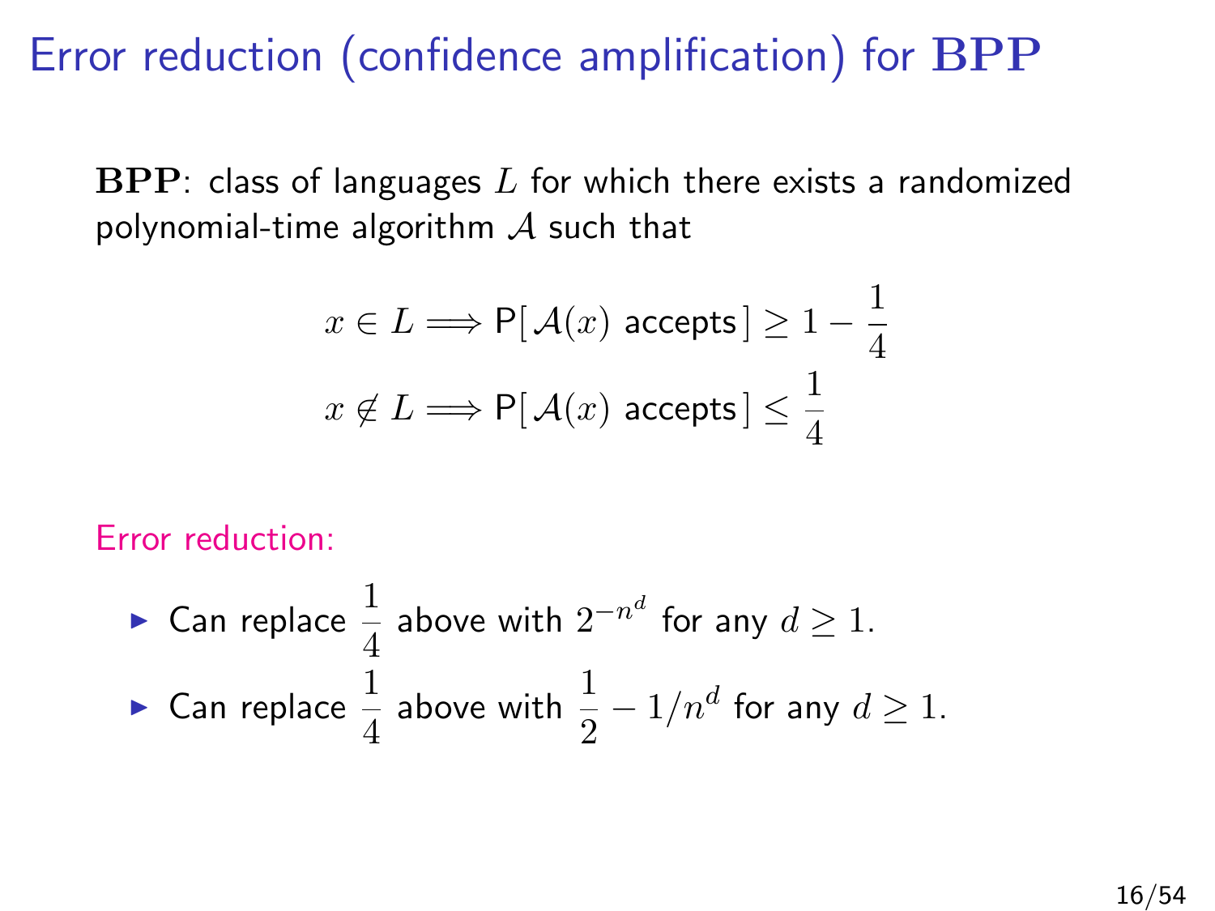# Error reduction (confidence amplification) for $\mathbf{BPP}$

$\mathbf{BPP}$: class of languages $L$ for which there exists a randomized polynomial-time algorithm $\mathcal{A}$ such that

$$x \in L \Longrightarrow \mathsf{P}[\,\mathcal{A}(x) \text{ accepts}\,] \geq 1 - \frac{1}{4}$$

$$x \notin L \Longrightarrow \mathsf{P}[\,\mathcal{A}(x) \text{ accepts}\,] \leq \frac{1}{4}$$

Error reduction:

- Can replace $\frac{1}{4}$ above with $2^{-n^d}$ for any $d \geq 1$.
- Can replace $\frac{1}{4}$ above with $\frac{1}{2} - 1/n^d$ for any $d \geq 1$.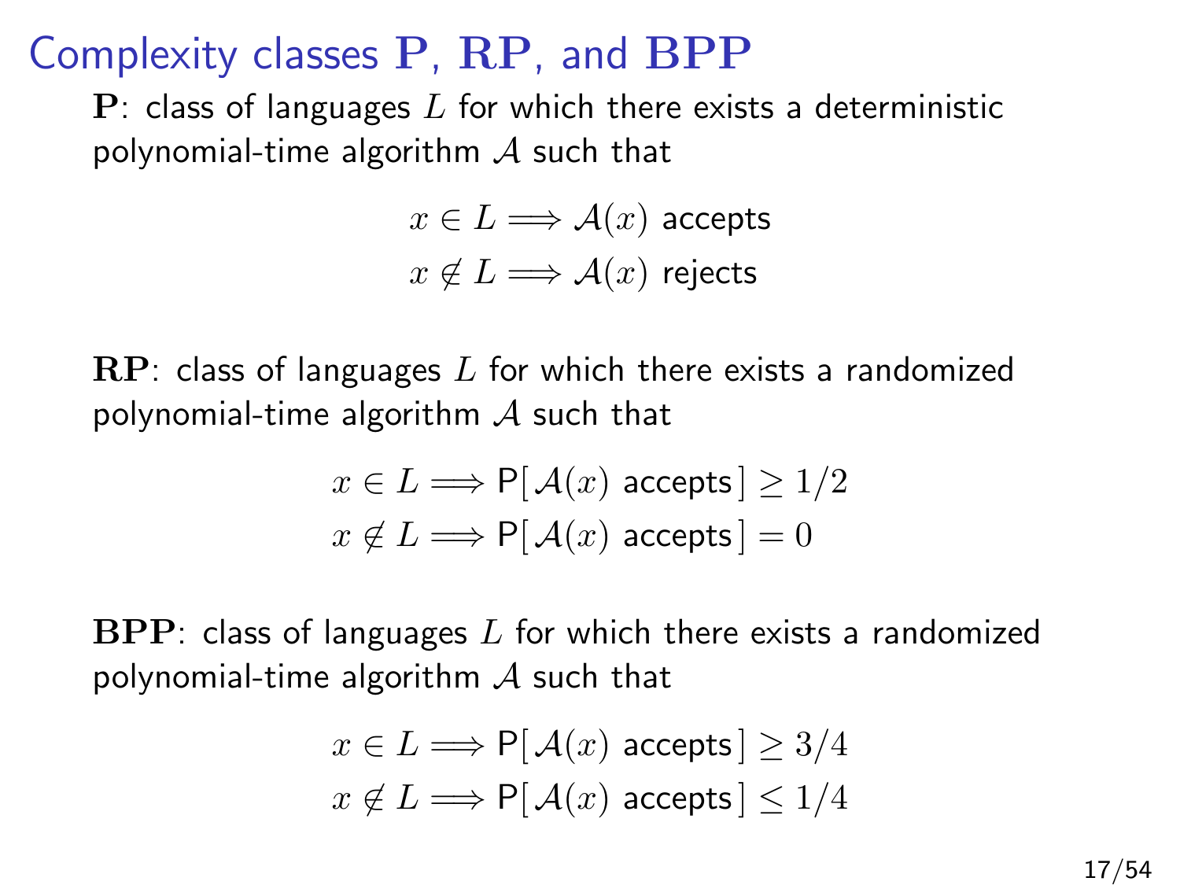# Complexity classes $\mathbf{P}$, $\mathbf{RP}$, and $\mathbf{BPP}$

$\mathbf{P}$: class of languages $L$ for which there exists a deterministic polynomial-time algorithm $\mathcal{A}$ such that

$$x \in L \Longrightarrow \mathcal{A}(x) \text{ accepts}$$
$$x \notin L \Longrightarrow \mathcal{A}(x) \text{ rejects}$$

$\mathbf{RP}$: class of languages $L$ for which there exists a randomized polynomial-time algorithm $\mathcal{A}$ such that

$$x \in L \Longrightarrow \mathsf{P}[\,\mathcal{A}(x) \text{ accepts}\,] \geq 1/2$$
$$x \notin L \Longrightarrow \mathsf{P}[\,\mathcal{A}(x) \text{ accepts}\,] = 0$$

$\mathbf{BPP}$: class of languages $L$ for which there exists a randomized polynomial-time algorithm $\mathcal{A}$ such that

$$x \in L \Longrightarrow \mathsf{P}[\,\mathcal{A}(x) \text{ accepts}\,] \geq 3/4$$
$$x \notin L \Longrightarrow \mathsf{P}[\,\mathcal{A}(x) \text{ accepts}\,] \leq 1/4$$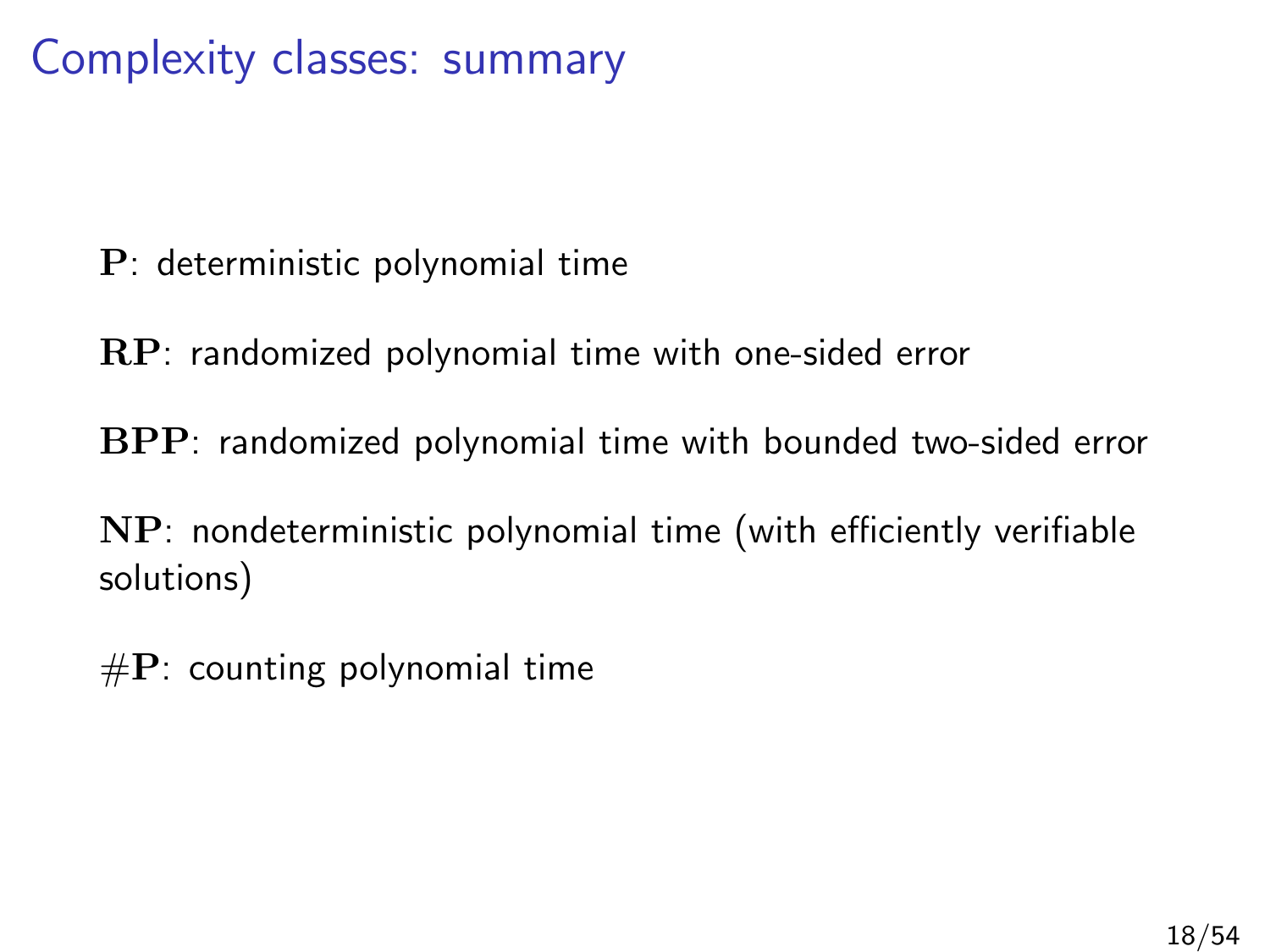# Complexity classes: summary

$\mathbf{P}$: deterministic polynomial time

$\mathbf{RP}$: randomized polynomial time with one-sided error

$\mathbf{BPP}$: randomized polynomial time with bounded two-sided error

$\mathbf{NP}$: nondeterministic polynomial time (with efficiently verifiable solutions)

$\#\mathbf{P}$: counting polynomial time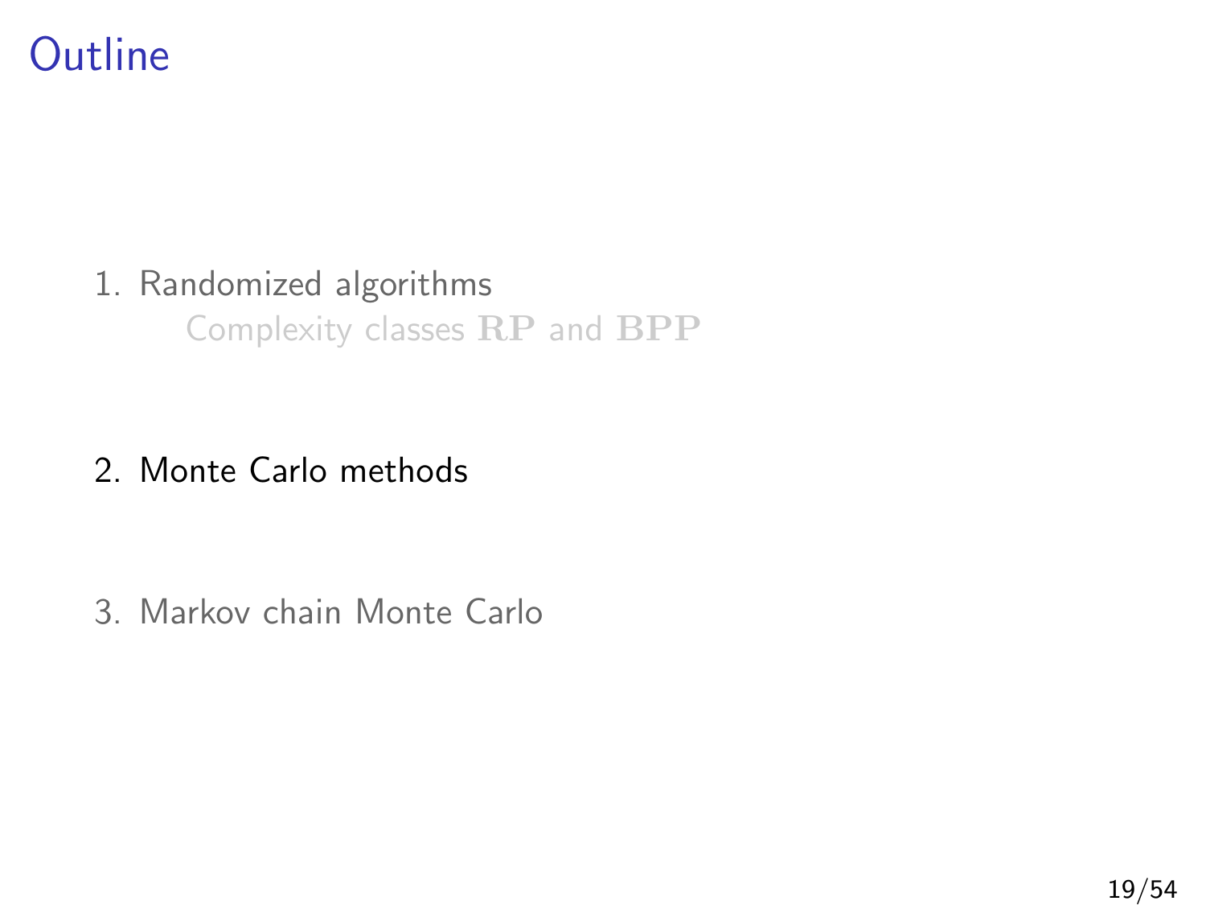# Outline

1. Randomized algorithms
   - Complexity classes **RP** and **BPP**
2. Monte Carlo methods
3. Markov chain Monte Carlo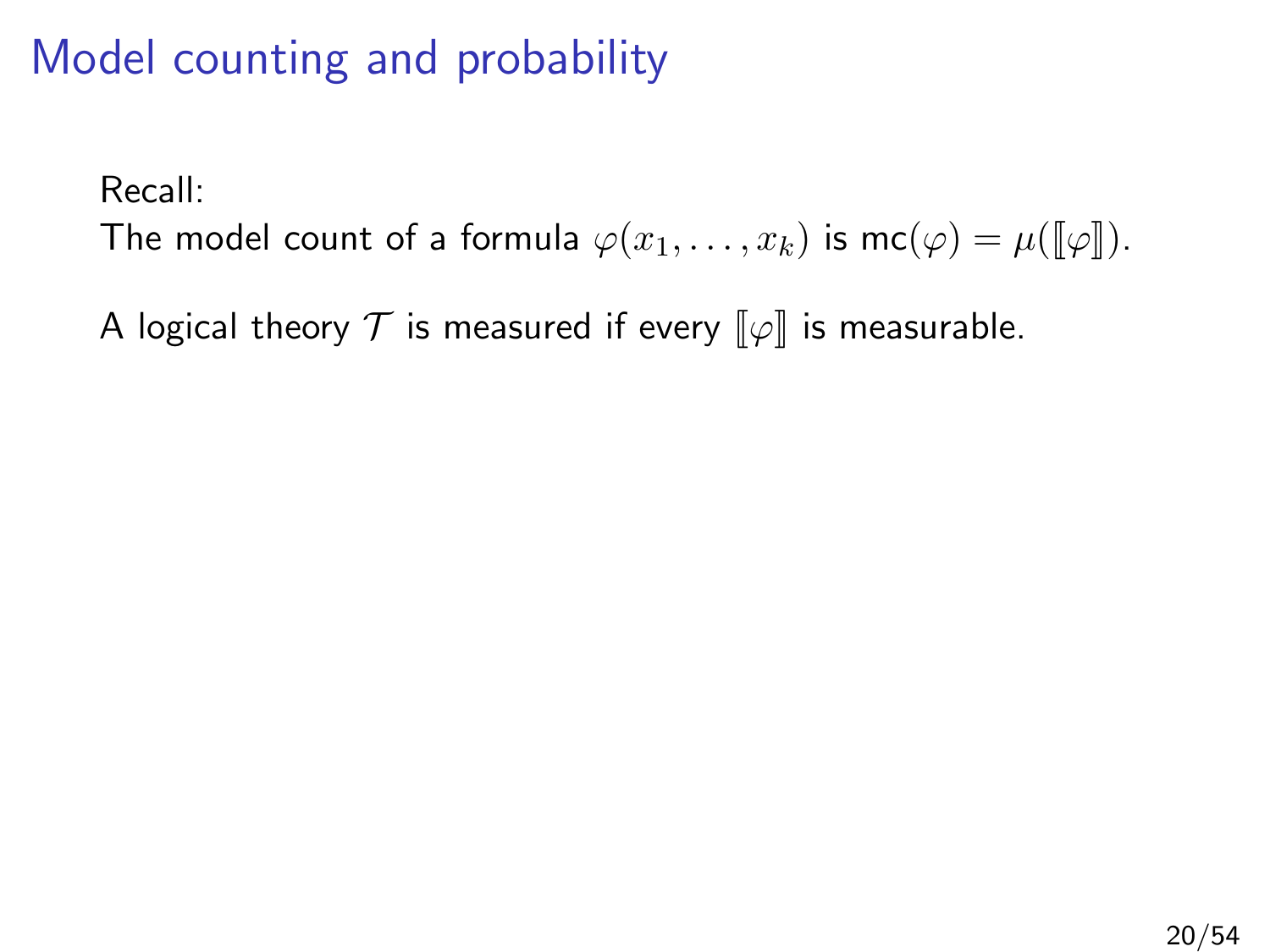# Model counting and probability

Recall:
The model count of a formula $\varphi(x_1, \ldots, x_k)$ is $\mathsf{mc}(\varphi) = \mu([\![\varphi]\!])$.

A logical theory $\mathcal{T}$ is measured if every $[\![\varphi]\!]$ is measurable.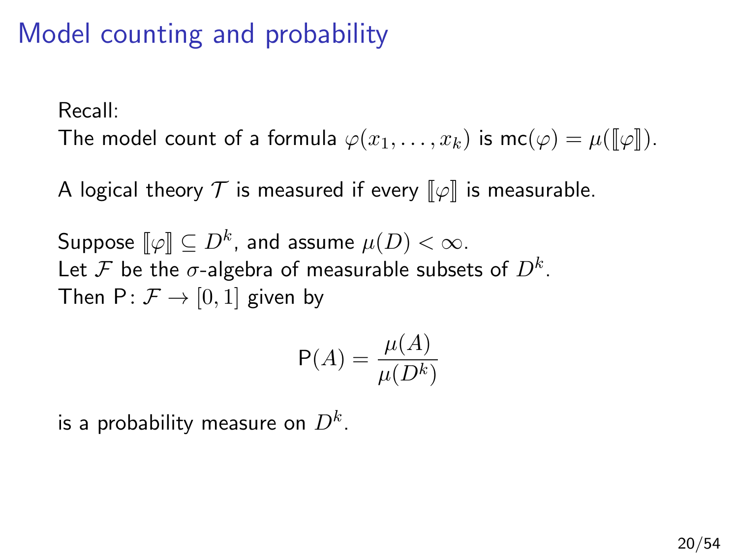# Model counting and probability

Recall:
The model count of a formula $\varphi(x_1, \ldots, x_k)$ is $\mathsf{mc}(\varphi) = \mu(\llbracket\varphi\rrbracket)$.

A logical theory $\mathcal{T}$ is measured if every $\llbracket\varphi\rrbracket$ is measurable.

Suppose $\llbracket\varphi\rrbracket \subseteq D^k$, and assume $\mu(D) < \infty$.
Let $\mathcal{F}$ be the $\sigma$-algebra of measurable subsets of $D^k$.
Then $\mathsf{P}\colon \mathcal{F} \to [0, 1]$ given by

$$\mathsf{P}(A) = \frac{\mu(A)}{\mu(D^k)}$$

is a probability measure on $D^k$.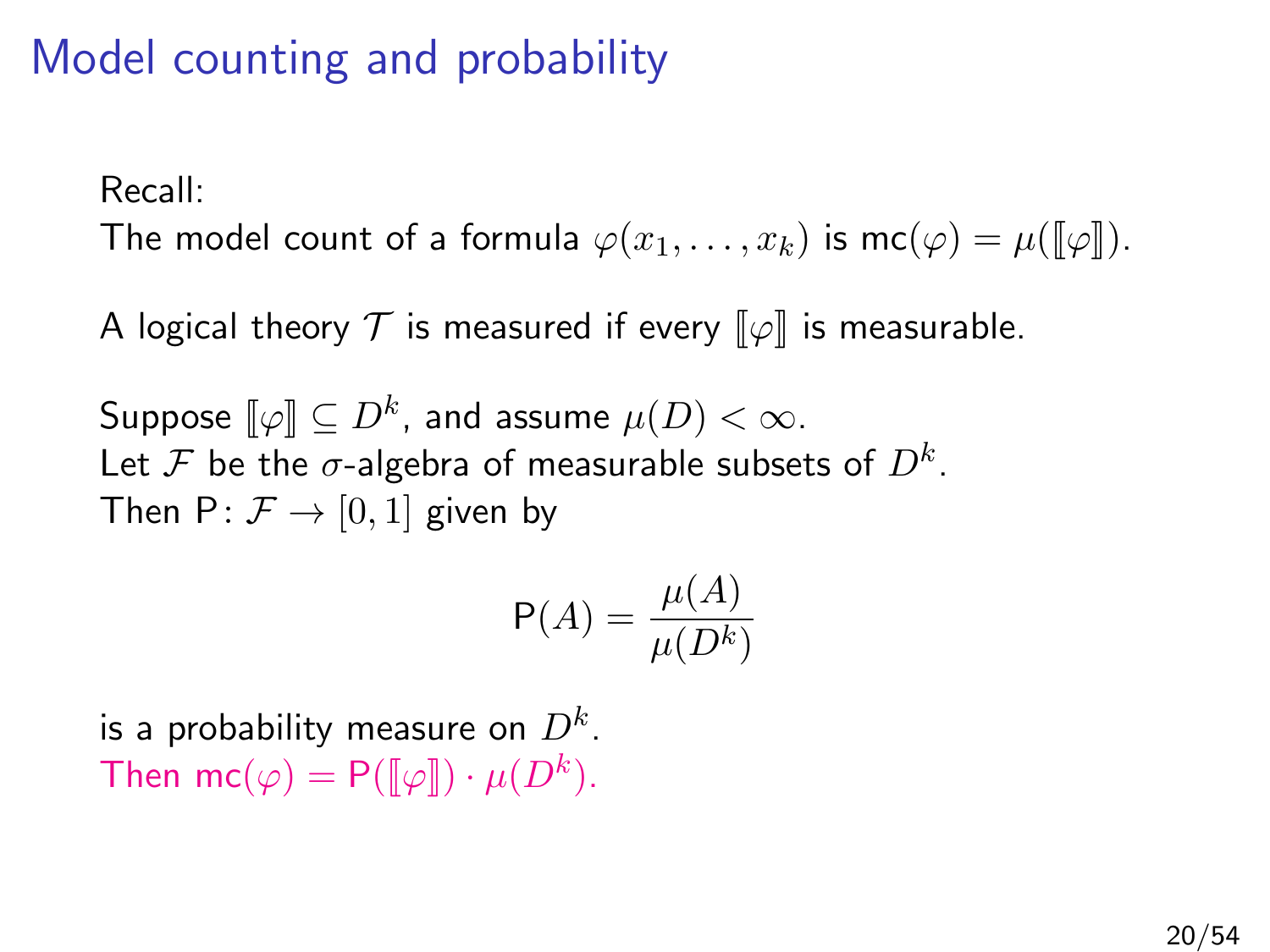# Model counting and probability

Recall:
The model count of a formula $\varphi(x_1, \ldots, x_k)$ is $\mathsf{mc}(\varphi) = \mu(\llbracket \varphi \rrbracket)$.

A logical theory $\mathcal{T}$ is measured if every $\llbracket \varphi \rrbracket$ is measurable.

Suppose $\llbracket \varphi \rrbracket \subseteq D^k$, and assume $\mu(D) < \infty$.
Let $\mathcal{F}$ be the $\sigma$-algebra of measurable subsets of $D^k$.
Then $\mathsf{P} \colon \mathcal{F} \to [0, 1]$ given by

$$\mathsf{P}(A) = \frac{\mu(A)}{\mu(D^k)}$$

is a probability measure on $D^k$.
Then $\mathsf{mc}(\varphi) = \mathsf{P}(\llbracket \varphi \rrbracket) \cdot \mu(D^k)$.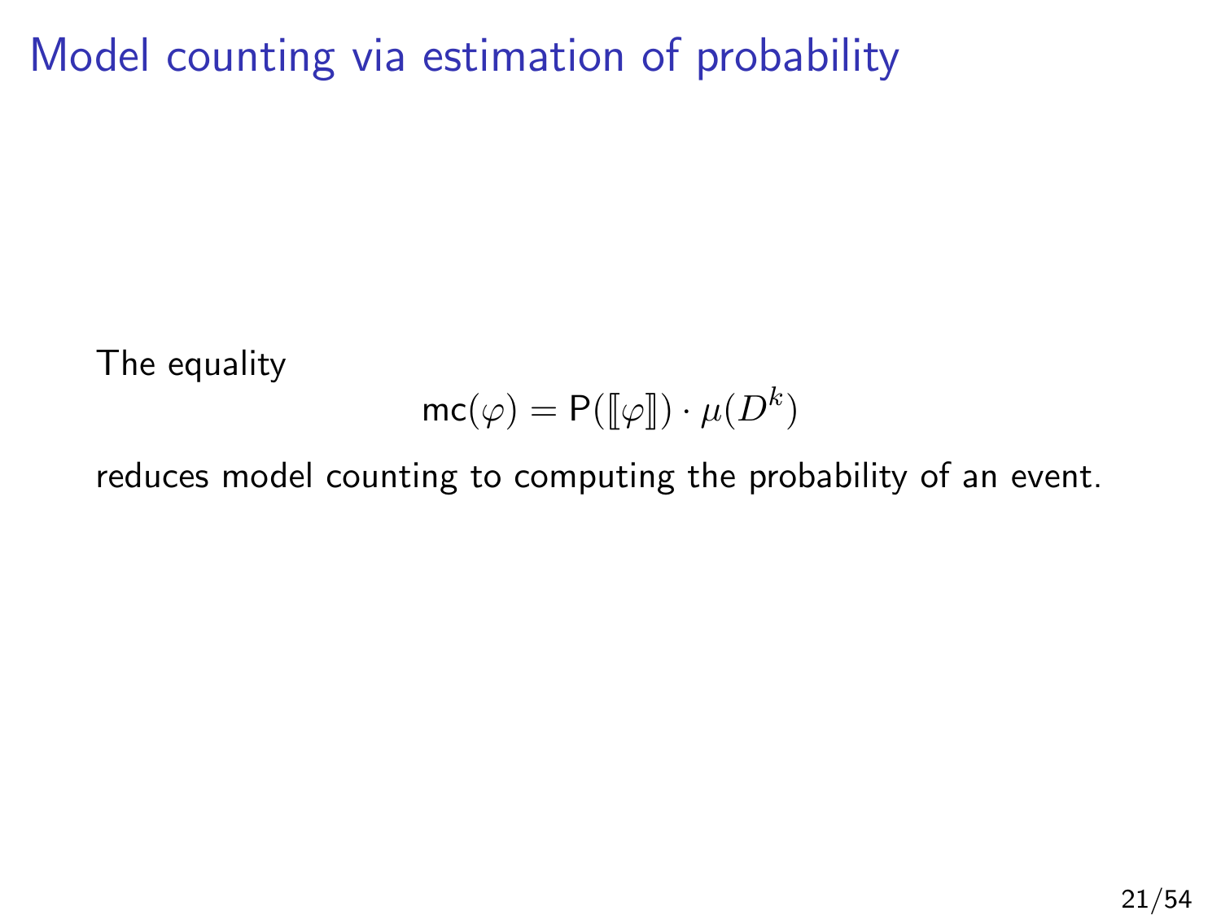# Model counting via estimation of probability

The equality

$$\mathsf{mc}(\varphi) = \mathsf{P}([\![\varphi]\!]) \cdot \mu(D^k)$$

reduces model counting to computing the probability of an event.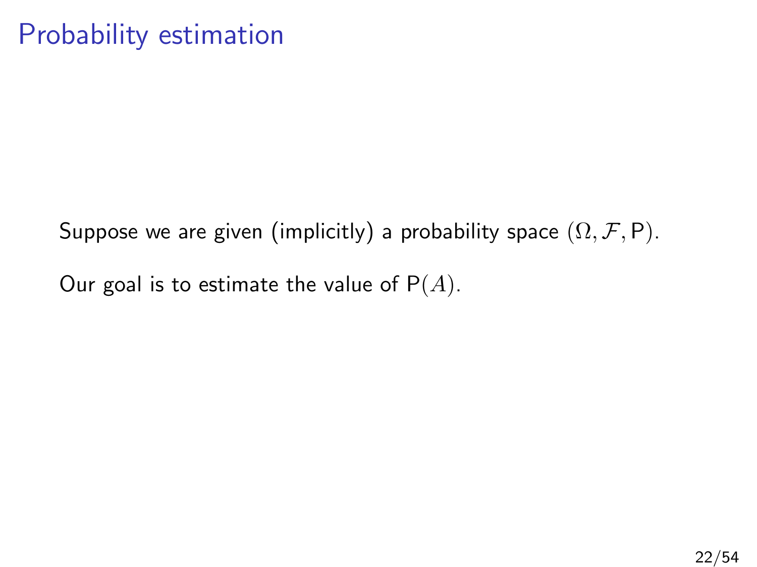# Probability estimation

Suppose we are given (implicitly) a probability space $(\Omega, \mathcal{F}, \mathsf{P})$.

Our goal is to estimate the value of $\mathsf{P}(A)$.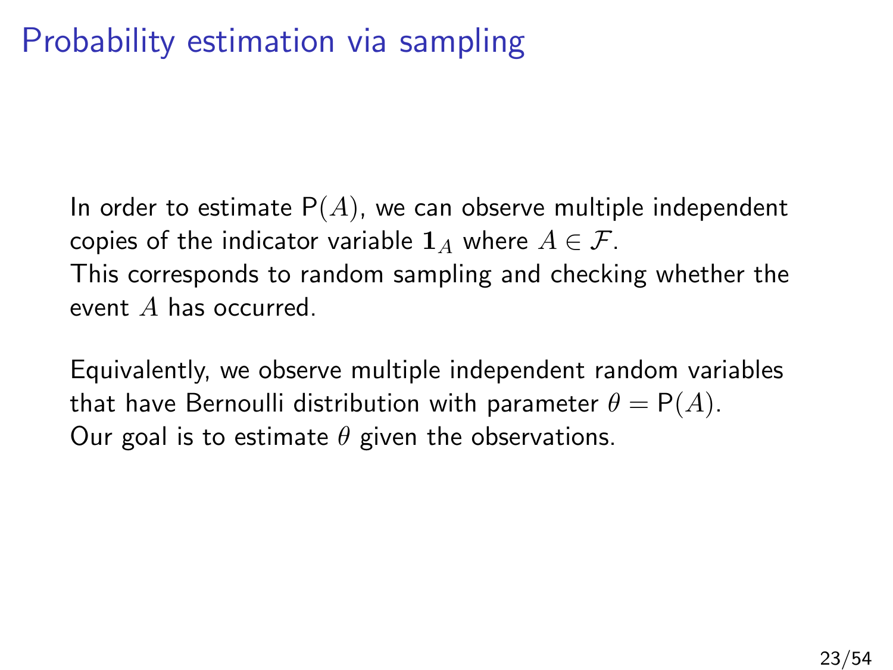# Probability estimation via sampling

In order to estimate $\mathsf{P}(A)$, we can observe multiple independent copies of the indicator variable $\mathbf{1}_A$ where $A \in \mathcal{F}$.
This corresponds to random sampling and checking whether the event $A$ has occurred.

Equivalently, we observe multiple independent random variables that have Bernoulli distribution with parameter $\theta = \mathsf{P}(A)$.
Our goal is to estimate $\theta$ given the observations.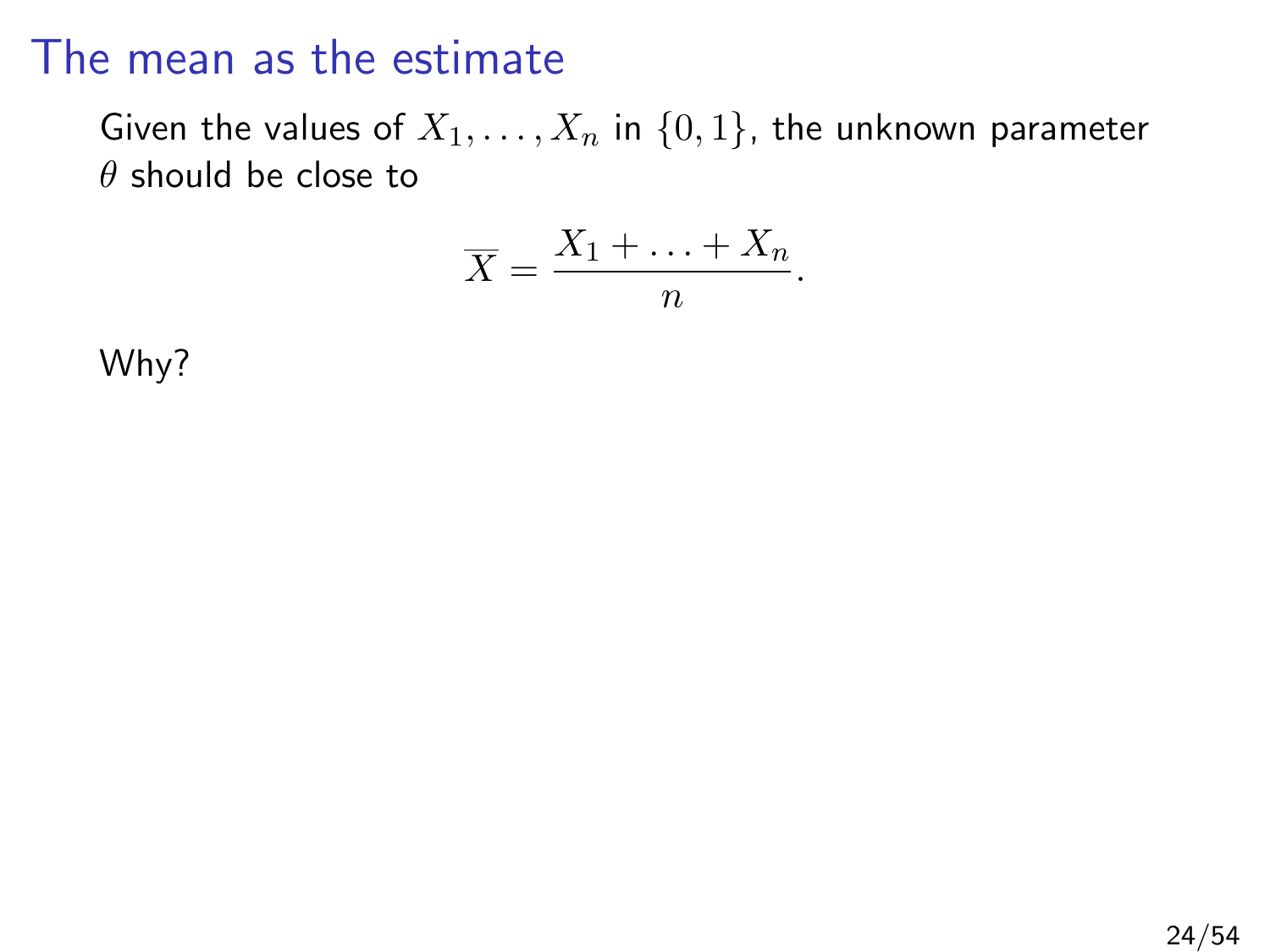# The mean as the estimate

Given the values of $X_1, \ldots, X_n$ in $\{0, 1\}$, the unknown parameter $\theta$ should be close to

$$\overline{X} = \frac{X_1 + \ldots + X_n}{n}.$$

Why?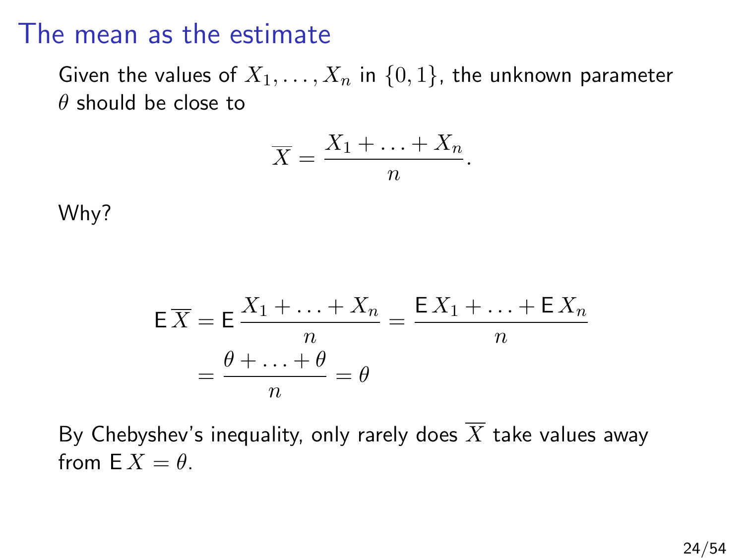# The mean as the estimate

Given the values of $X_1, \ldots, X_n$ in $\{0, 1\}$, the unknown parameter $\theta$ should be close to

$$\overline{X} = \frac{X_1 + \ldots + X_n}{n}.$$

Why?

$$\begin{aligned}
\mathsf{E}\,\overline{X} &= \mathsf{E}\,\frac{X_1 + \ldots + X_n}{n} = \frac{\mathsf{E}\,X_1 + \ldots + \mathsf{E}\,X_n}{n} \\
&= \frac{\theta + \ldots + \theta}{n} = \theta
\end{aligned}$$

By Chebyshev's inequality, only rarely does $\overline{X}$ take values away from $\mathsf{E}\,X = \theta$.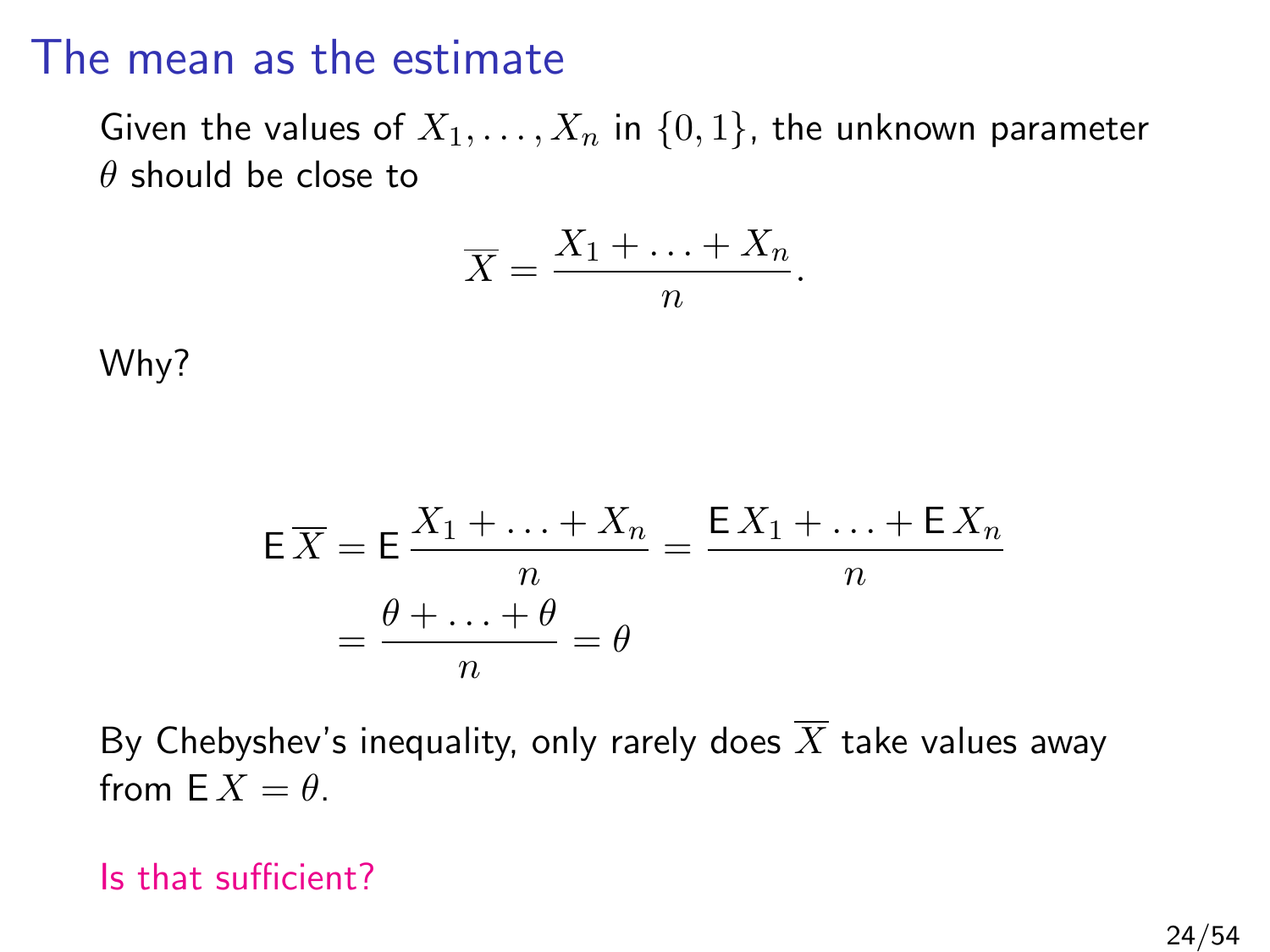# The mean as the estimate

Given the values of $X_1, \ldots, X_n$ in $\{0, 1\}$, the unknown parameter $\theta$ should be close to

$$\overline{X} = \frac{X_1 + \ldots + X_n}{n}.$$

Why?

$$\begin{aligned}
\mathsf{E}\,\overline{X} &= \mathsf{E}\,\frac{X_1 + \ldots + X_n}{n} = \frac{\mathsf{E}\,X_1 + \ldots + \mathsf{E}\,X_n}{n} \\
&= \frac{\theta + \ldots + \theta}{n} = \theta
\end{aligned}$$

By Chebyshev's inequality, only rarely does $\overline{X}$ take values away from $\mathsf{E}\,X = \theta$.

Is that sufficient?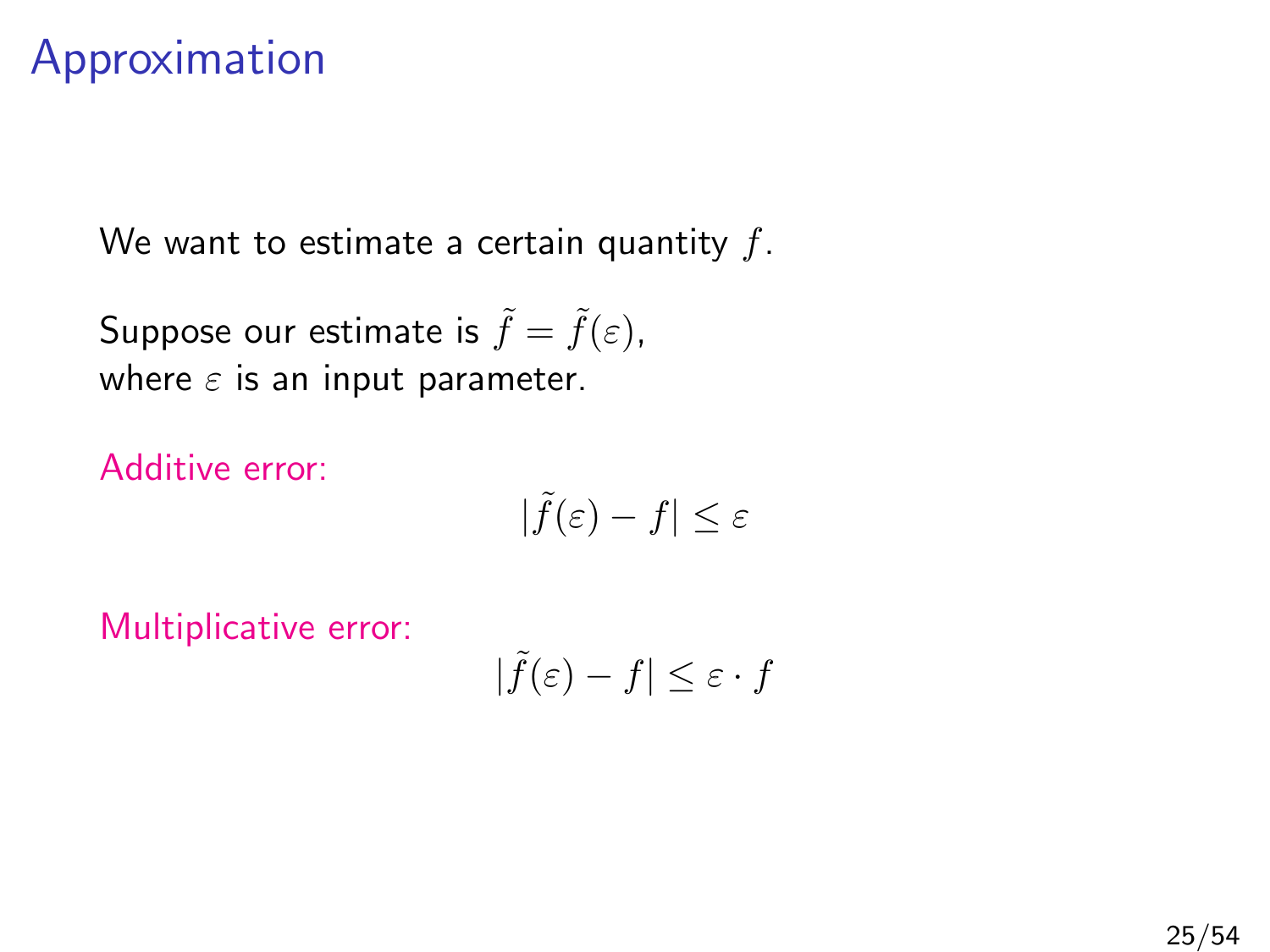# Approximation

We want to estimate a certain quantity $f$.

Suppose our estimate is $\tilde{f} = \tilde{f}(\varepsilon)$,
where $\varepsilon$ is an input parameter.

Additive error:

$$|\tilde{f}(\varepsilon) - f| \leq \varepsilon$$

Multiplicative error:

$$|\tilde{f}(\varepsilon) - f| \leq \varepsilon \cdot f$$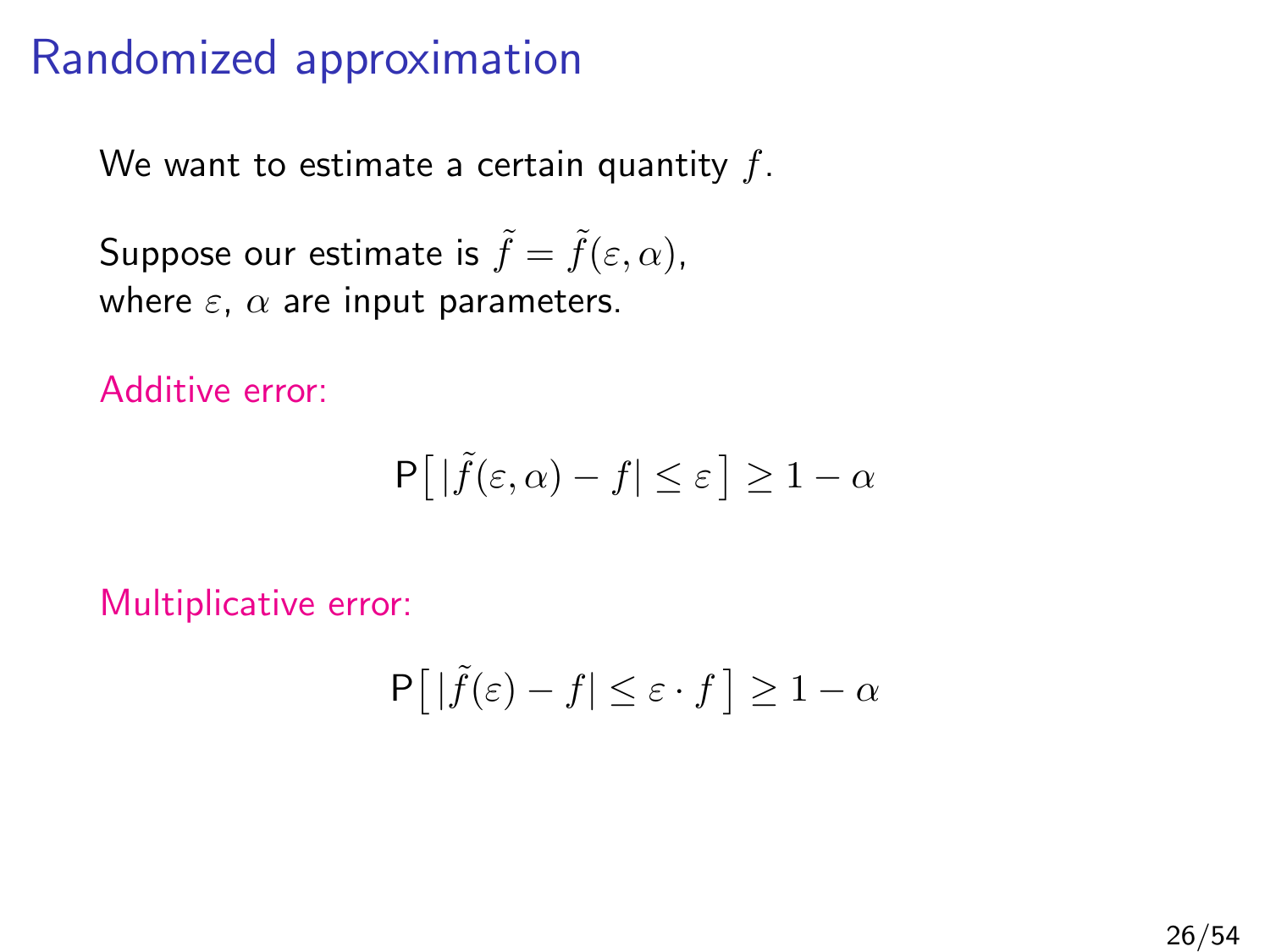# Randomized approximation

We want to estimate a certain quantity $f$.

Suppose our estimate is $\tilde{f} = \tilde{f}(\varepsilon, \alpha)$,
where $\varepsilon$, $\alpha$ are input parameters.

Additive error:

$$\mathsf{P}\big[\, |\tilde{f}(\varepsilon, \alpha) - f| \leq \varepsilon \,\big] \geq 1 - \alpha$$

Multiplicative error:

$$\mathsf{P}\big[\, |\tilde{f}(\varepsilon) - f| \leq \varepsilon \cdot f \,\big] \geq 1 - \alpha$$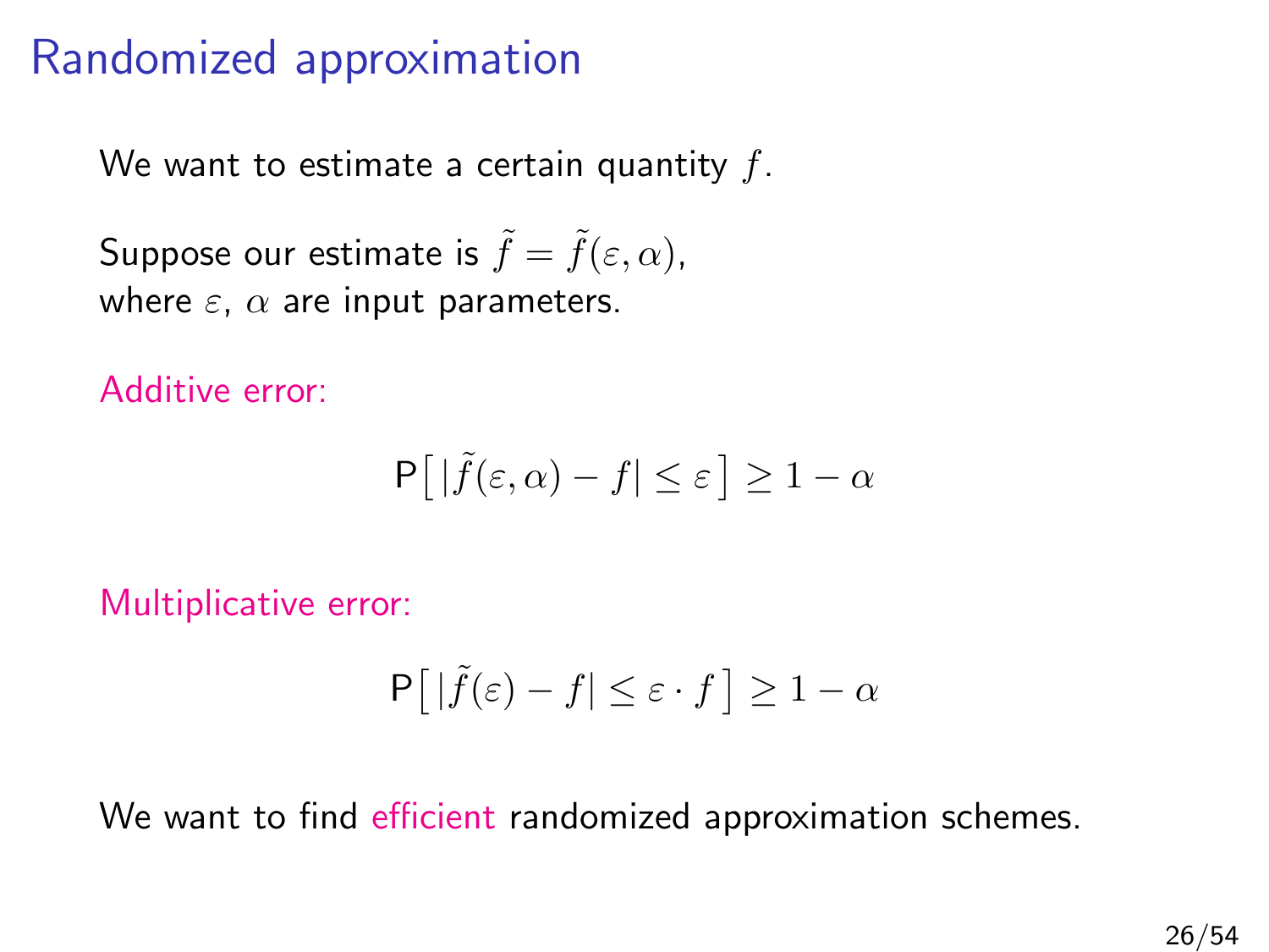# Randomized approximation

We want to estimate a certain quantity $f$.

Suppose our estimate is $\tilde{f} = \tilde{f}(\varepsilon, \alpha)$,
where $\varepsilon$, $\alpha$ are input parameters.

Additive error:

$$\mathsf{P}\big[\, |\tilde{f}(\varepsilon, \alpha) - f| \leq \varepsilon \,\big] \geq 1 - \alpha$$

Multiplicative error:

$$\mathsf{P}\big[\, |\tilde{f}(\varepsilon) - f| \leq \varepsilon \cdot f \,\big] \geq 1 - \alpha$$

We want to find efficient randomized approximation schemes.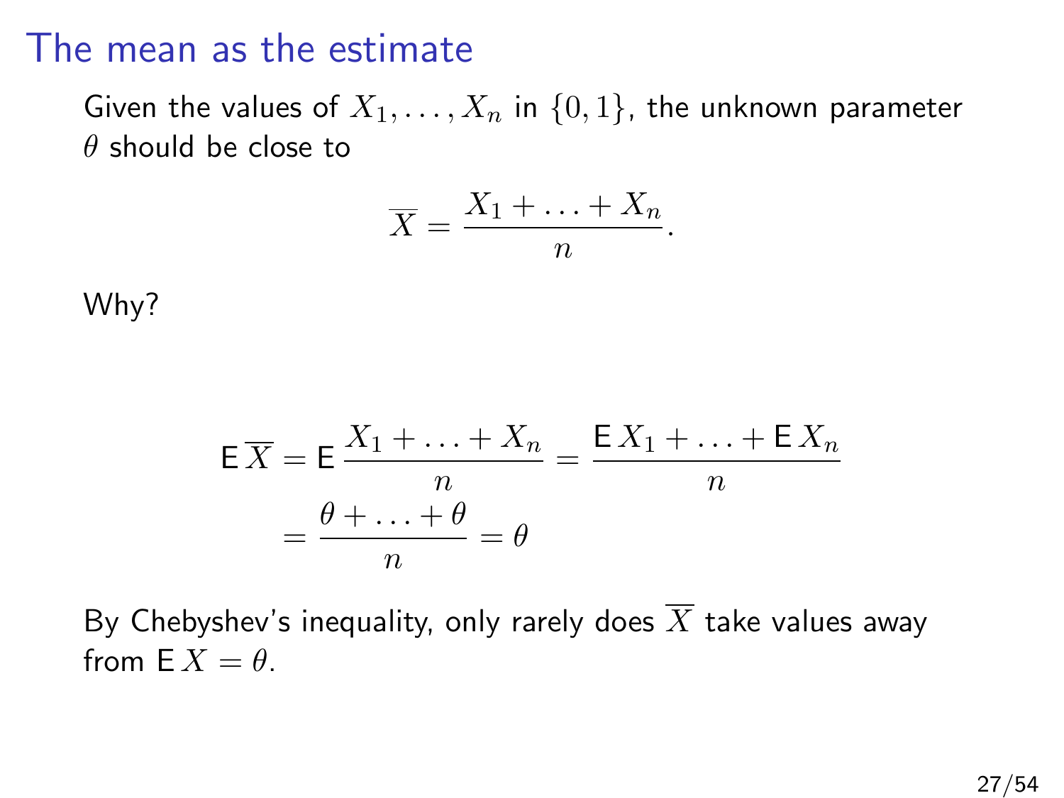# The mean as the estimate

Given the values of $X_1, \ldots, X_n$ in $\{0, 1\}$, the unknown parameter $\theta$ should be close to

$$\overline{X} = \frac{X_1 + \ldots + X_n}{n}.$$

Why?

$$\begin{aligned}
\mathsf{E}\,\overline{X} &= \mathsf{E}\,\frac{X_1 + \ldots + X_n}{n} = \frac{\mathsf{E}\,X_1 + \ldots + \mathsf{E}\,X_n}{n} \\
&= \frac{\theta + \ldots + \theta}{n} = \theta
\end{aligned}$$

By Chebyshev's inequality, only rarely does $\overline{X}$ take values away from $\mathsf{E}\,X = \theta$.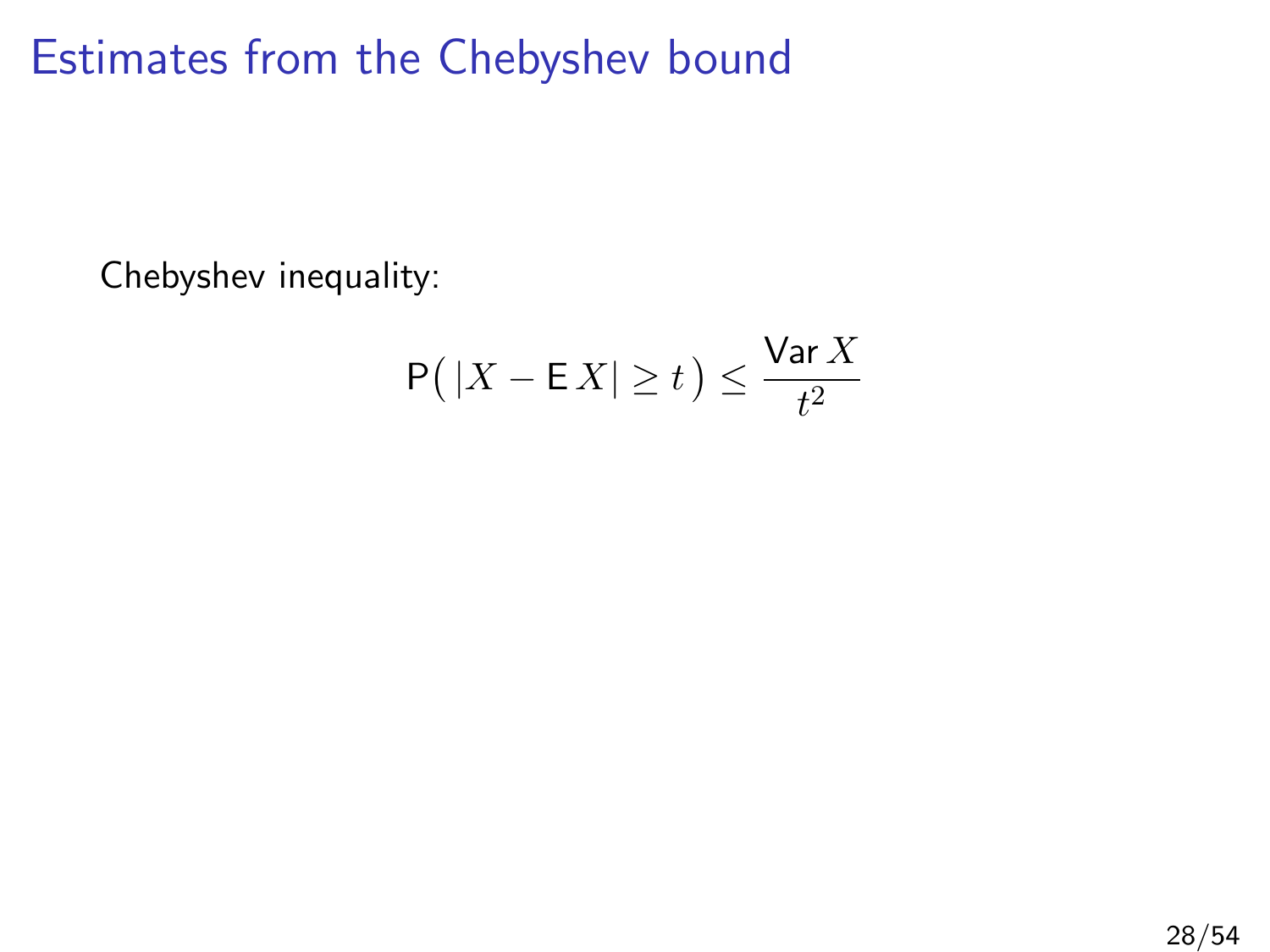# Estimates from the Chebyshev bound

Chebyshev inequality:

$$\mathsf{P}\big(\,|X - \mathsf{E}\,X| \geq t\,\big) \leq \frac{\mathsf{Var}\,X}{t^2}$$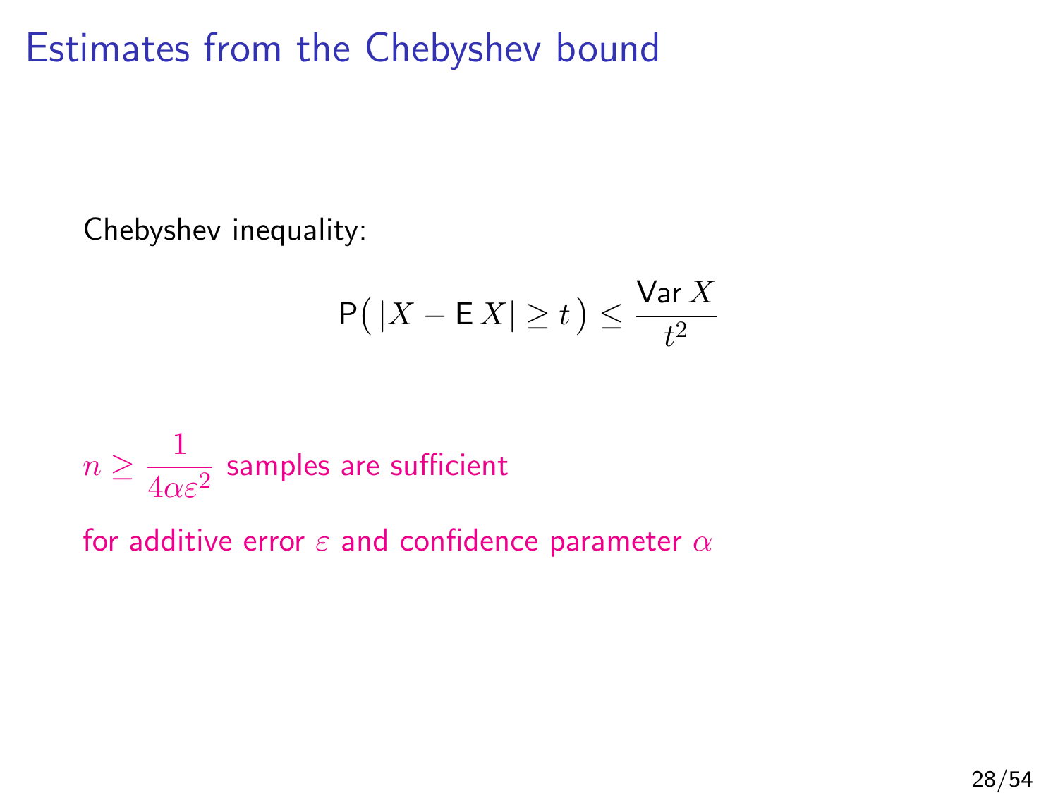# Estimates from the Chebyshev bound

Chebyshev inequality:

$$\mathsf{P}\big(\,|X - \mathsf{E}\,X| \geq t\,\big) \leq \frac{\mathsf{Var}\,X}{t^2}$$

$n \geq \dfrac{1}{4\alpha\varepsilon^2}$ samples are sufficient

for additive error $\varepsilon$ and confidence parameter $\alpha$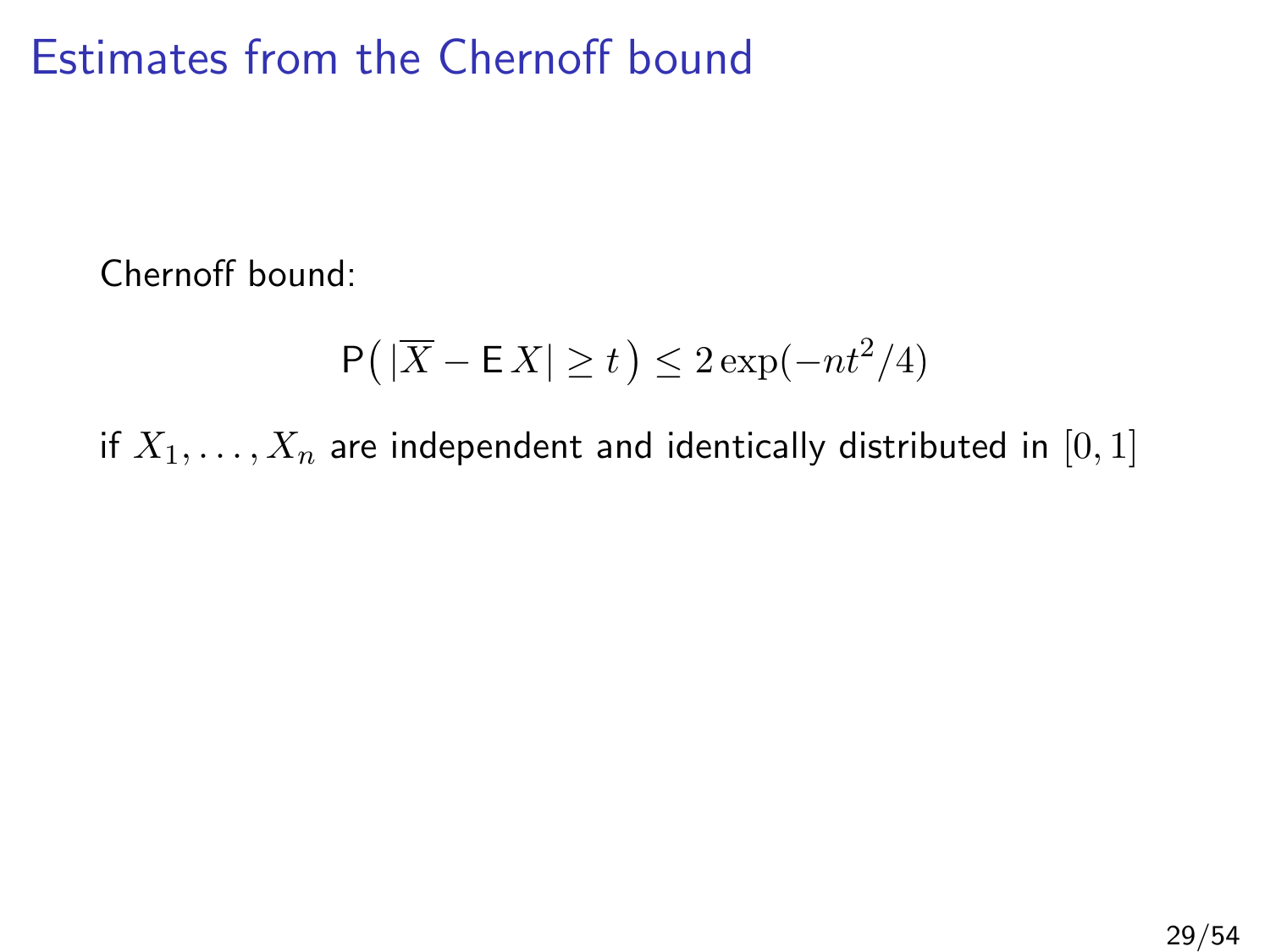# Estimates from the Chernoff bound

Chernoff bound:

$$\mathsf{P}\big(\, |\overline{X} - \mathsf{E}\, X| \geq t \,\big) \leq 2\exp(-nt^2/4)$$

if $X_1, \ldots, X_n$ are independent and identically distributed in $[0, 1]$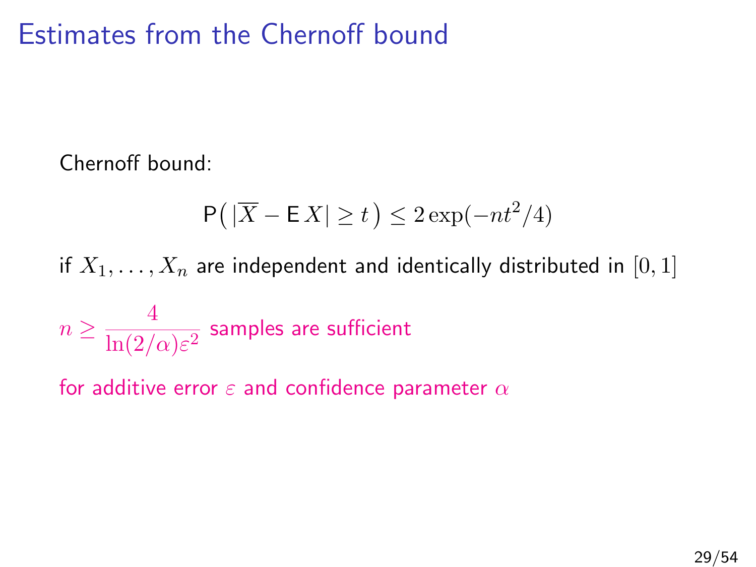# Estimates from the Chernoff bound

Chernoff bound:

$$\mathsf{P}\big(\,|\overline{X} - \mathsf{E}\,X| \geq t\,\big) \leq 2\exp(-nt^2/4)$$

if $X_1, \ldots, X_n$ are independent and identically distributed in $[0,1]$

$n \geq \dfrac{4}{\ln(2/\alpha)\varepsilon^2}$ samples are sufficient

for additive error $\varepsilon$ and confidence parameter $\alpha$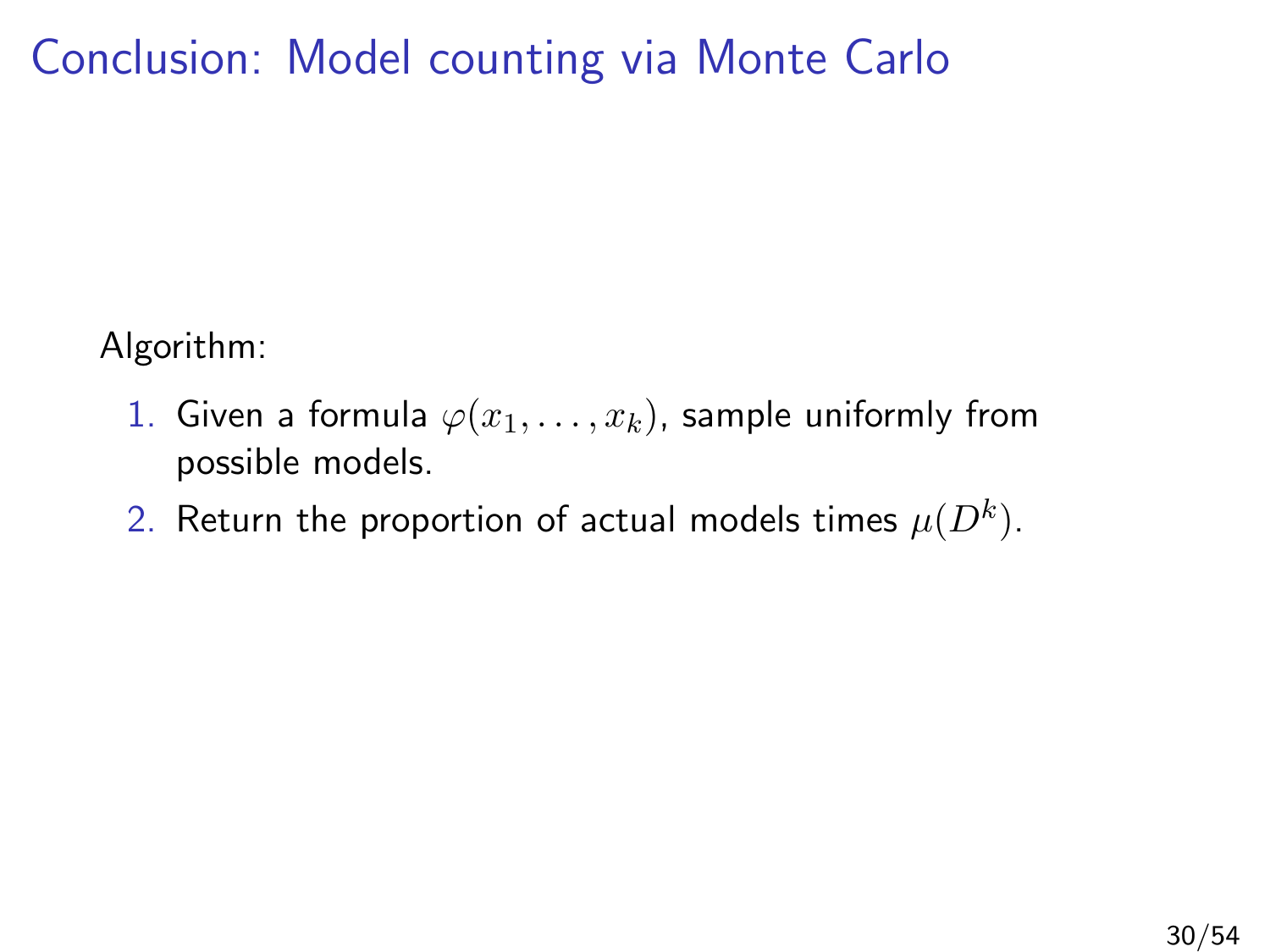# Conclusion: Model counting via Monte Carlo

Algorithm:

1. Given a formula $\varphi(x_1, \ldots, x_k)$, sample uniformly from possible models.
2. Return the proportion of actual models times $\mu(D^k)$.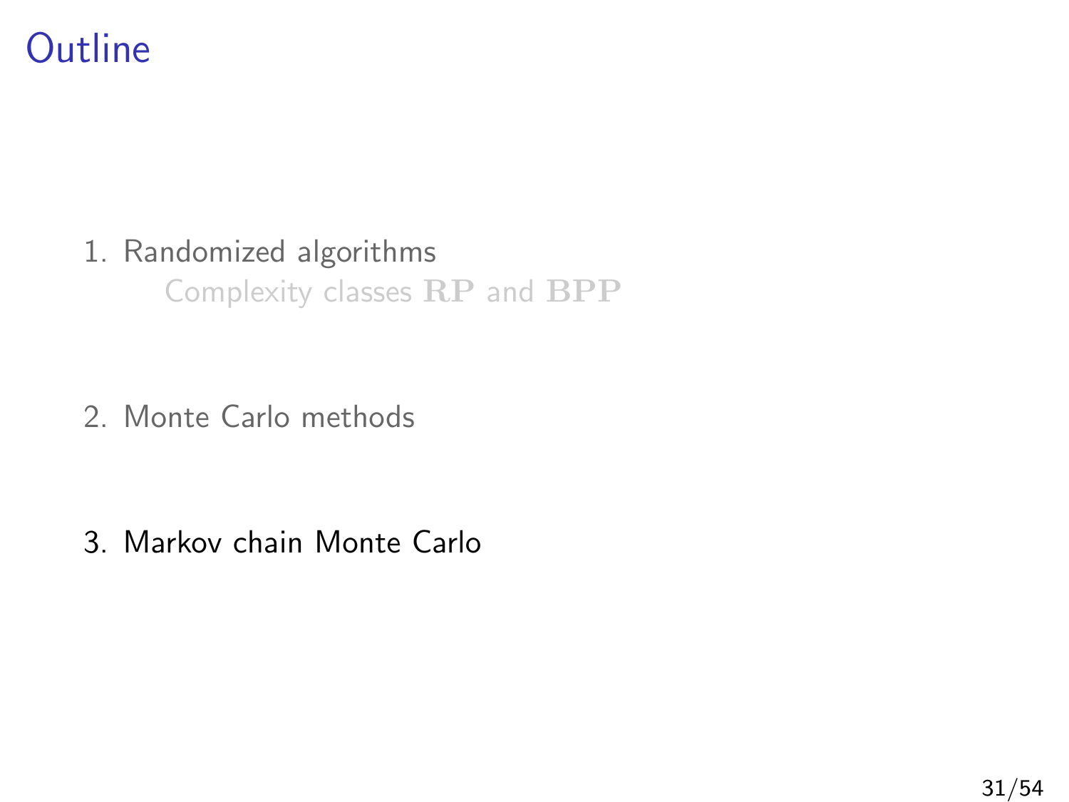# Outline

1. Randomized algorithms
   - Complexity classes **RP** and **BPP**
2. Monte Carlo methods
3. Markov chain Monte Carlo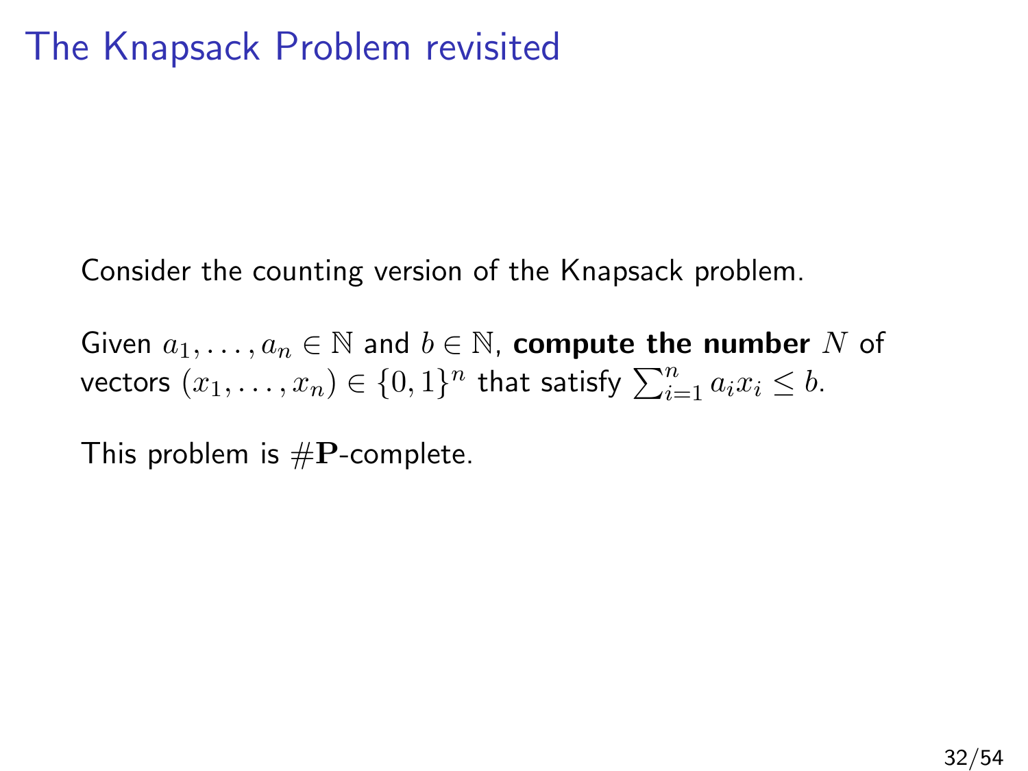# The Knapsack Problem revisited

Consider the counting version of the Knapsack problem.

Given $a_1, \ldots, a_n \in \mathbb{N}$ and $b \in \mathbb{N}$, **compute the number** $N$ of vectors $(x_1, \ldots, x_n) \in \{0,1\}^n$ that satisfy $\sum_{i=1}^{n} a_i x_i \leq b$.

This problem is $\#\mathbf{P}$-complete.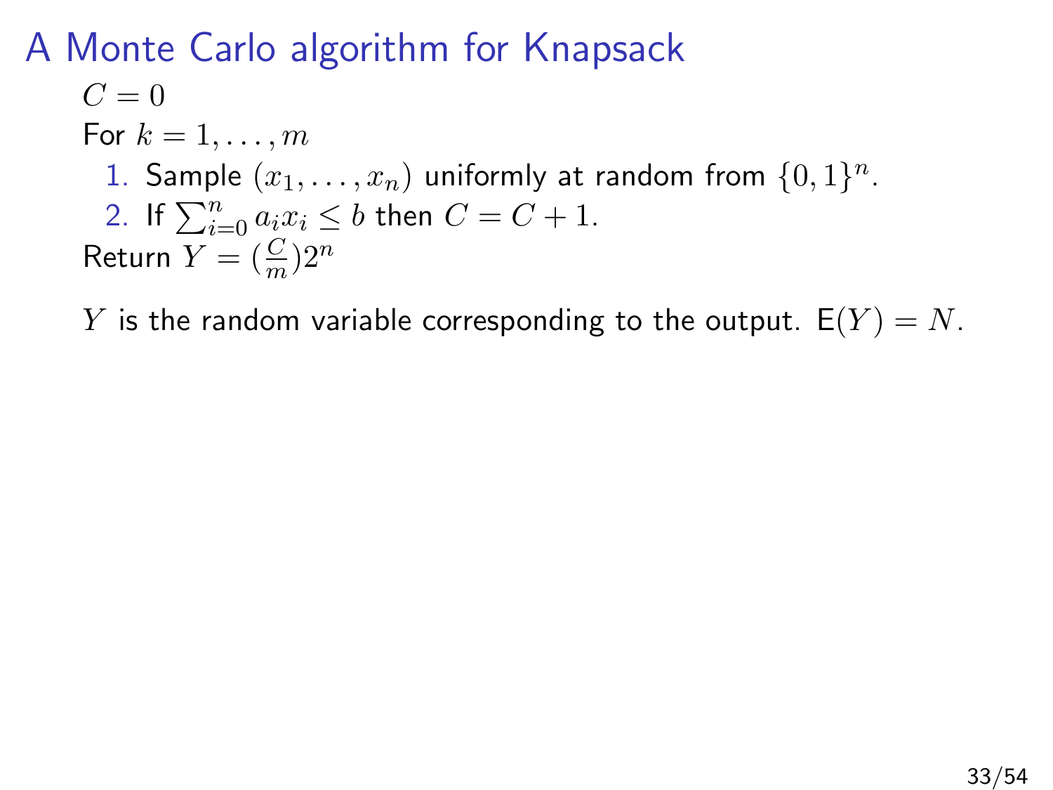# A Monte Carlo algorithm for Knapsack

$C = 0$

For $k = 1, \ldots, m$

1. Sample $(x_1, \ldots, x_n)$ uniformly at random from $\{0,1\}^n$.
2. If $\sum_{i=0}^{n} a_i x_i \leq b$ then $C = C + 1$.

Return $Y = (\frac{C}{m})2^n$

$Y$ is the random variable corresponding to the output. $\mathsf{E}(Y) = N$.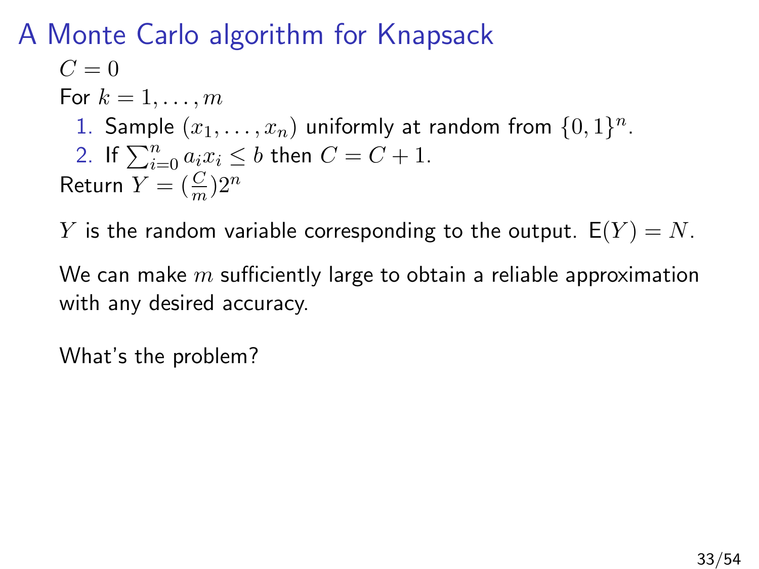# A Monte Carlo algorithm for Knapsack

$C = 0$

For $k = 1, \ldots, m$

1. Sample $(x_1, \ldots, x_n)$ uniformly at random from $\{0, 1\}^n$.
2. If $\sum_{i=0}^{n} a_i x_i \leq b$ then $C = C + 1$.

Return $Y = (\frac{C}{m})2^n$

$Y$ is the random variable corresponding to the output. $\mathsf{E}(Y) = N$.

We can make $m$ sufficiently large to obtain a reliable approximation with any desired accuracy.

What's the problem?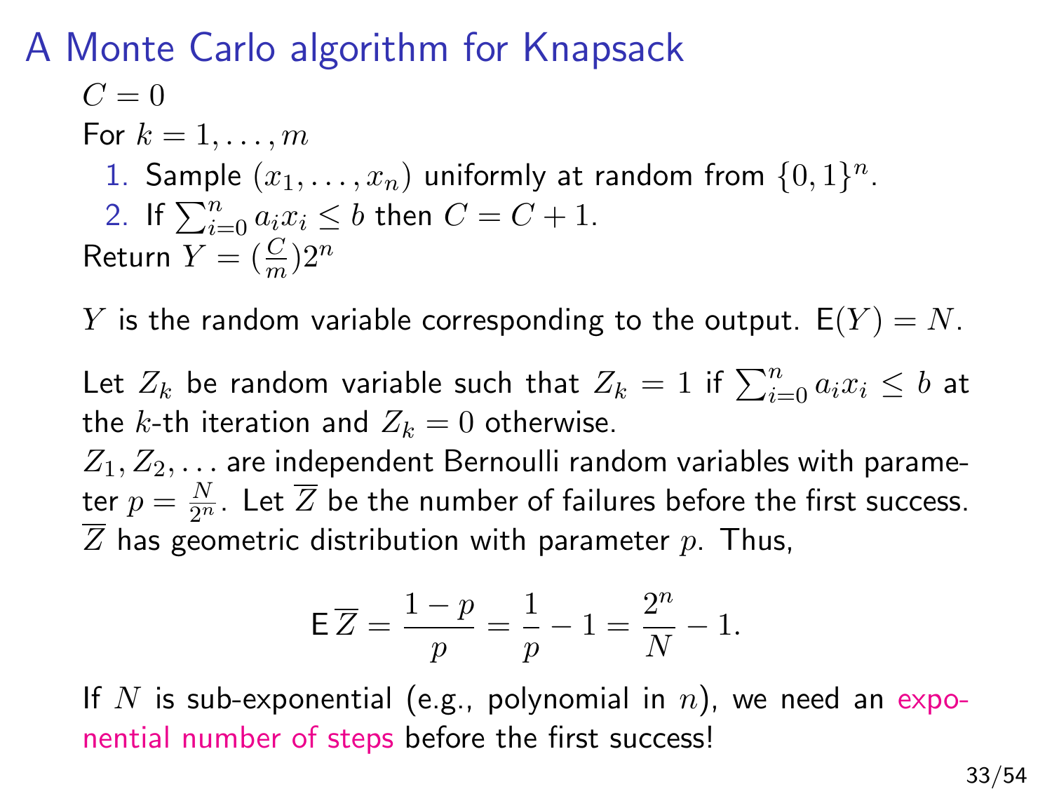# A Monte Carlo algorithm for Knapsack

$C = 0$

For $k = 1, \ldots, m$

1. Sample $(x_1, \ldots, x_n)$ uniformly at random from $\{0,1\}^n$.
2. If $\sum_{i=0}^{n} a_i x_i \leq b$ then $C = C + 1$.

Return $Y = (\frac{C}{m})2^n$

$Y$ is the random variable corresponding to the output. $\mathsf{E}(Y) = N$.

Let $Z_k$ be random variable such that $Z_k = 1$ if $\sum_{i=0}^{n} a_i x_i \leq b$ at the $k$-th iteration and $Z_k = 0$ otherwise.

$Z_1, Z_2, \ldots$ are independent Bernoulli random variables with parameter $p = \frac{N}{2^n}$. Let $\overline{Z}$ be the number of failures before the first success. $\overline{Z}$ has geometric distribution with parameter $p$. Thus,

$$\mathsf{E}\,\overline{Z} = \frac{1-p}{p} = \frac{1}{p} - 1 = \frac{2^n}{N} - 1.$$

If $N$ is sub-exponential (e.g., polynomial in $n$), we need an exponential number of steps before the first success!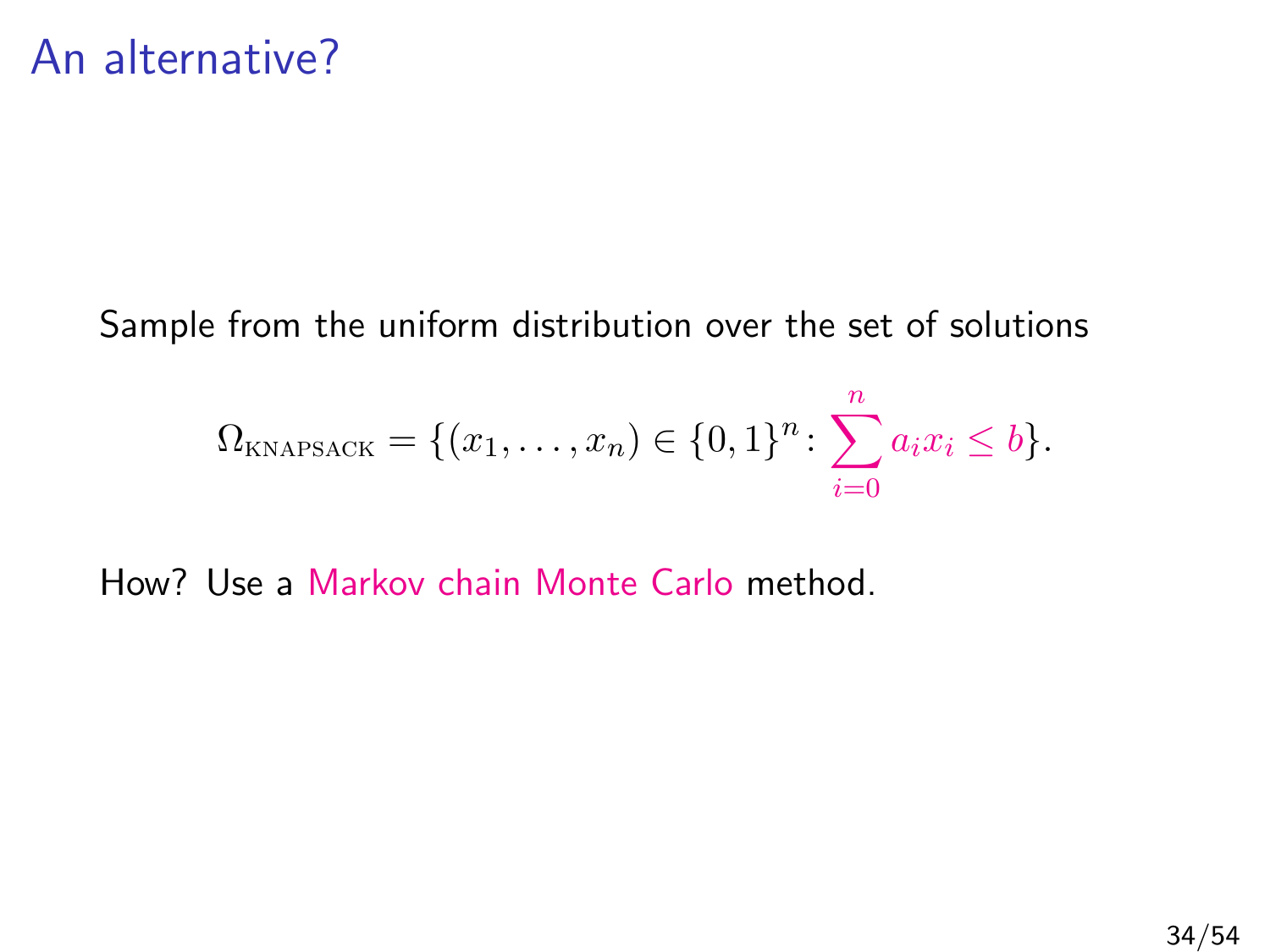# An alternative?

Sample from the uniform distribution over the set of solutions

$$\Omega_{\text{KNAPSACK}} = \{(x_1, \ldots, x_n) \in \{0,1\}^n \colon \sum_{i=0}^{n} a_i x_i \leq b\}.$$

How? Use a Markov chain Monte Carlo method.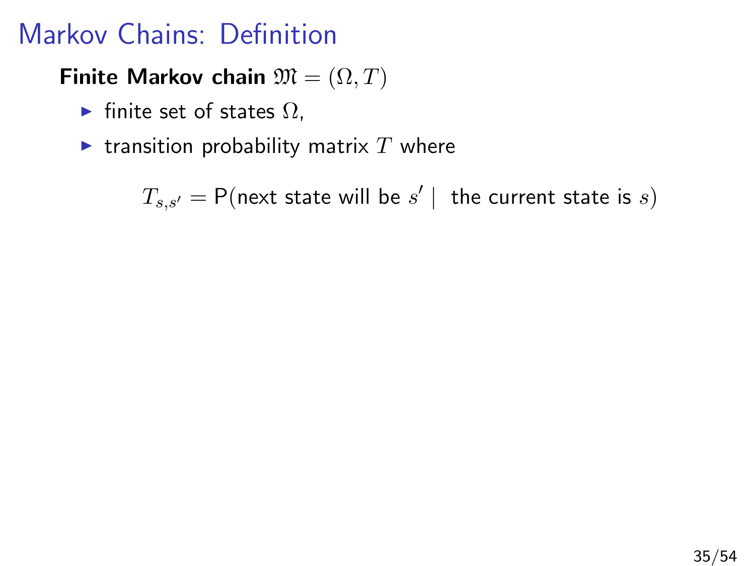# Markov Chains: Definition

**Finite Markov chain** $\mathfrak{M} = (\Omega, T)$

- finite set of states $\Omega$,
- transition probability matrix $T$ where

$$T_{s,s'} = \mathsf{P}(\text{next state will be } s' \mid \text{ the current state is } s)$$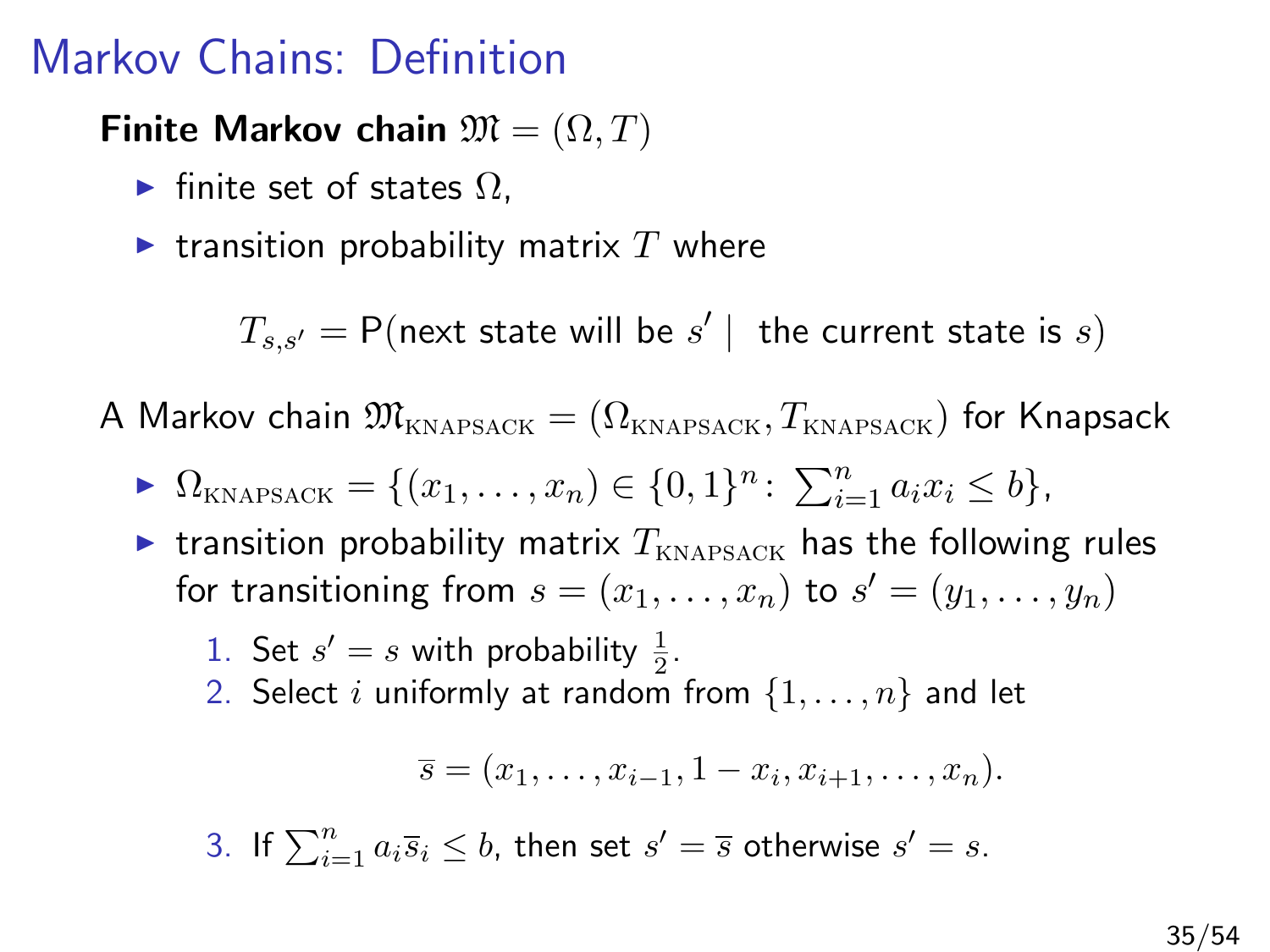# Markov Chains: Definition

**Finite Markov chain** $\mathfrak{M} = (\Omega, T)$

- finite set of states $\Omega$,
- transition probability matrix $T$ where

$$T_{s,s'} = \mathsf{P}(\text{next state will be } s' \mid \text{ the current state is } s)$$

A Markov chain $\mathfrak{M}_{\text{KNAPSACK}} = (\Omega_{\text{KNAPSACK}}, T_{\text{KNAPSACK}})$ for Knapsack

- $\Omega_{\text{KNAPSACK}} = \{(x_1, \ldots, x_n) \in \{0,1\}^n \colon \sum_{i=1}^n a_i x_i \leq b\}$,
- transition probability matrix $T_{\text{KNAPSACK}}$ has the following rules for transitioning from $s = (x_1, \ldots, x_n)$ to $s' = (y_1, \ldots, y_n)$
  1. Set $s' = s$ with probability $\frac{1}{2}$.
  2. Select $i$ uniformly at random from $\{1, \ldots, n\}$ and let

     $$\overline{s} = (x_1, \ldots, x_{i-1}, 1 - x_i, x_{i+1}, \ldots, x_n).$$

  3. If $\sum_{i=1}^n a_i \overline{s}_i \leq b$, then set $s' = \overline{s}$ otherwise $s' = s$.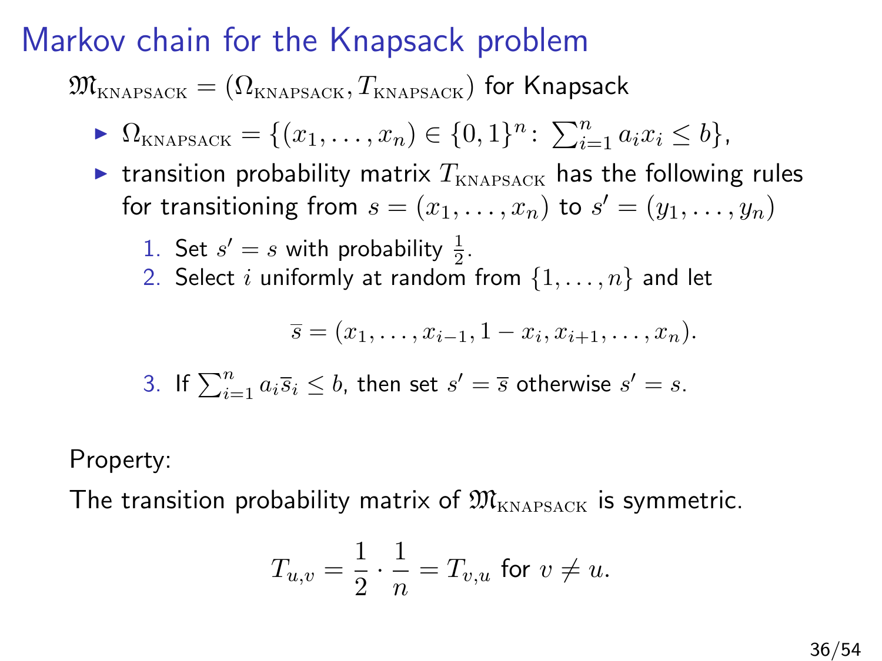# Markov chain for the Knapsack problem

$\mathfrak{M}_{\text{KNAPSACK}} = (\Omega_{\text{KNAPSACK}}, T_{\text{KNAPSACK}})$ for Knapsack

- $\Omega_{\text{KNAPSACK}} = \{(x_1, \ldots, x_n) \in \{0,1\}^n \colon \sum_{i=1}^n a_i x_i \leq b\}$,
- transition probability matrix $T_{\text{KNAPSACK}}$ has the following rules for transitioning from $s = (x_1, \ldots, x_n)$ to $s' = (y_1, \ldots, y_n)$
  1. Set $s' = s$ with probability $\frac{1}{2}$.
  2. Select $i$ uniformly at random from $\{1, \ldots, n\}$ and let
     $$\overline{s} = (x_1, \ldots, x_{i-1}, 1 - x_i, x_{i+1}, \ldots, x_n).$$
  3. If $\sum_{i=1}^n a_i \overline{s}_i \leq b$, then set $s' = \overline{s}$ otherwise $s' = s$.

Property:

The transition probability matrix of $\mathfrak{M}_{\text{KNAPSACK}}$ is symmetric.

$$T_{u,v} = \frac{1}{2} \cdot \frac{1}{n} = T_{v,u} \text{ for } v \neq u.$$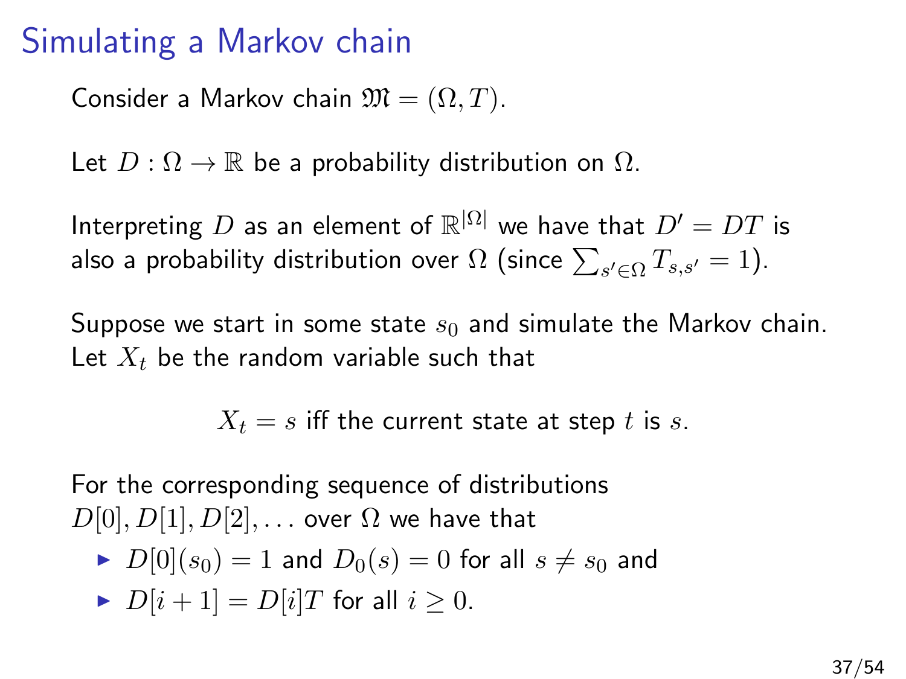# Simulating a Markov chain

Consider a Markov chain $\mathfrak{M} = (\Omega, T)$.

Let $D : \Omega \to \mathbb{R}$ be a probability distribution on $\Omega$.

Interpreting $D$ as an element of $\mathbb{R}^{|\Omega|}$ we have that $D' = DT$ is also a probability distribution over $\Omega$ (since $\sum_{s' \in \Omega} T_{s,s'} = 1$).

Suppose we start in some state $s_0$ and simulate the Markov chain. Let $X_t$ be the random variable such that

$$X_t = s \text{ iff the current state at step } t \text{ is } s.$$

For the corresponding sequence of distributions $D[0], D[1], D[2], \ldots$ over $\Omega$ we have that

- $D[0](s_0) = 1$ and $D_0(s) = 0$ for all $s \neq s_0$ and
- $D[i+1] = D[i]T$ for all $i \geq 0$.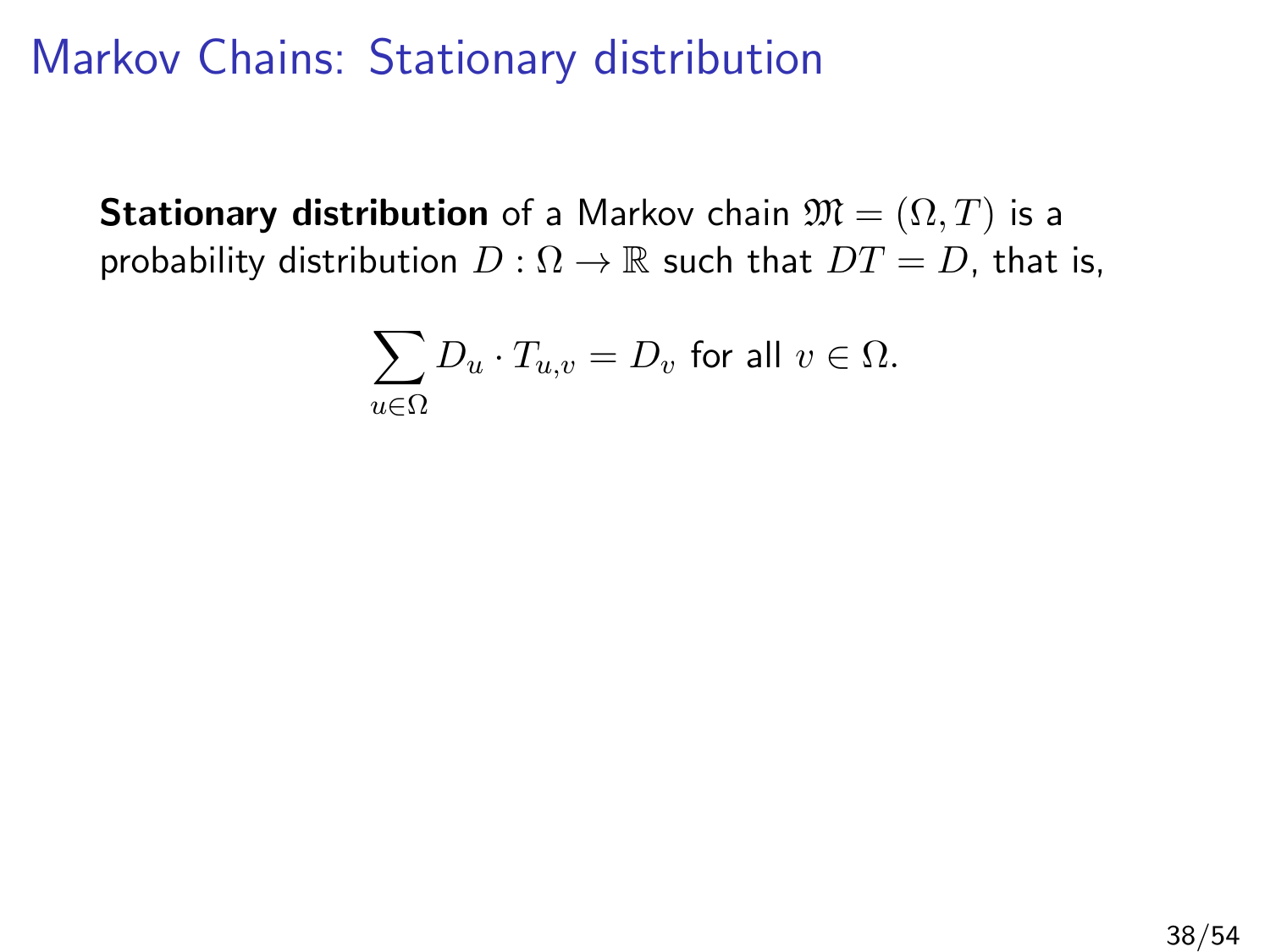# Markov Chains: Stationary distribution

**Stationary distribution** of a Markov chain $\mathfrak{M} = (\Omega, T)$ is a probability distribution $D : \Omega \to \mathbb{R}$ such that $DT = D$, that is,

$$\sum_{u \in \Omega} D_u \cdot T_{u,v} = D_v \text{ for all } v \in \Omega.$$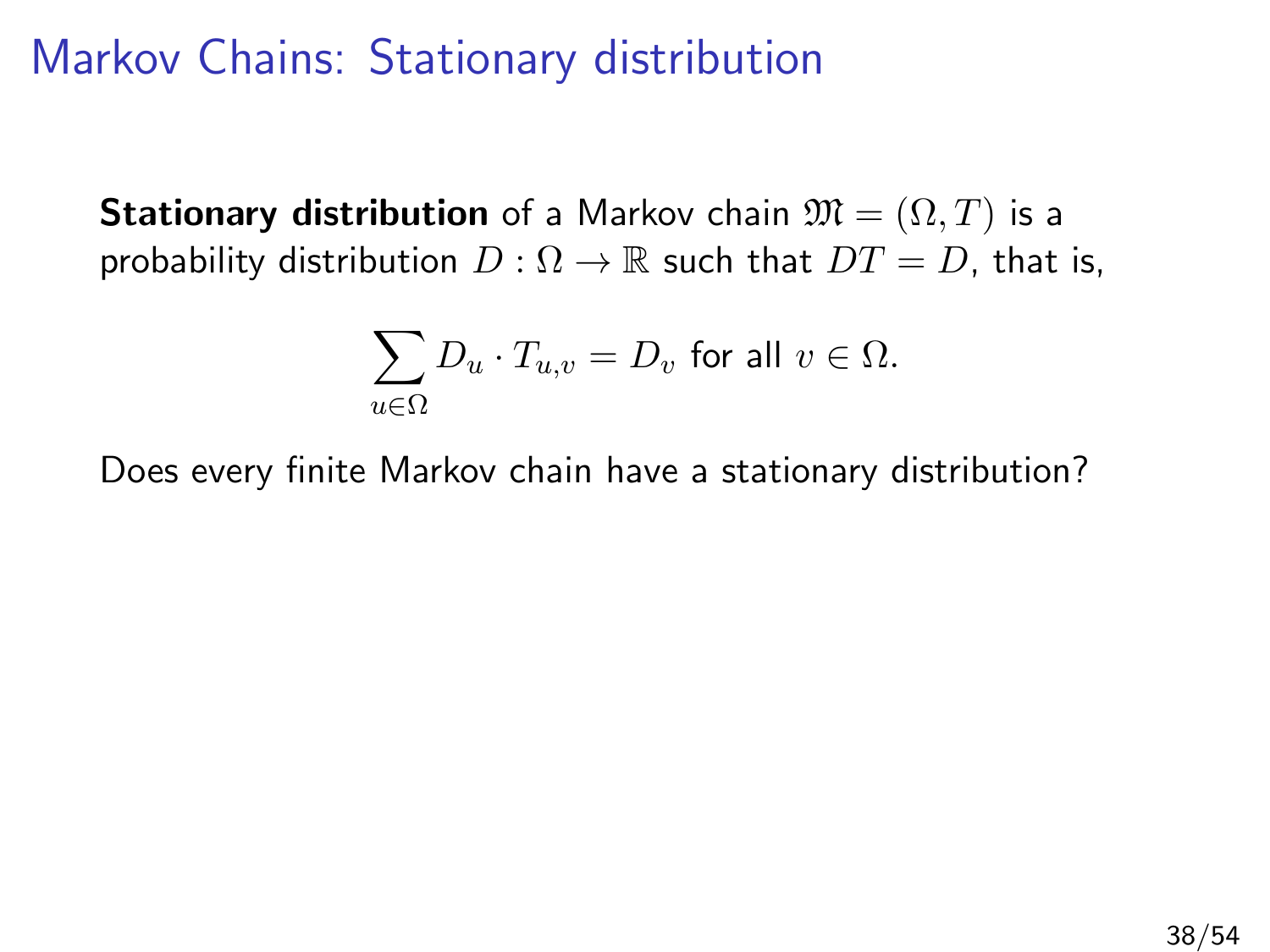# Markov Chains: Stationary distribution

**Stationary distribution** of a Markov chain $\mathfrak{M} = (\Omega, T)$ is a probability distribution $D : \Omega \to \mathbb{R}$ such that $DT = D$, that is,

$$\sum_{u \in \Omega} D_u \cdot T_{u,v} = D_v \text{ for all } v \in \Omega.$$

Does every finite Markov chain have a stationary distribution?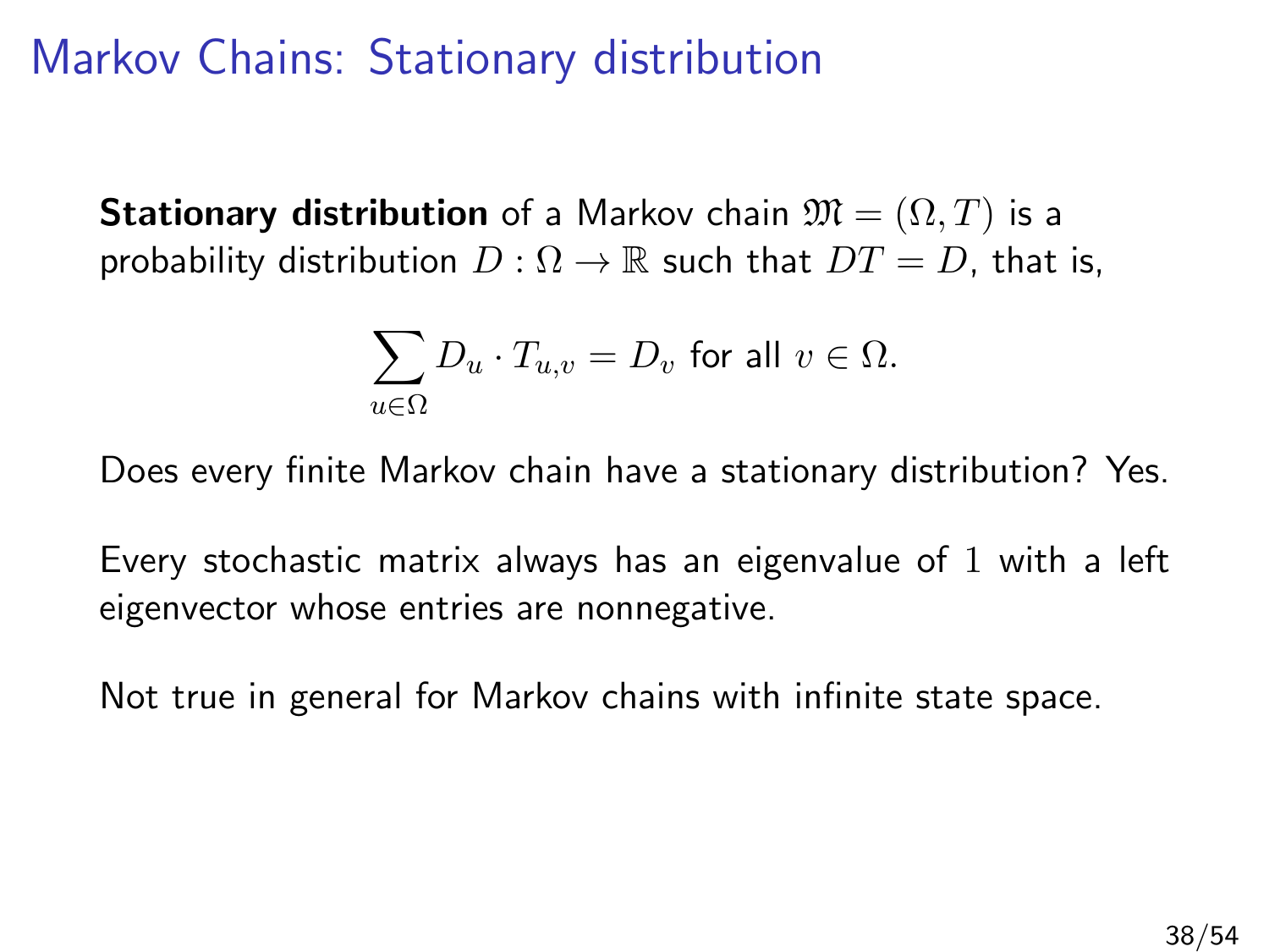# Markov Chains: Stationary distribution

**Stationary distribution** of a Markov chain $\mathfrak{M} = (\Omega, T)$ is a probability distribution $D : \Omega \to \mathbb{R}$ such that $DT = D$, that is,

$$\sum_{u \in \Omega} D_u \cdot T_{u,v} = D_v \text{ for all } v \in \Omega.$$

Does every finite Markov chain have a stationary distribution? Yes.

Every stochastic matrix always has an eigenvalue of $1$ with a left eigenvector whose entries are nonnegative.

Not true in general for Markov chains with infinite state space.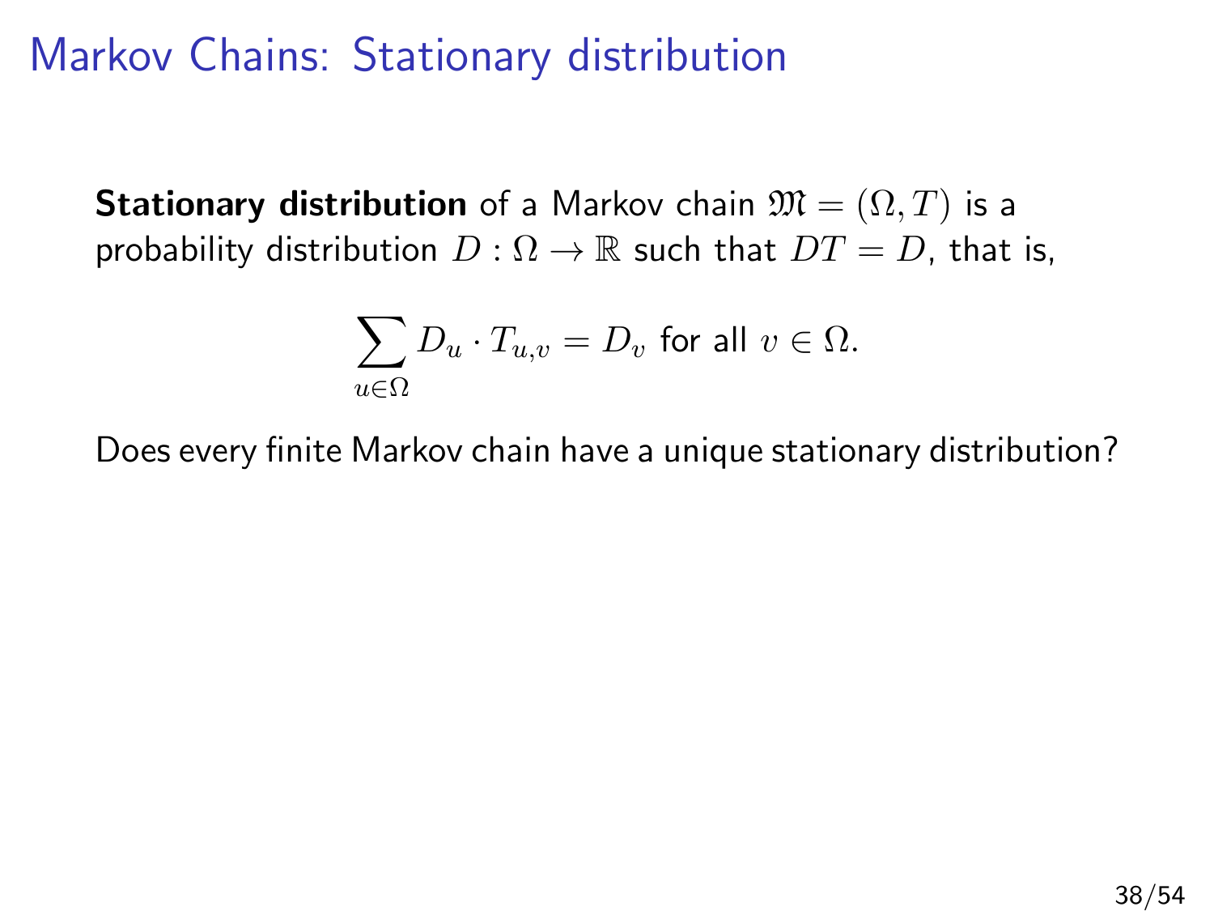# Markov Chains: Stationary distribution

**Stationary distribution** of a Markov chain $\mathfrak{M} = (\Omega, T)$ is a probability distribution $D : \Omega \to \mathbb{R}$ such that $DT = D$, that is,

$$\sum_{u \in \Omega} D_u \cdot T_{u,v} = D_v \text{ for all } v \in \Omega.$$

Does every finite Markov chain have a unique stationary distribution?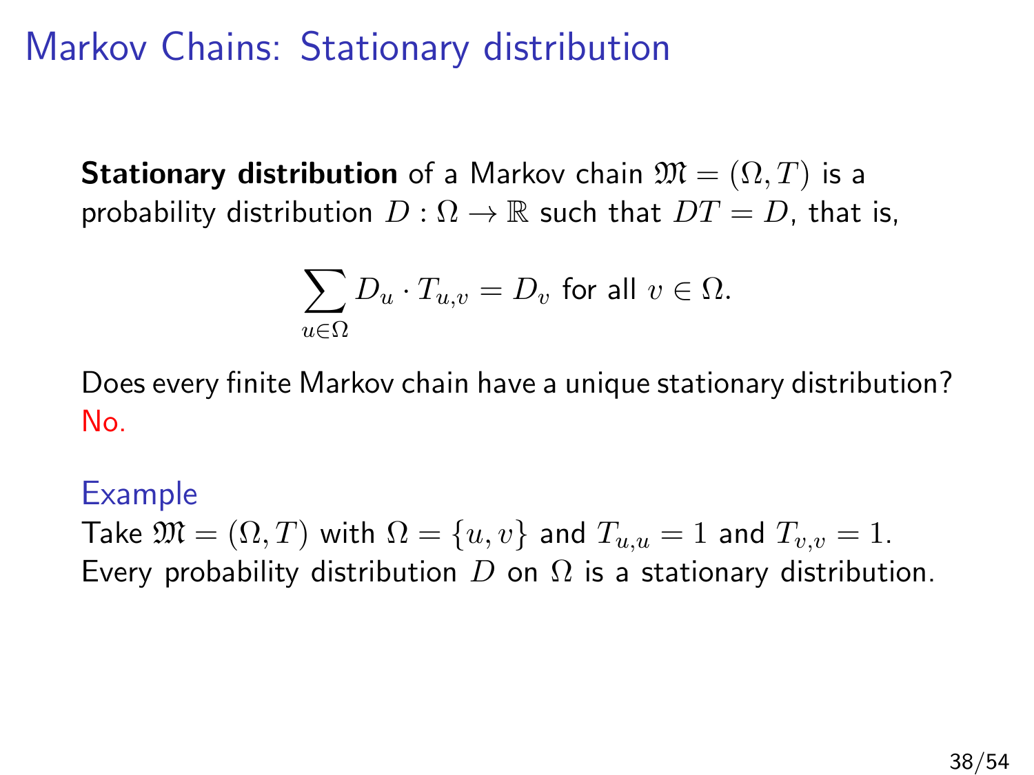# Markov Chains: Stationary distribution

**Stationary distribution** of a Markov chain $\mathfrak{M} = (\Omega, T)$ is a probability distribution $D : \Omega \to \mathbb{R}$ such that $DT = D$, that is,

$$\sum_{u \in \Omega} D_u \cdot T_{u,v} = D_v \text{ for all } v \in \Omega.$$

Does every finite Markov chain have a unique stationary distribution?
No.

### Example

Take $\mathfrak{M} = (\Omega, T)$ with $\Omega = \{u, v\}$ and $T_{u,u} = 1$ and $T_{v,v} = 1$.
Every probability distribution $D$ on $\Omega$ is a stationary distribution.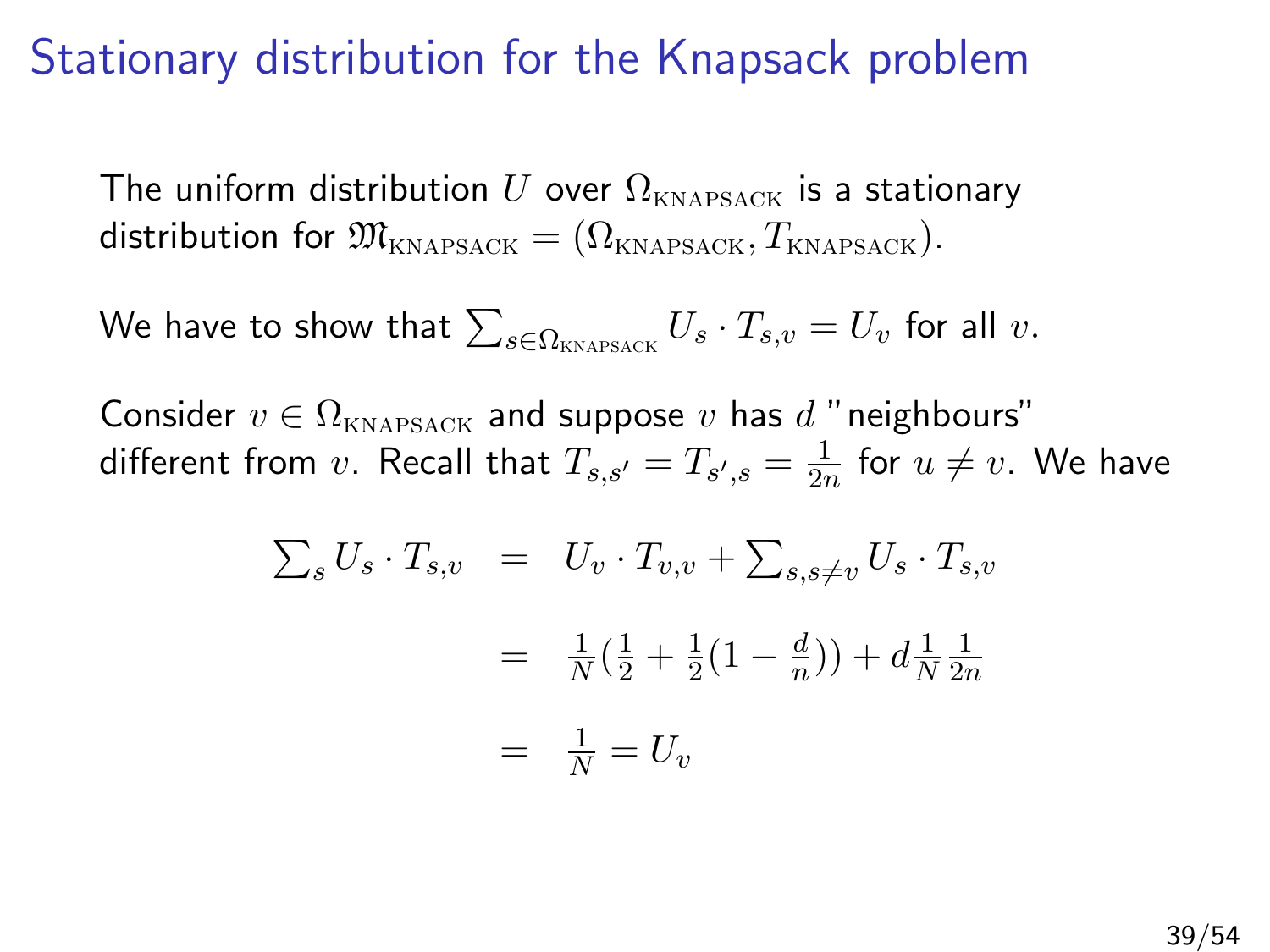# Stationary distribution for the Knapsack problem

The uniform distribution $U$ over $\Omega_{\text{KNAPSACK}}$ is a stationary distribution for $\mathfrak{M}_{\text{KNAPSACK}} = (\Omega_{\text{KNAPSACK}}, T_{\text{KNAPSACK}})$.

We have to show that $\sum_{s \in \Omega_{\text{KNAPSACK}}} U_s \cdot T_{s,v} = U_v$ for all $v$.

Consider $v \in \Omega_{\text{KNAPSACK}}$ and suppose $v$ has $d$ "neighbours" different from $v$. Recall that $T_{s,s'} = T_{s',s} = \frac{1}{2n}$ for $u \neq v$. We have

$$
\begin{aligned}
\sum_s U_s \cdot T_{s,v} &= U_v \cdot T_{v,v} + \sum_{s, s \neq v} U_s \cdot T_{s,v} \\
&= \frac{1}{N}\left(\frac{1}{2} + \frac{1}{2}\left(1 - \frac{d}{n}\right)\right) + d \frac{1}{N} \frac{1}{2n} \\
&= \frac{1}{N} = U_v
\end{aligned}
$$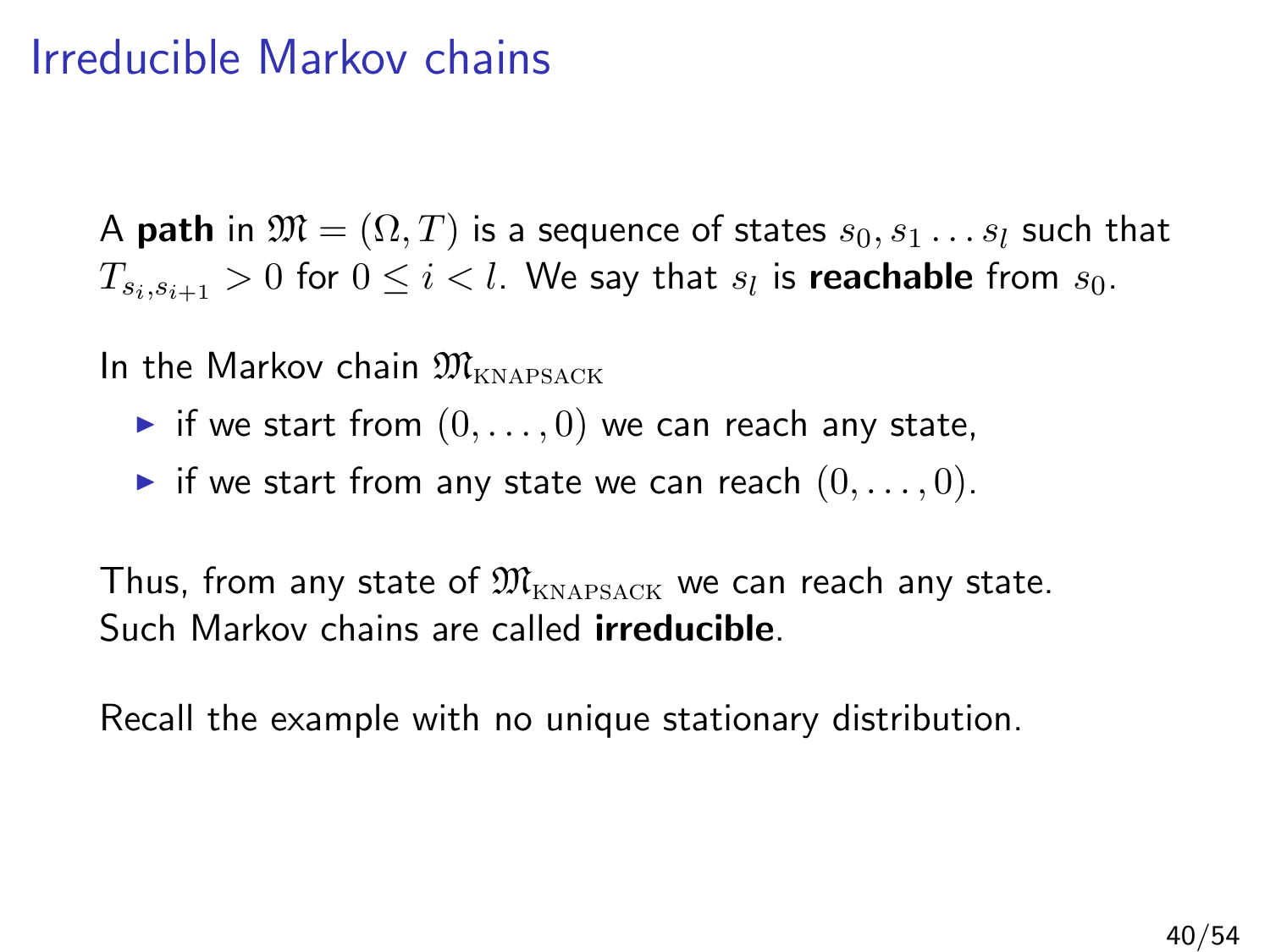# Irreducible Markov chains

A **path** in $\mathfrak{M} = (\Omega, T)$ is a sequence of states $s_0, s_1 \dots s_l$ such that $T_{s_i, s_{i+1}} > 0$ for $0 \leq i < l$. We say that $s_l$ is **reachable** from $s_0$.

In the Markov chain $\mathfrak{M}_{\text{KNAPSACK}}$

- if we start from $(0, \dots, 0)$ we can reach any state,
- if we start from any state we can reach $(0, \dots, 0)$.

Thus, from any state of $\mathfrak{M}_{\text{KNAPSACK}}$ we can reach any state.
Such Markov chains are called **irreducible**.

Recall the example with no unique stationary distribution.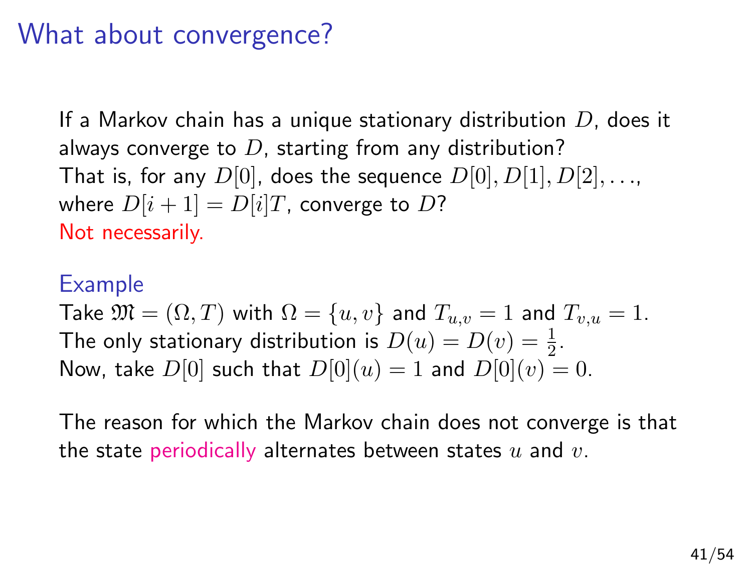# What about convergence?

If a Markov chain has a unique stationary distribution $D$, does it always converge to $D$, starting from any distribution?
That is, for any $D[0]$, does the sequence $D[0], D[1], D[2], \ldots$, where $D[i+1] = D[i]T$, converge to $D$?
Not necessarily.

## Example

Take $\mathfrak{M} = (\Omega, T)$ with $\Omega = \{u, v\}$ and $T_{u,v} = 1$ and $T_{v,u} = 1$.
The only stationary distribution is $D(u) = D(v) = \frac{1}{2}$.
Now, take $D[0]$ such that $D[0](u) = 1$ and $D[0](v) = 0$.

The reason for which the Markov chain does not converge is that the state periodically alternates between states $u$ and $v$.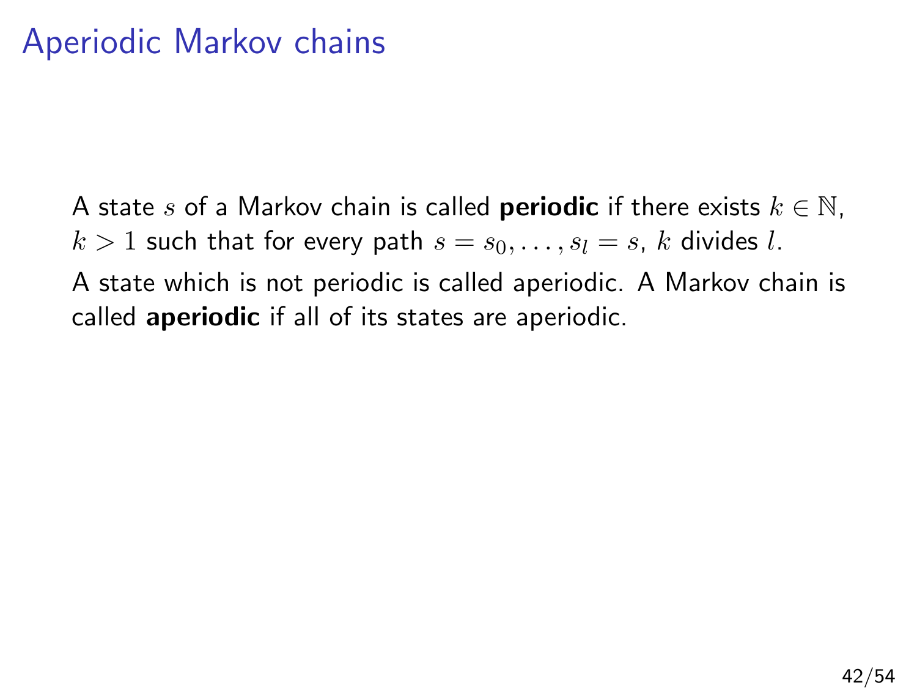# Aperiodic Markov chains

A state $s$ of a Markov chain is called **periodic** if there exists $k \in \mathbb{N}$, $k > 1$ such that for every path $s = s_0, \ldots, s_l = s$, $k$ divides $l$.

A state which is not periodic is called aperiodic. A Markov chain is called **aperiodic** if all of its states are aperiodic.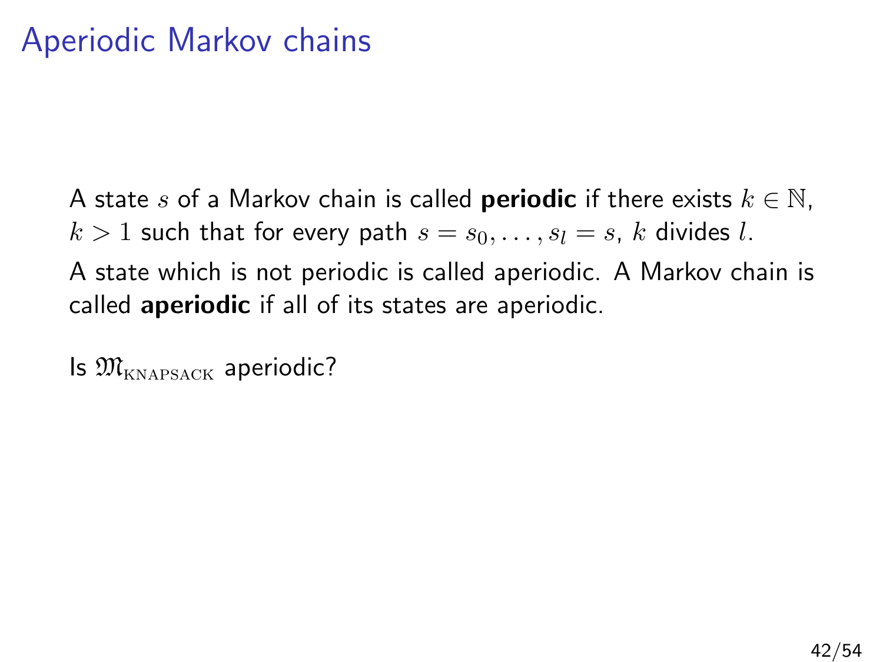# Aperiodic Markov chains

A state $s$ of a Markov chain is called **periodic** if there exists $k \in \mathbb{N}$, $k > 1$ such that for every path $s = s_0, \ldots, s_l = s$, $k$ divides $l$.

A state which is not periodic is called aperiodic. A Markov chain is called **aperiodic** if all of its states are aperiodic.

Is $\mathfrak{M}_{\text{KNAPSACK}}$ aperiodic?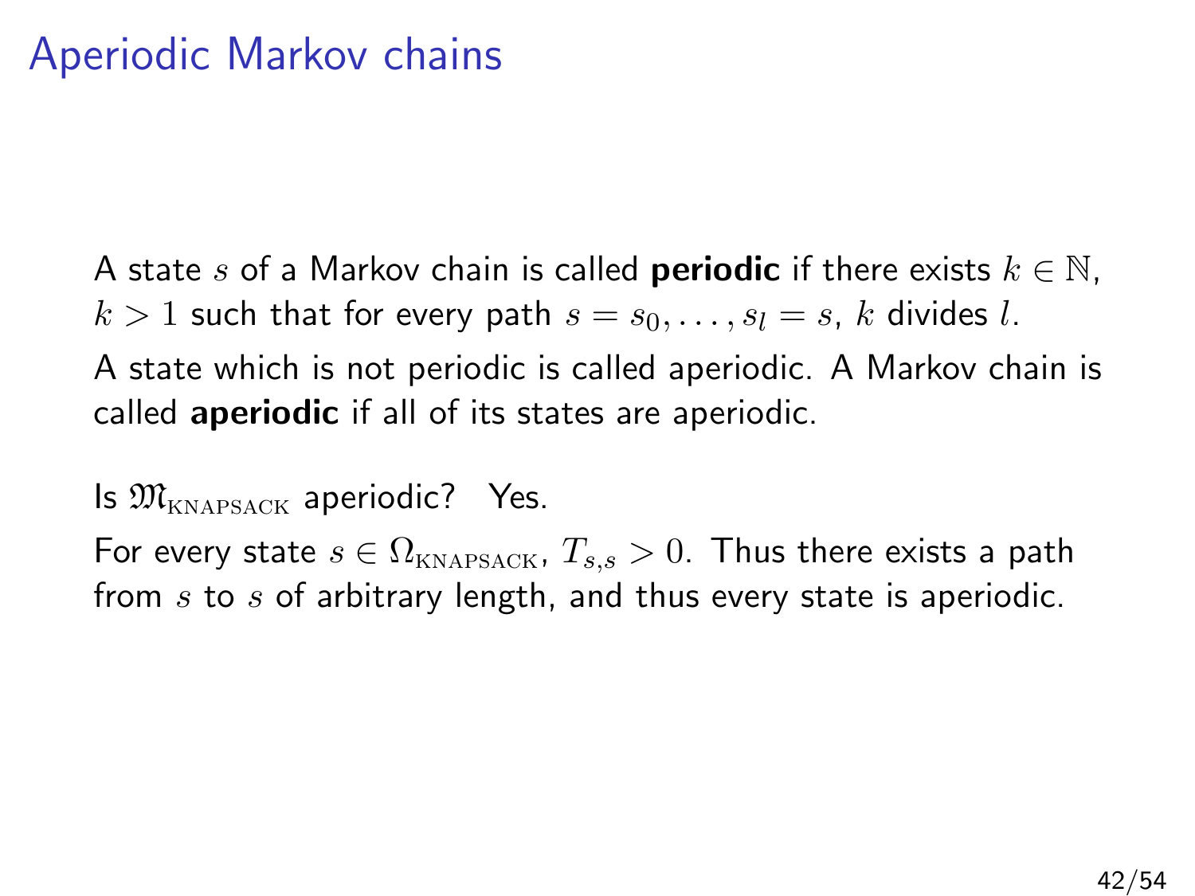# Aperiodic Markov chains

A state $s$ of a Markov chain is called **periodic** if there exists $k \in \mathbb{N}$, $k > 1$ such that for every path $s = s_0, \ldots, s_l = s$, $k$ divides $l$.

A state which is not periodic is called aperiodic. A Markov chain is called **aperiodic** if all of its states are aperiodic.

Is $\mathfrak{M}_{\text{KNAPSACK}}$ aperiodic? Yes.

For every state $s \in \Omega_{\text{KNAPSACK}}$, $T_{s,s} > 0$. Thus there exists a path from $s$ to $s$ of arbitrary length, and thus every state is aperiodic.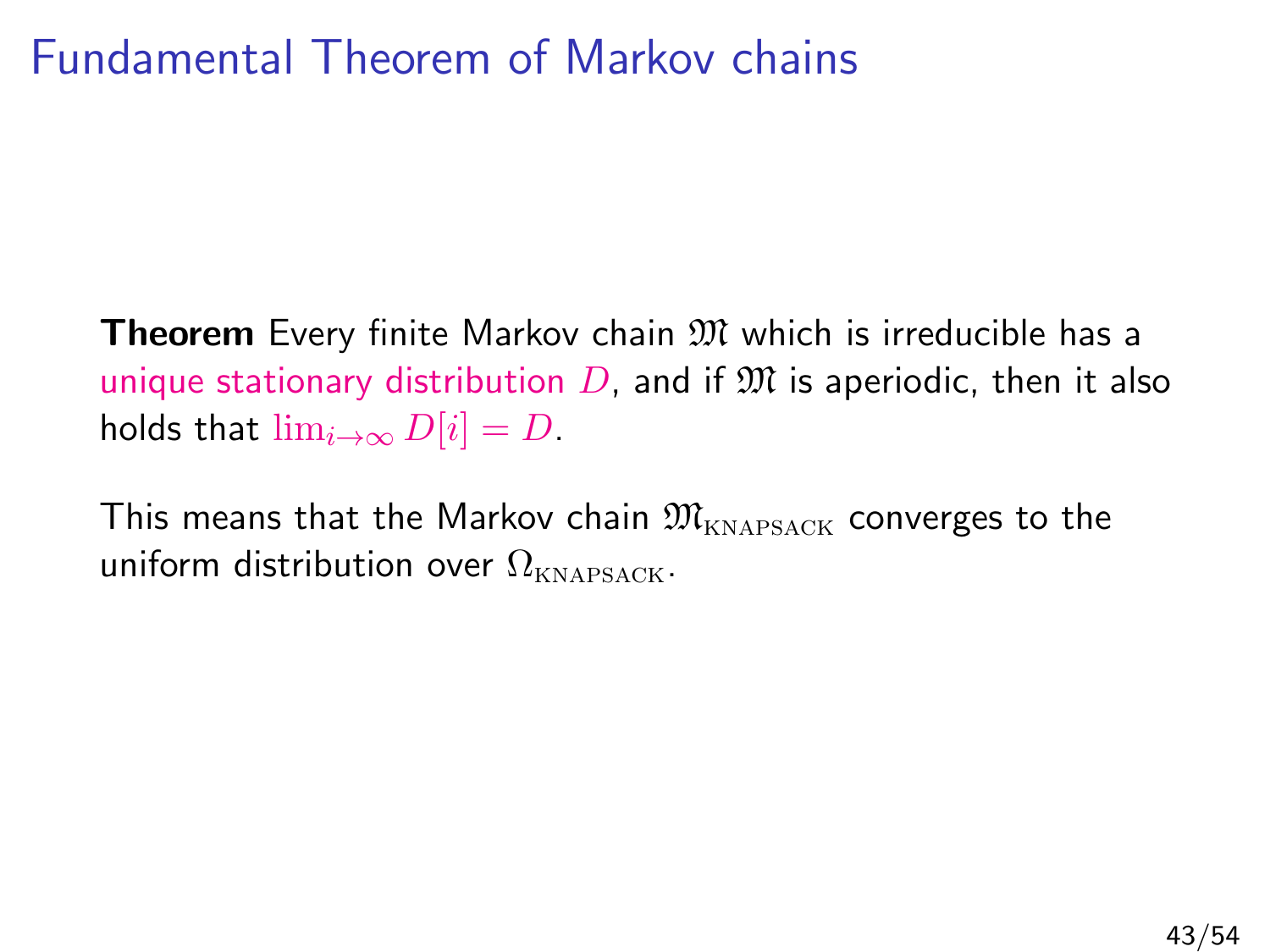# Fundamental Theorem of Markov chains

**Theorem** Every finite Markov chain $\mathfrak{M}$ which is irreducible has a unique stationary distribution $D$, and if $\mathfrak{M}$ is aperiodic, then it also holds that $\lim_{i \to \infty} D[i] = D$.

This means that the Markov chain $\mathfrak{M}_{\text{KNAPSACK}}$ converges to the uniform distribution over $\Omega_{\text{KNAPSACK}}$.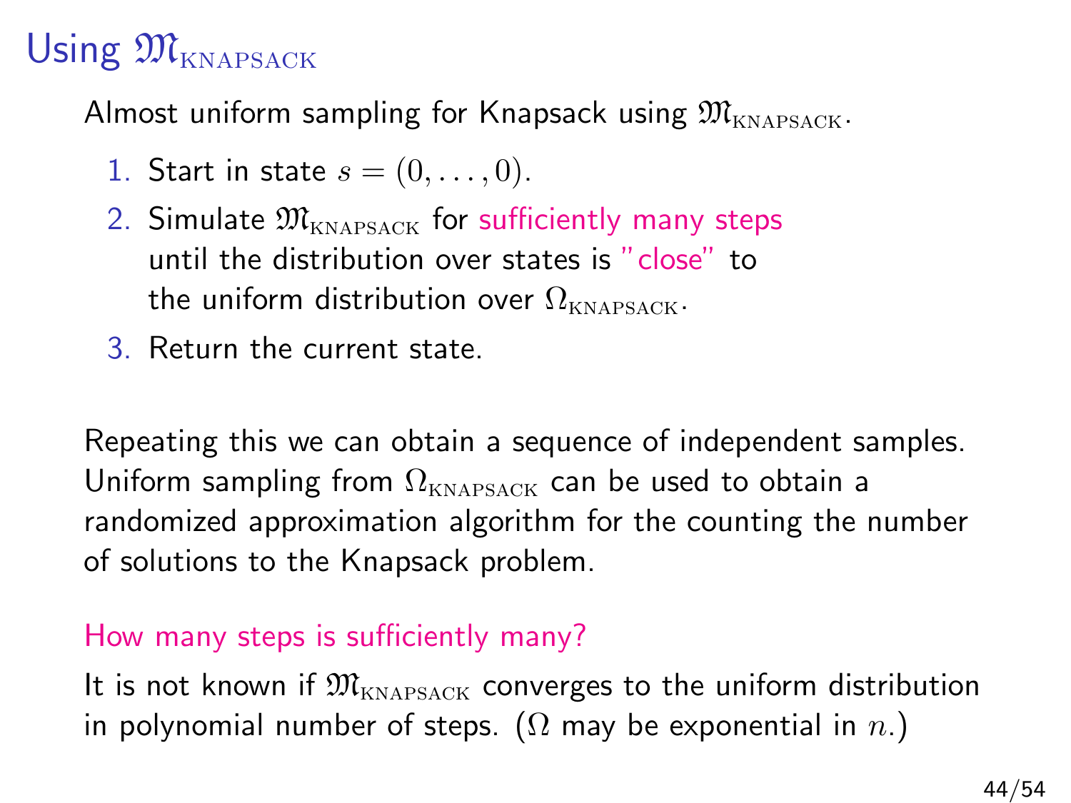# Using $\mathfrak{M}_{\text{KNAPSACK}}$

Almost uniform sampling for Knapsack using $\mathfrak{M}_{\text{KNAPSACK}}$.

1. Start in state $s = (0, \ldots, 0)$.
2. Simulate $\mathfrak{M}_{\text{KNAPSACK}}$ for sufficiently many steps until the distribution over states is "close" to the uniform distribution over $\Omega_{\text{KNAPSACK}}$.
3. Return the current state.

Repeating this we can obtain a sequence of independent samples. Uniform sampling from $\Omega_{\text{KNAPSACK}}$ can be used to obtain a randomized approximation algorithm for the counting the number of solutions to the Knapsack problem.

How many steps is sufficiently many?

It is not known if $\mathfrak{M}_{\text{KNAPSACK}}$ converges to the uniform distribution in polynomial number of steps. ($\Omega$ may be exponential in $n$.)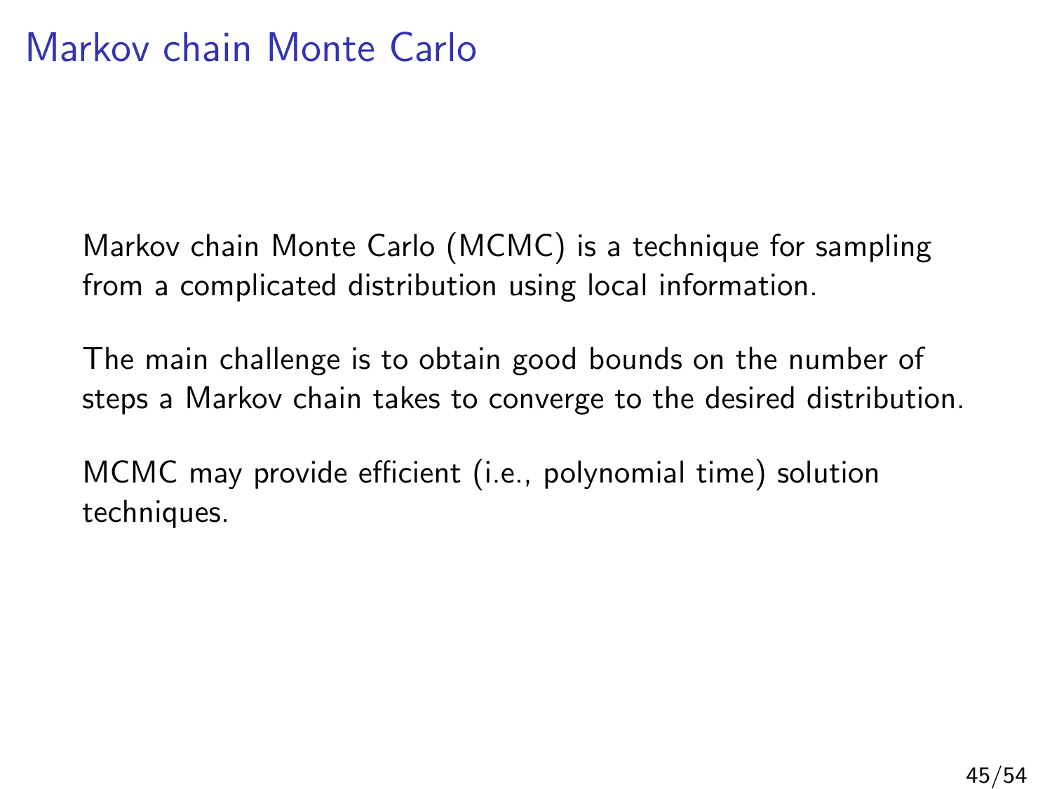# Markov chain Monte Carlo

Markov chain Monte Carlo (MCMC) is a technique for sampling from a complicated distribution using local information.

The main challenge is to obtain good bounds on the number of steps a Markov chain takes to converge to the desired distribution.

MCMC may provide efficient (i.e., polynomial time) solution techniques.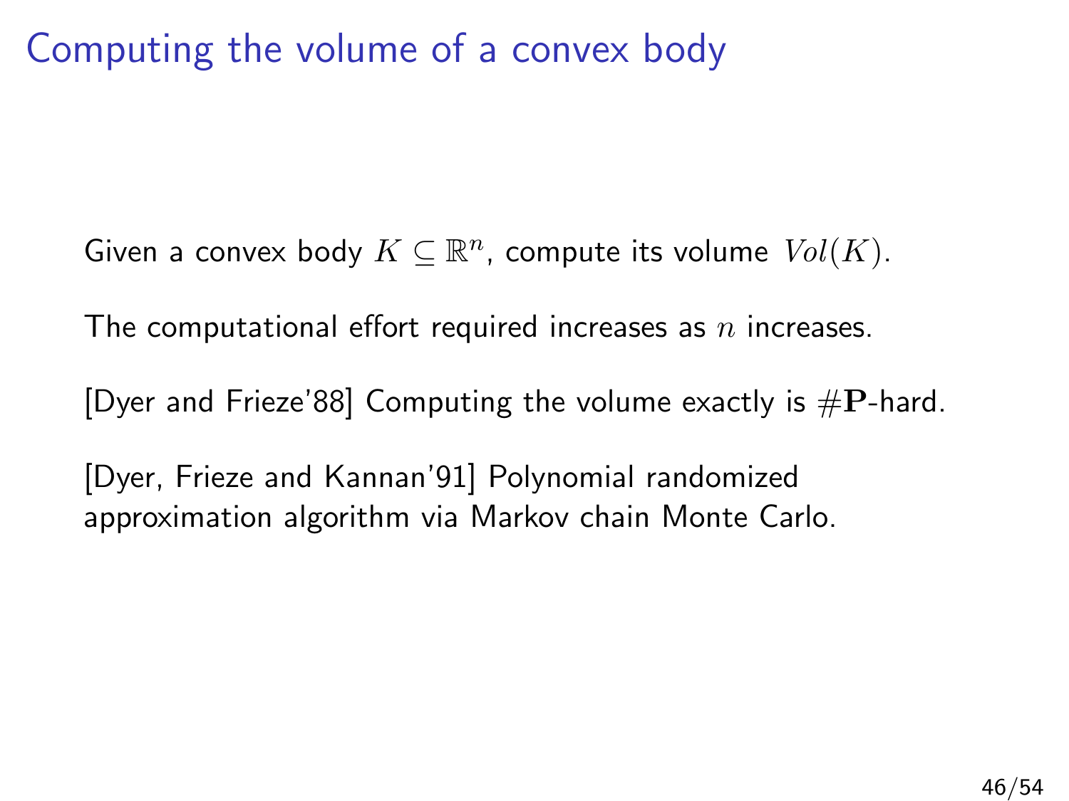# Computing the volume of a convex body

Given a convex body $K \subseteq \mathbb{R}^n$, compute its volume $Vol(K)$.

The computational effort required increases as $n$ increases.

[Dyer and Frieze'88] Computing the volume exactly is $\#\mathbf{P}$-hard.

[Dyer, Frieze and Kannan'91] Polynomial randomized approximation algorithm via Markov chain Monte Carlo.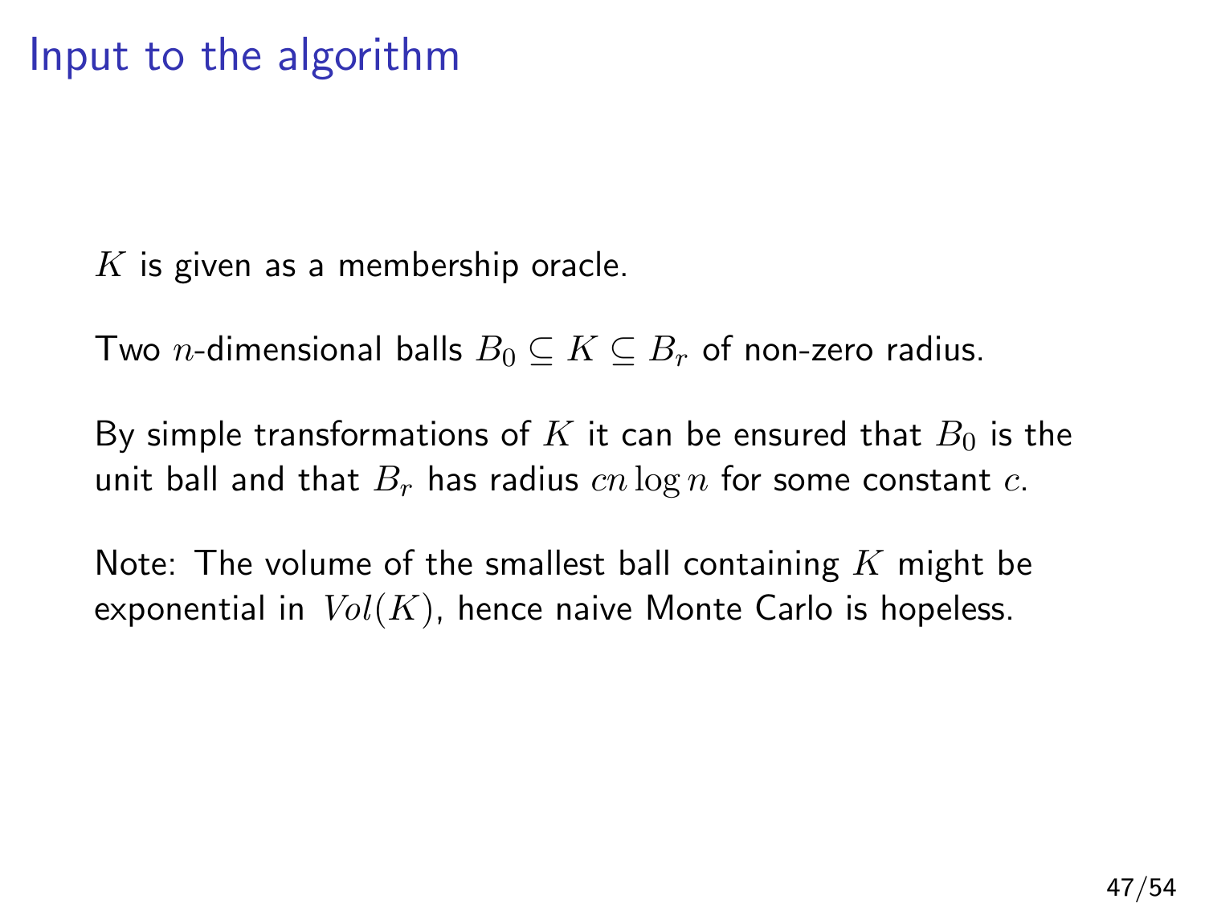# Input to the algorithm

$K$ is given as a membership oracle.

Two $n$-dimensional balls $B_0 \subseteq K \subseteq B_r$ of non-zero radius.

By simple transformations of $K$ it can be ensured that $B_0$ is the unit ball and that $B_r$ has radius $cn \log n$ for some constant $c$.

Note: The volume of the smallest ball containing $K$ might be exponential in $Vol(K)$, hence naive Monte Carlo is hopeless.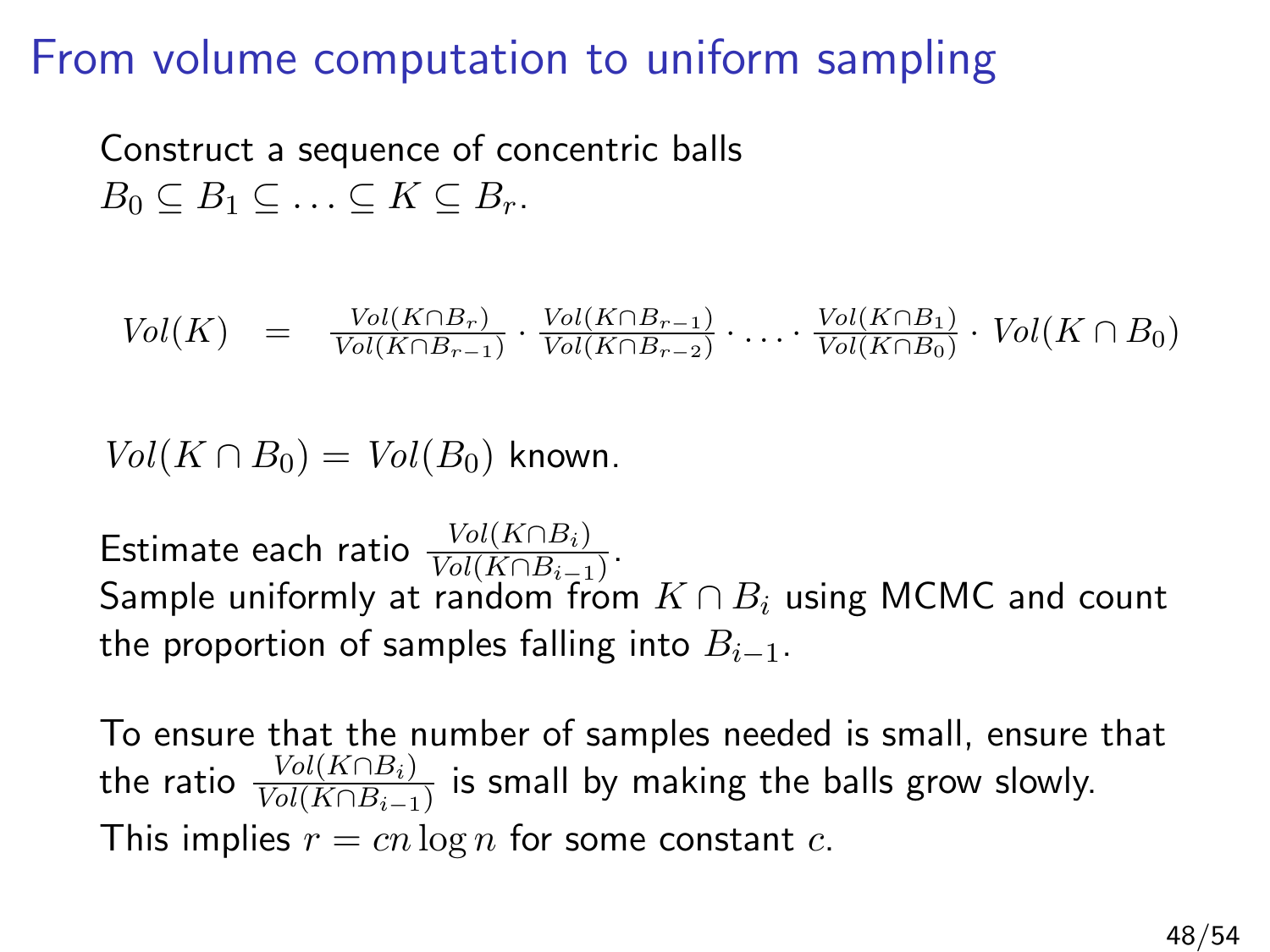# From volume computation to uniform sampling

Construct a sequence of concentric balls
$B_0 \subseteq B_1 \subseteq \ldots \subseteq K \subseteq B_r$.

$$Vol(K) = \frac{Vol(K \cap B_r)}{Vol(K \cap B_{r-1})} \cdot \frac{Vol(K \cap B_{r-1})}{Vol(K \cap B_{r-2})} \cdot \ldots \cdot \frac{Vol(K \cap B_1)}{Vol(K \cap B_0)} \cdot Vol(K \cap B_0)$$

$Vol(K \cap B_0) = Vol(B_0)$ known.

Estimate each ratio $\frac{Vol(K \cap B_i)}{Vol(K \cap B_{i-1})}$.
Sample uniformly at random from $K \cap B_i$ using MCMC and count the proportion of samples falling into $B_{i-1}$.

To ensure that the number of samples needed is small, ensure that the ratio $\frac{Vol(K \cap B_i)}{Vol(K \cap B_{i-1})}$ is small by making the balls grow slowly.
This implies $r = cn \log n$ for some constant $c$.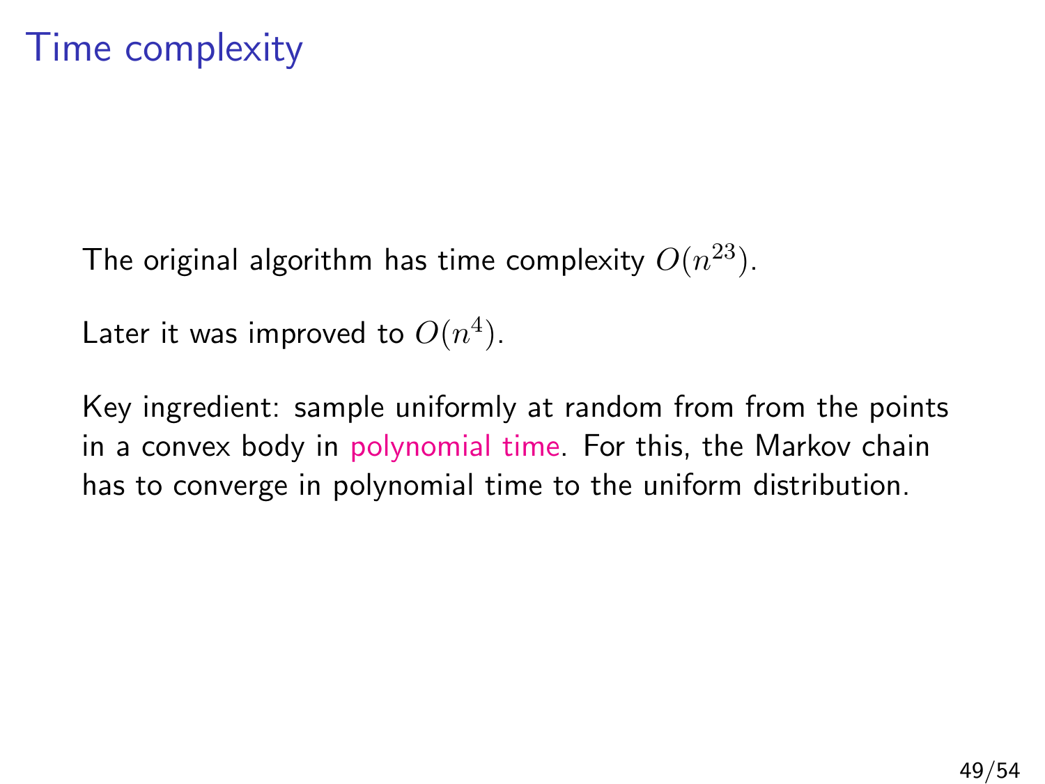# Time complexity

The original algorithm has time complexity $O(n^{23})$.

Later it was improved to $O(n^4)$.

Key ingredient: sample uniformly at random from from the points in a convex body in polynomial time. For this, the Markov chain has to converge in polynomial time to the uniform distribution.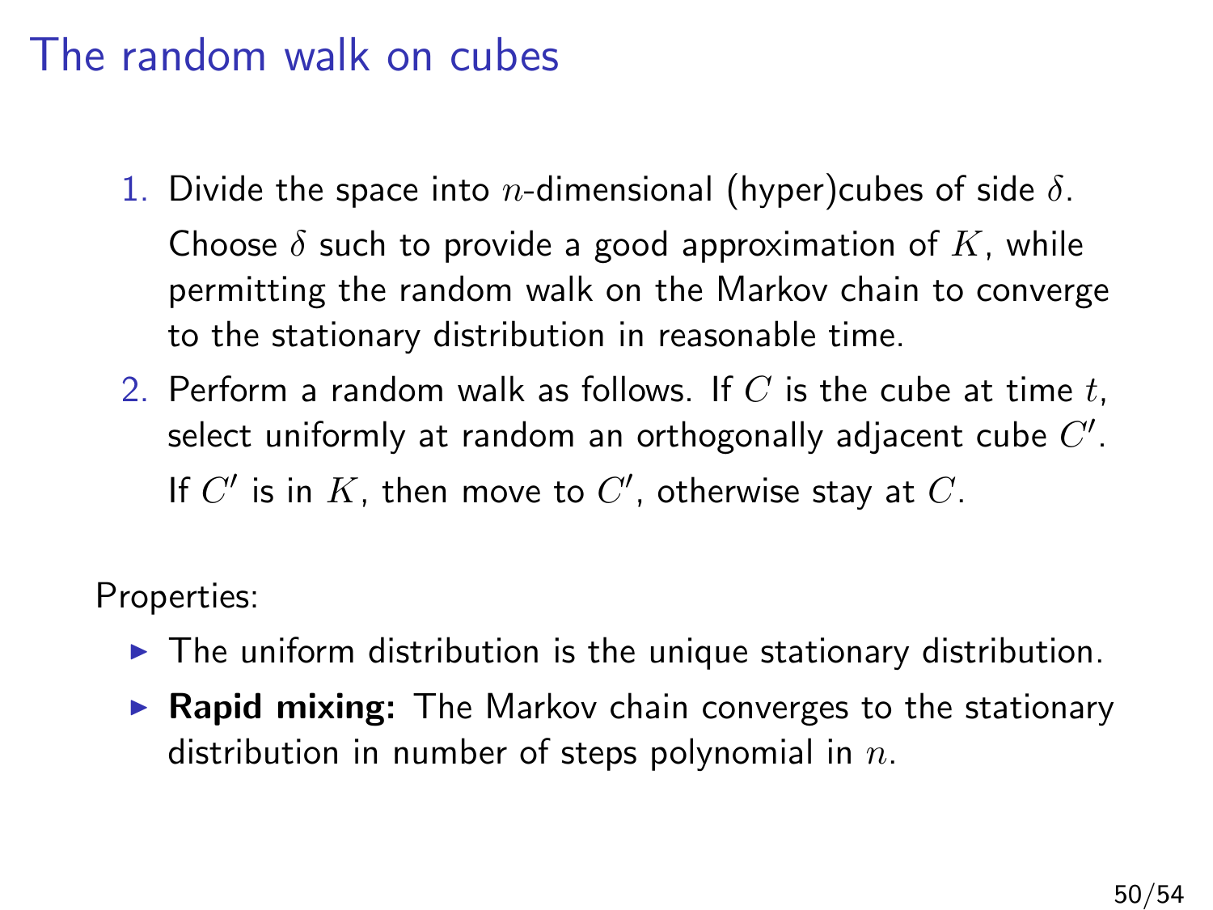# The random walk on cubes

1. Divide the space into $n$-dimensional (hyper)cubes of side $\delta$.

   Choose $\delta$ such to provide a good approximation of $K$, while permitting the random walk on the Markov chain to converge to the stationary distribution in reasonable time.

2. Perform a random walk as follows. If $C$ is the cube at time $t$, select uniformly at random an orthogonally adjacent cube $C'$.

   If $C'$ is in $K$, then move to $C'$, otherwise stay at $C$.

Properties:

- The uniform distribution is the unique stationary distribution.
- **Rapid mixing:** The Markov chain converges to the stationary distribution in number of steps polynomial in $n$.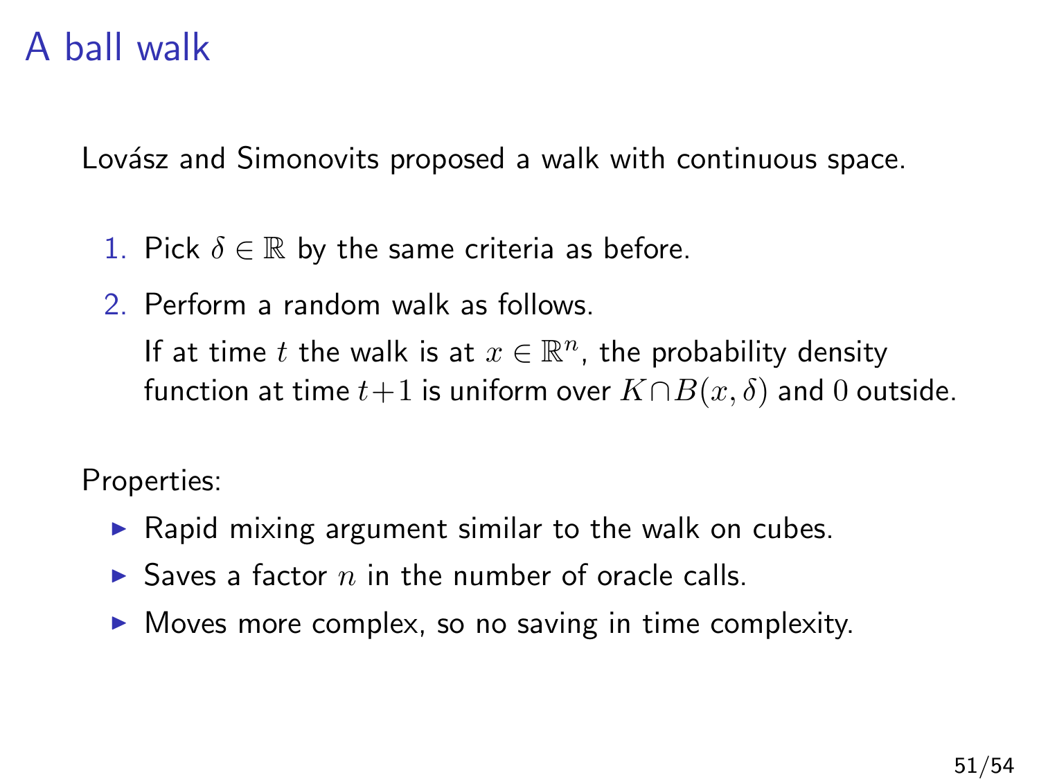# A ball walk

Lovász and Simonovits proposed a walk with continuous space.

1. Pick $\delta \in \mathbb{R}$ by the same criteria as before.
2. Perform a random walk as follows.

   If at time $t$ the walk is at $x \in \mathbb{R}^n$, the probability density function at time $t+1$ is uniform over $K \cap B(x, \delta)$ and $0$ outside.

Properties:

- Rapid mixing argument similar to the walk on cubes.
- Saves a factor $n$ in the number of oracle calls.
- Moves more complex, so no saving in time complexity.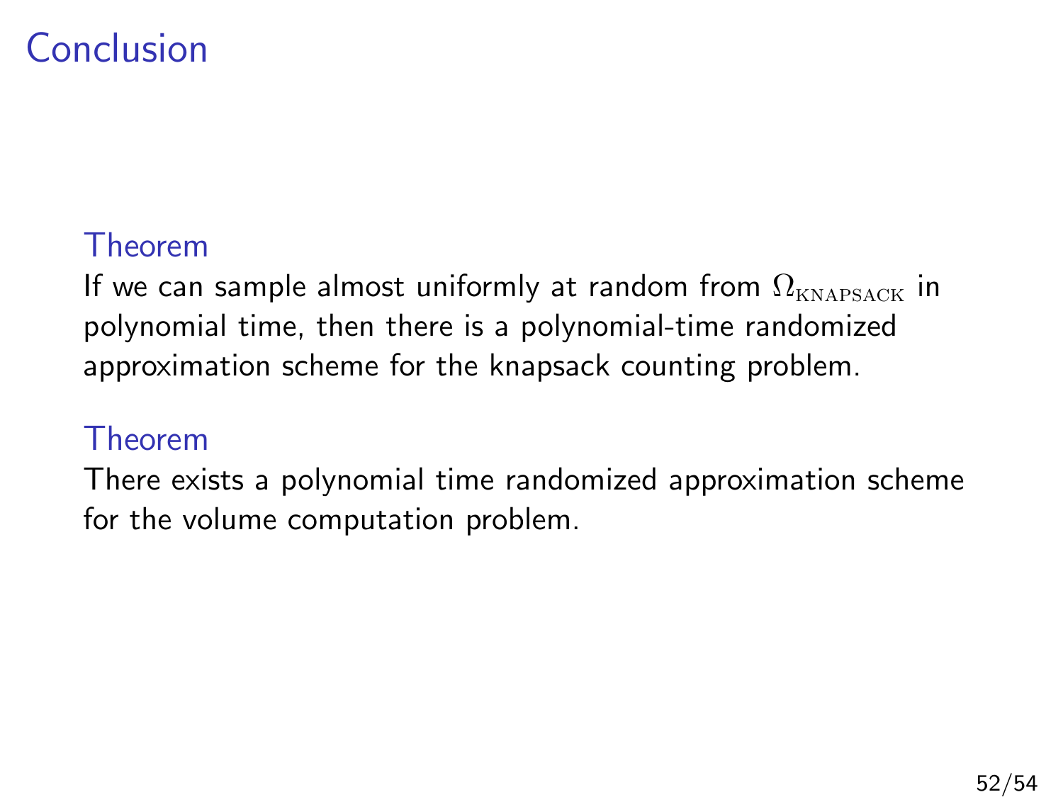# Conclusion

**Theorem**

If we can sample almost uniformly at random from $\Omega_{\text{KNAPSACK}}$ in polynomial time, then there is a polynomial-time randomized approximation scheme for the knapsack counting problem.

**Theorem**

There exists a polynomial time randomized approximation scheme for the volume computation problem.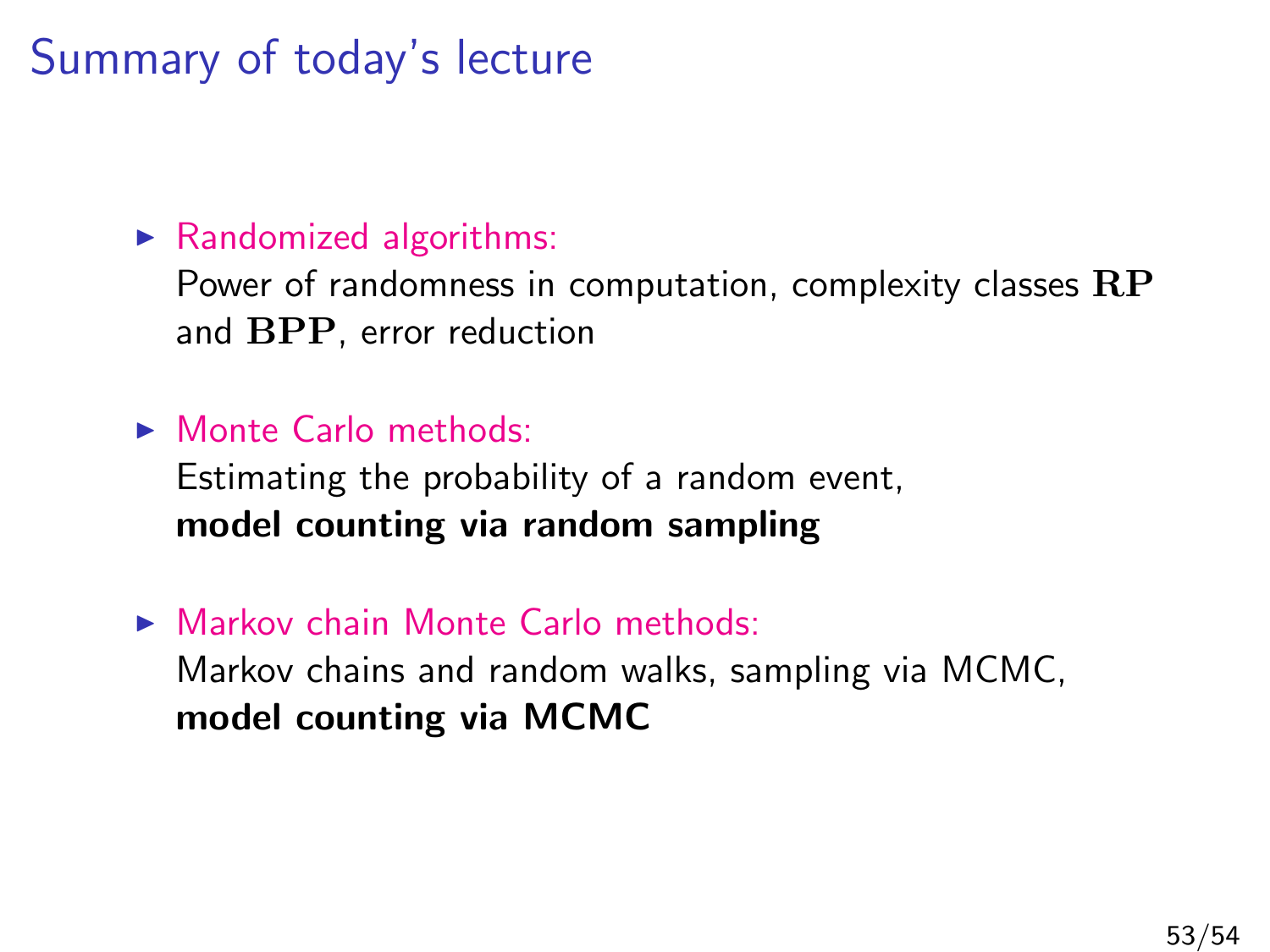# Summary of today's lecture

- Randomized algorithms:
  Power of randomness in computation, complexity classes $\mathbf{RP}$ and $\mathbf{BPP}$, error reduction
- Monte Carlo methods:
  Estimating the probability of a random event,
  **model counting via random sampling**
- Markov chain Monte Carlo methods:
  Markov chains and random walks, sampling via MCMC,
  **model counting via MCMC**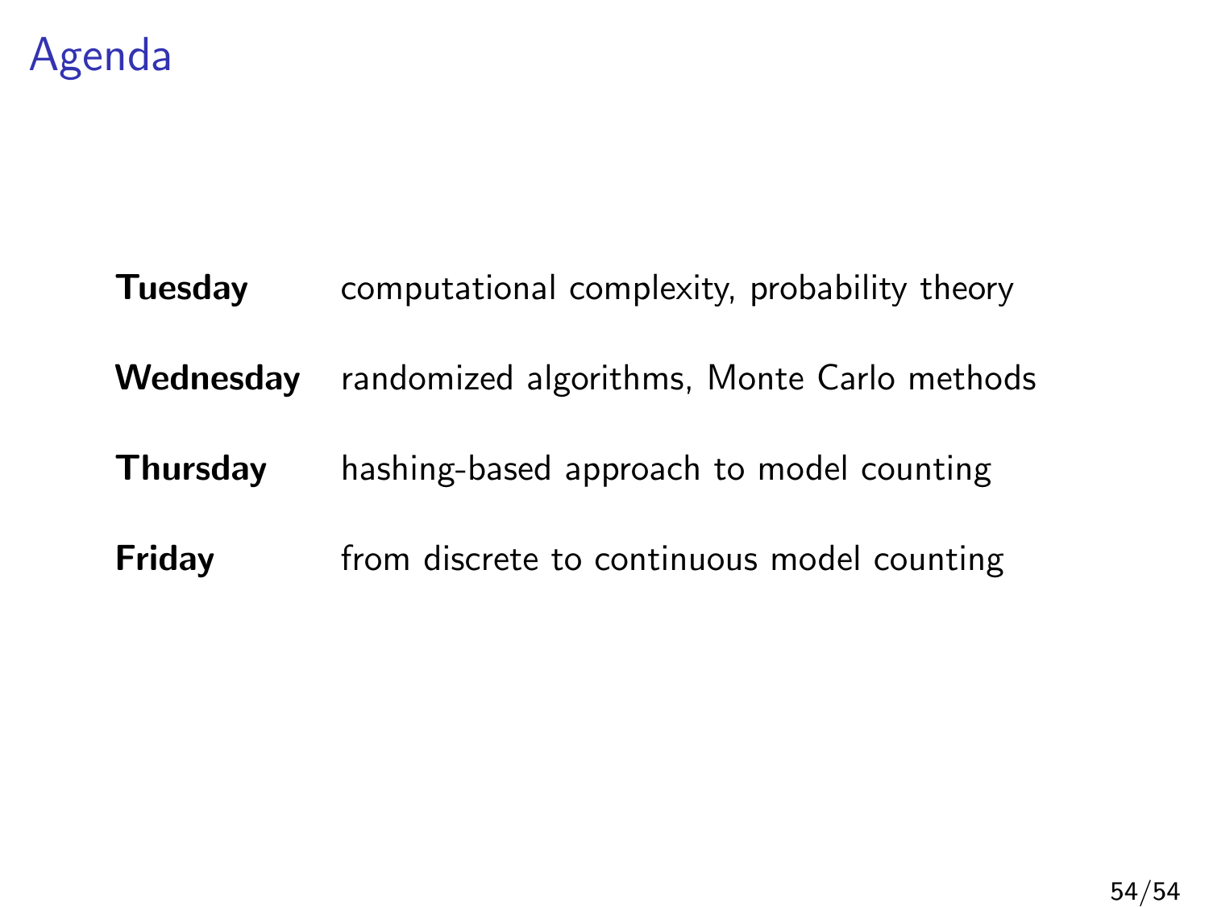# Agenda

| | |
|---|---|
| **Tuesday** | computational complexity, probability theory |
| **Wednesday** | randomized algorithms, Monte Carlo methods |
| **Thursday** | hashing-based approach to model counting |
| **Friday** | from discrete to continuous model counting |